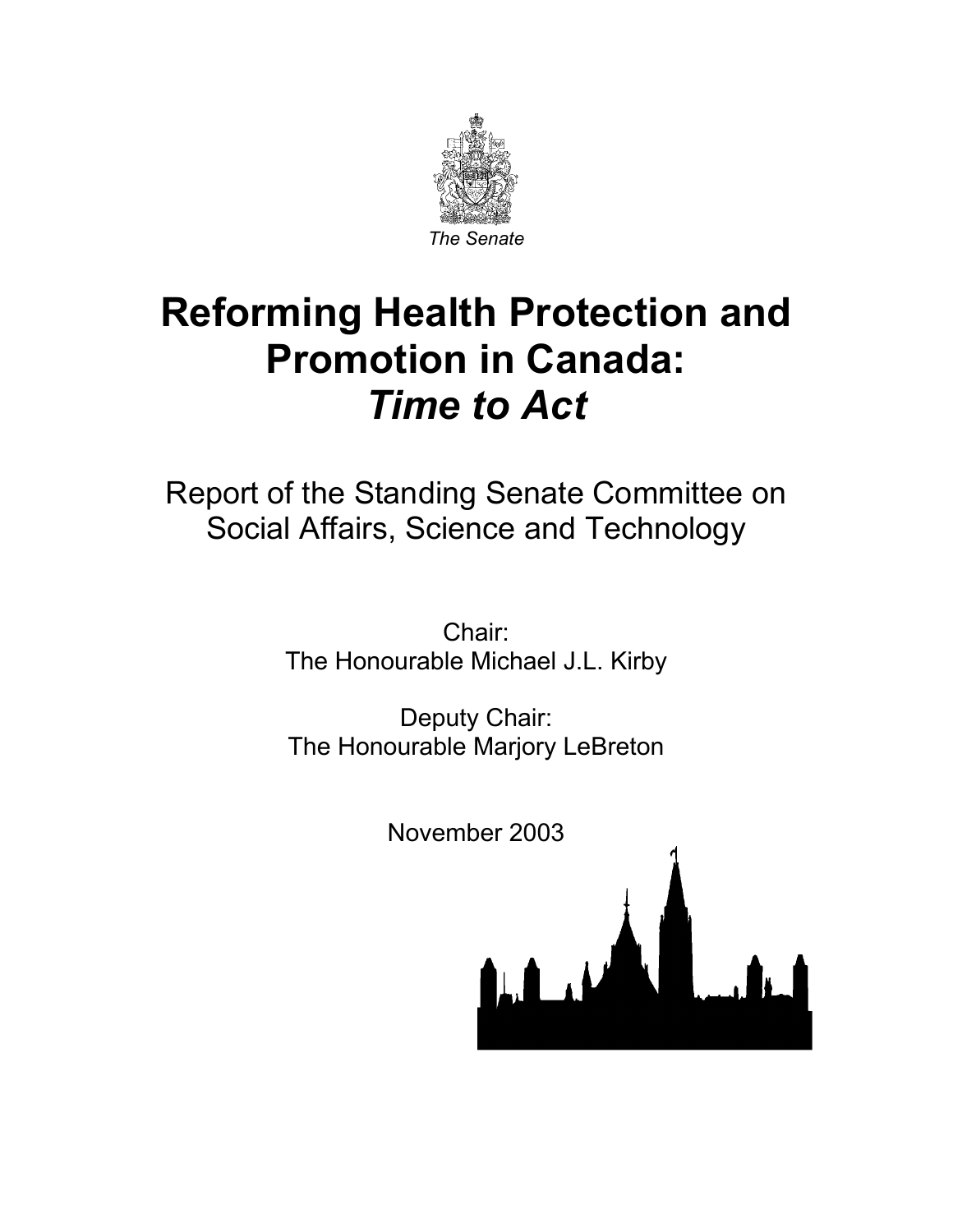The Senate

# Reforming Health Protection and Promotion in Canada: *Time to Act*

## Report of the Standing Senate Committee on Social Affairs, Science and Technology

Chair:
The Honourable Michael J.L. Kirby

Deputy Chair:
The Honourable Marjory LeBreton

November 2003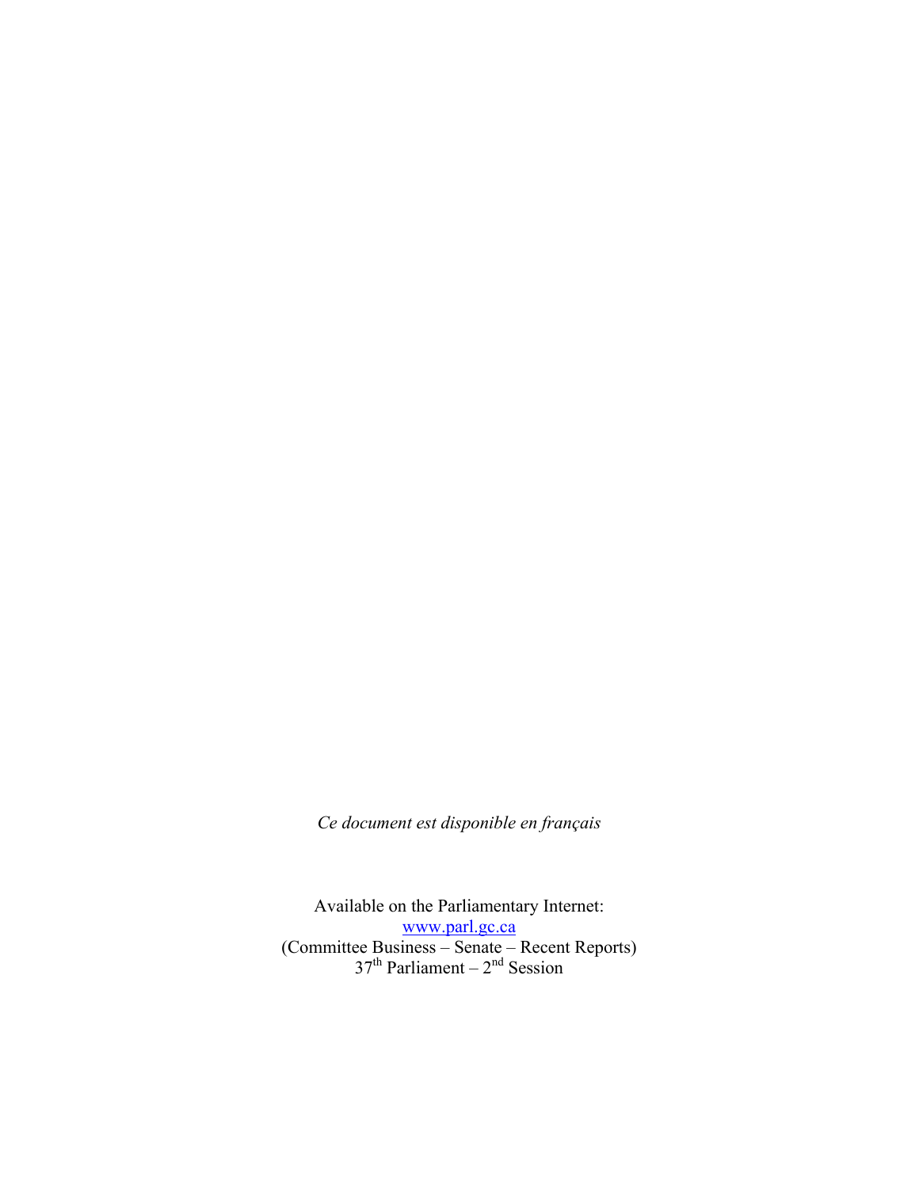*Ce document est disponible en français*

Available on the Parliamentary Internet:
[www.parl.gc.ca](http://www.parl.gc.ca)
(Committee Business – Senate – Recent Reports)
37th Parliament – 2nd Session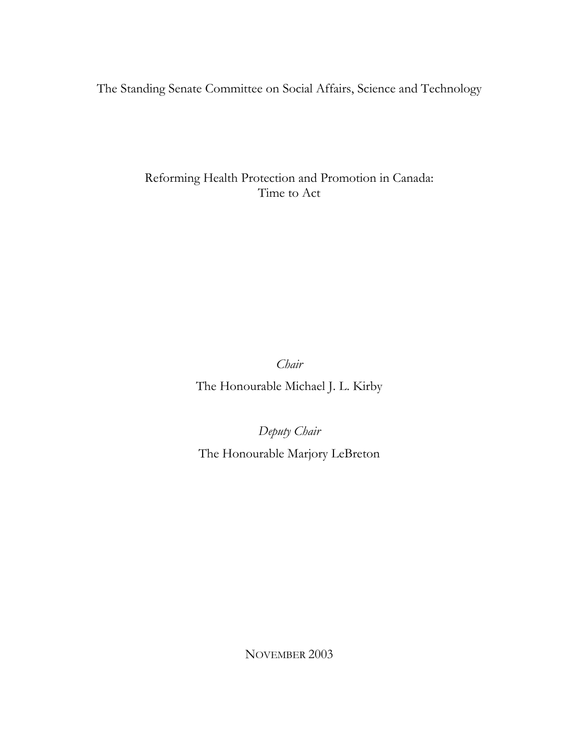The Standing Senate Committee on Social Affairs, Science and Technology

# Reforming Health Protection and Promotion in Canada: Time to Act

*Chair*

The Honourable Michael J. L. Kirby

*Deputy Chair*

The Honourable Marjory LeBreton

NOVEMBER 2003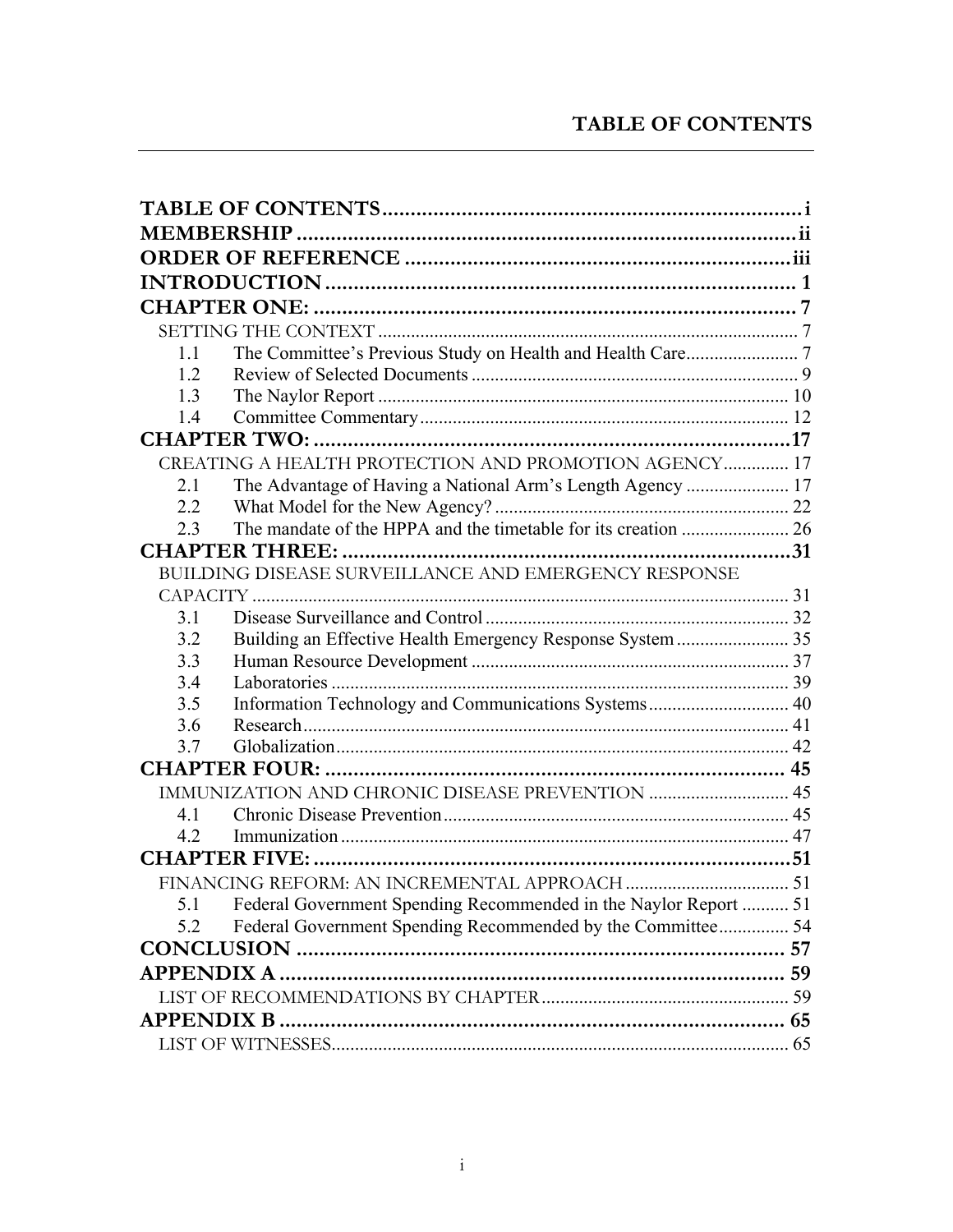# TABLE OF CONTENTS

**TABLE OF CONTENTS** .......................................................................... i

**MEMBERSHIP** ......................................................................... ii

**ORDER OF REFERENCE** ..................................................................... iii

**INTRODUCTION** ..................................................................... 1

**CHAPTER ONE:** ..................................................................... 7

SETTING THE CONTEXT ..................................................................... 7

1.1 The Committee's Previous Study on Health and Health Care ........................ 7

1.2 Review of Selected Documents ..................................................................... 9

1.3 The Naylor Report ..................................................................... 10

1.4 Committee Commentary ..................................................................... 12

**CHAPTER TWO:** ..................................................................... 17

CREATING A HEALTH PROTECTION AND PROMOTION AGENCY .............. 17

2.1 The Advantage of Having a National Arm's Length Agency ...................... 17

2.2 What Model for the New Agency? ..................................................................... 22

2.3 The mandate of the HPPA and the timetable for its creation ....................... 26

**CHAPTER THREE:** ..................................................................... 31

BUILDING DISEASE SURVEILLANCE AND EMERGENCY RESPONSE CAPACITY ..................................................................... 31

3.1 Disease Surveillance and Control ..................................................................... 32

3.2 Building an Effective Health Emergency Response System ........................ 35

3.3 Human Resource Development ..................................................................... 37

3.4 Laboratories ..................................................................... 39

3.5 Information Technology and Communications Systems .............................. 40

3.6 Research ..................................................................... 41

3.7 Globalization ..................................................................... 42

**CHAPTER FOUR:** ..................................................................... 45

IMMUNIZATION AND CHRONIC DISEASE PREVENTION .............................. 45

4.1 Chronic Disease Prevention ..................................................................... 45

4.2 Immunization ..................................................................... 47

**CHAPTER FIVE:** ..................................................................... 51

FINANCING REFORM: AN INCREMENTAL APPROACH .................................. 51

5.1 Federal Government Spending Recommended in the Naylor Report .......... 51

5.2 Federal Government Spending Recommended by the Committee ............... 54

**CONCLUSION** ..................................................................... 57

**APPENDIX A** ..................................................................... 59

LIST OF RECOMMENDATIONS BY CHAPTER ..................................................... 59

**APPENDIX B** ..................................................................... 65

LIST OF WITNESSES ..................................................................... 65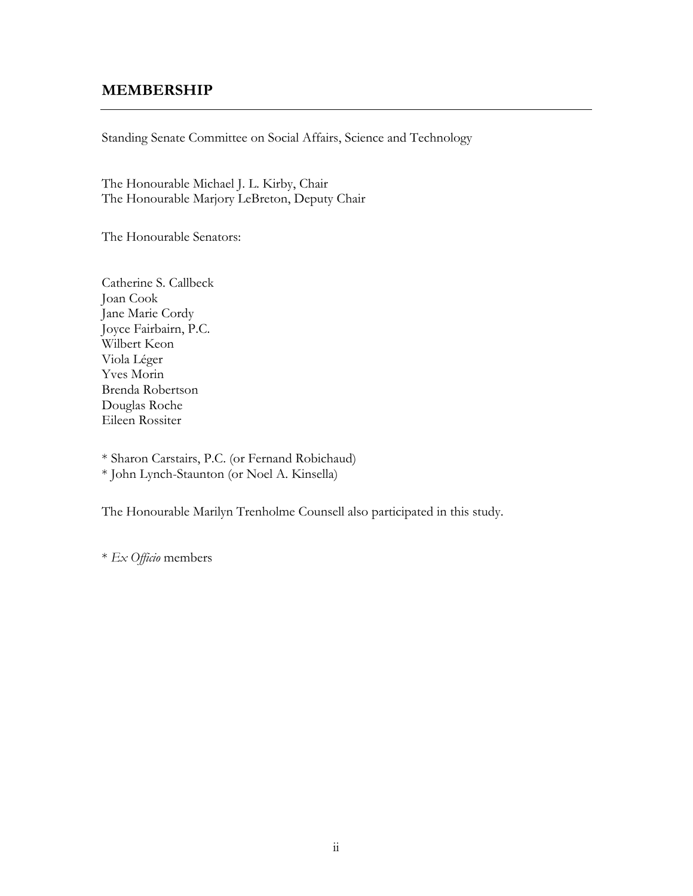## MEMBERSHIP

Standing Senate Committee on Social Affairs, Science and Technology

The Honourable Michael J. L. Kirby, Chair
The Honourable Marjory LeBreton, Deputy Chair

The Honourable Senators:

Catherine S. Callbeck
Joan Cook
Jane Marie Cordy
Joyce Fairbairn, P.C.
Wilbert Keon
Viola Léger
Yves Morin
Brenda Robertson
Douglas Roche
Eileen Rossiter

* Sharon Carstairs, P.C. (or Fernand Robichaud)
* John Lynch-Staunton (or Noel A. Kinsella)

The Honourable Marilyn Trenholme Counsell also participated in this study.

* *Ex Officio* members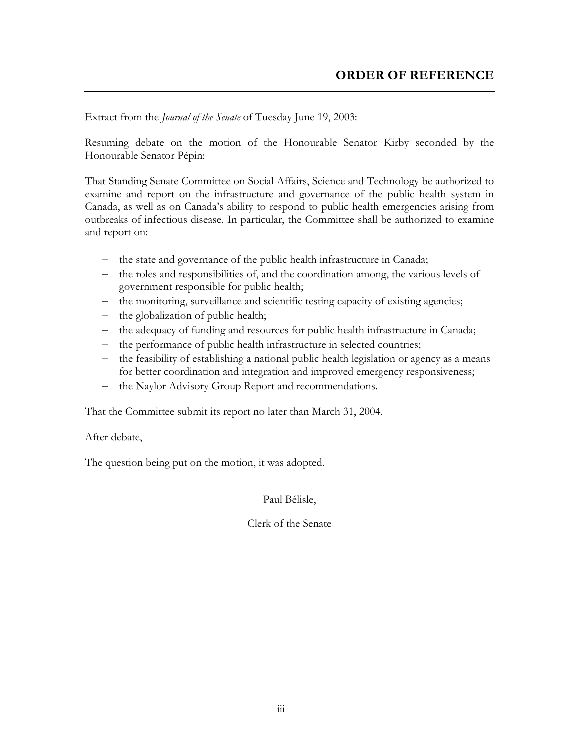# ORDER OF REFERENCE

Extract from the *Journal of the Senate* of Tuesday June 19, 2003:

Resuming debate on the motion of the Honourable Senator Kirby seconded by the Honourable Senator Pépin:

That Standing Senate Committee on Social Affairs, Science and Technology be authorized to examine and report on the infrastructure and governance of the public health system in Canada, as well as on Canada's ability to respond to public health emergencies arising from outbreaks of infectious disease. In particular, the Committee shall be authorized to examine and report on:

- the state and governance of the public health infrastructure in Canada;
- the roles and responsibilities of, and the coordination among, the various levels of government responsible for public health;
- the monitoring, surveillance and scientific testing capacity of existing agencies;
- the globalization of public health;
- the adequacy of funding and resources for public health infrastructure in Canada;
- the performance of public health infrastructure in selected countries;
- the feasibility of establishing a national public health legislation or agency as a means for better coordination and integration and improved emergency responsiveness;
- the Naylor Advisory Group Report and recommendations.

That the Committee submit its report no later than March 31, 2004.

After debate,

The question being put on the motion, it was adopted.

Paul Bélisle,

Clerk of the Senate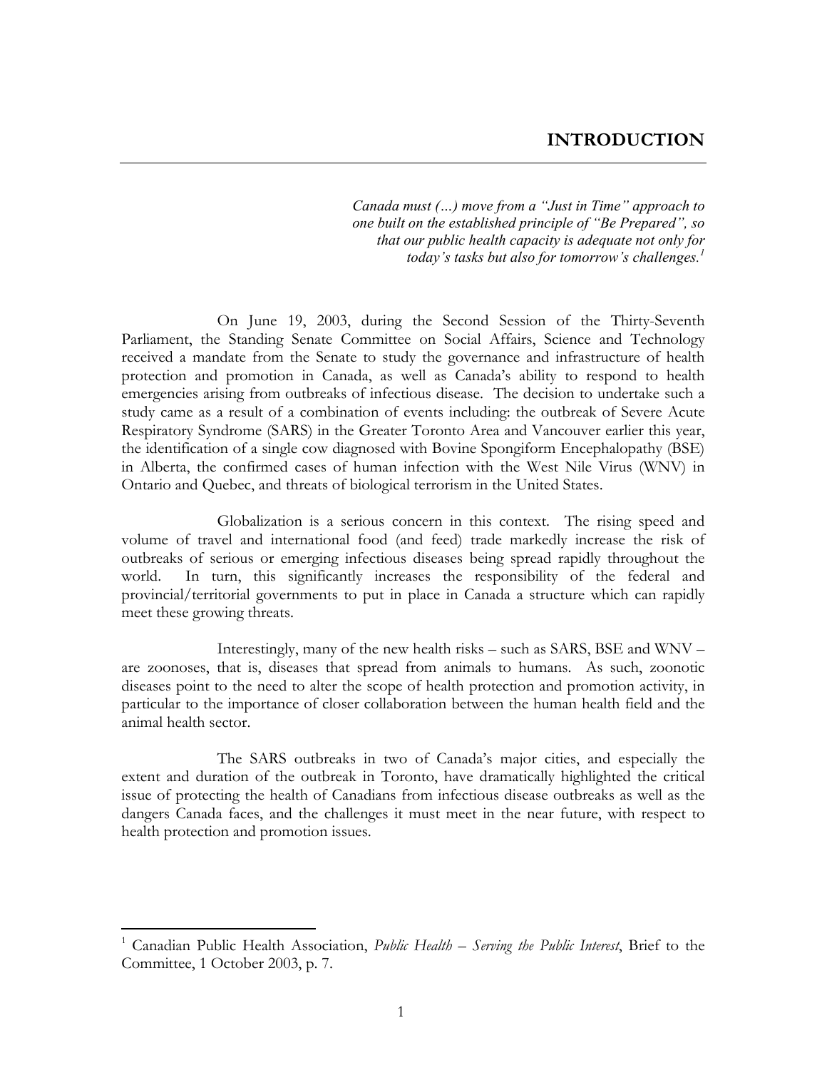# INTRODUCTION

*Canada must (...) move from a "Just in Time" approach to one built on the established principle of "Be Prepared", so that our public health capacity is adequate not only for today's tasks but also for tomorrow's challenges.*[1]

On June 19, 2003, during the Second Session of the Thirty-Seventh Parliament, the Standing Senate Committee on Social Affairs, Science and Technology received a mandate from the Senate to study the governance and infrastructure of health protection and promotion in Canada, as well as Canada's ability to respond to health emergencies arising from outbreaks of infectious disease. The decision to undertake such a study came as a result of a combination of events including: the outbreak of Severe Acute Respiratory Syndrome (SARS) in the Greater Toronto Area and Vancouver earlier this year, the identification of a single cow diagnosed with Bovine Spongiform Encephalopathy (BSE) in Alberta, the confirmed cases of human infection with the West Nile Virus (WNV) in Ontario and Quebec, and threats of biological terrorism in the United States.

Globalization is a serious concern in this context. The rising speed and volume of travel and international food (and feed) trade markedly increase the risk of outbreaks of serious or emerging infectious diseases being spread rapidly throughout the world. In turn, this significantly increases the responsibility of the federal and provincial/territorial governments to put in place in Canada a structure which can rapidly meet these growing threats.

Interestingly, many of the new health risks – such as SARS, BSE and WNV – are zoonoses, that is, diseases that spread from animals to humans. As such, zoonotic diseases point to the need to alter the scope of health protection and promotion activity, in particular to the importance of closer collaboration between the human health field and the animal health sector.

The SARS outbreaks in two of Canada's major cities, and especially the extent and duration of the outbreak in Toronto, have dramatically highlighted the critical issue of protecting the health of Canadians from infectious disease outbreaks as well as the dangers Canada faces, and the challenges it must meet in the near future, with respect to health protection and promotion issues.

---

[1] Canadian Public Health Association, *Public Health – Serving the Public Interest*, Brief to the Committee, 1 October 2003, p. 7.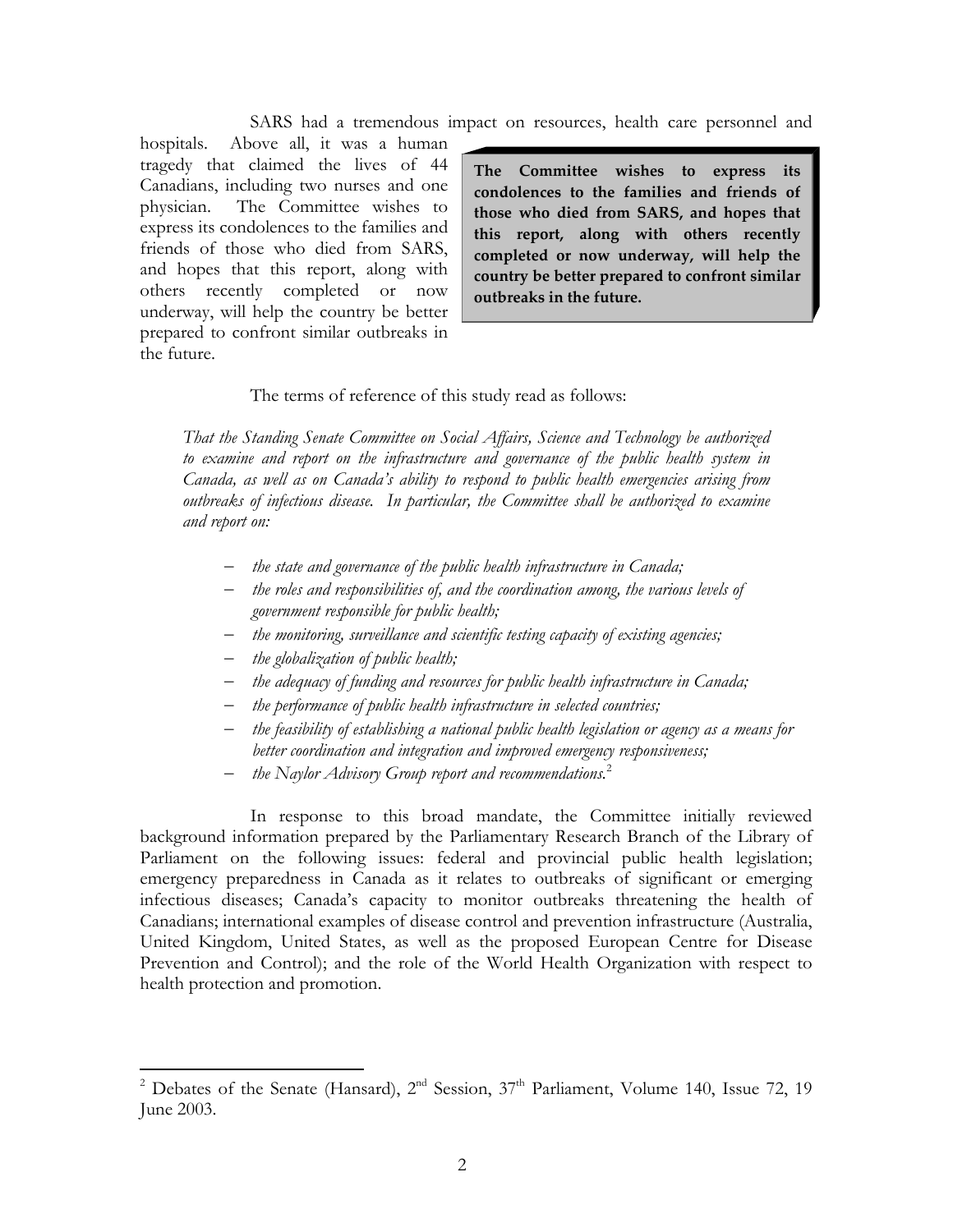SARS had a tremendous impact on resources, health care personnel and hospitals. Above all, it was a human tragedy that claimed the lives of 44 Canadians, including two nurses and one physician. The Committee wishes to express its condolences to the families and friends of those who died from SARS, and hopes that this report, along with others recently completed or now underway, will help the country be better prepared to confront similar outbreaks in the future.

> **The Committee wishes to express its condolences to the families and friends of those who died from SARS, and hopes that this report, along with others recently completed or now underway, will help the country be better prepared to confront similar outbreaks in the future.**

The terms of reference of this study read as follows:

*That the Standing Senate Committee on Social Affairs, Science and Technology be authorized to examine and report on the infrastructure and governance of the public health system in Canada, as well as on Canada's ability to respond to public health emergencies arising from outbreaks of infectious disease. In particular, the Committee shall be authorized to examine and report on:*

- *the state and governance of the public health infrastructure in Canada;*
- *the roles and responsibilities of, and the coordination among, the various levels of government responsible for public health;*
- *the monitoring, surveillance and scientific testing capacity of existing agencies;*
- *the globalization of public health;*
- *the adequacy of funding and resources for public health infrastructure in Canada;*
- *the performance of public health infrastructure in selected countries;*
- *the feasibility of establishing a national public health legislation or agency as a means for better coordination and integration and improved emergency responsiveness;*
- *the Naylor Advisory Group report and recommendations.*[2]

In response to this broad mandate, the Committee initially reviewed background information prepared by the Parliamentary Research Branch of the Library of Parliament on the following issues: federal and provincial public health legislation; emergency preparedness in Canada as it relates to outbreaks of significant or emerging infectious diseases; Canada's capacity to monitor outbreaks threatening the health of Canadians; international examples of disease control and prevention infrastructure (Australia, United Kingdom, United States, as well as the proposed European Centre for Disease Prevention and Control); and the role of the World Health Organization with respect to health protection and promotion.

---

[2] Debates of the Senate (Hansard), 2nd Session, 37th Parliament, Volume 140, Issue 72, 19 June 2003.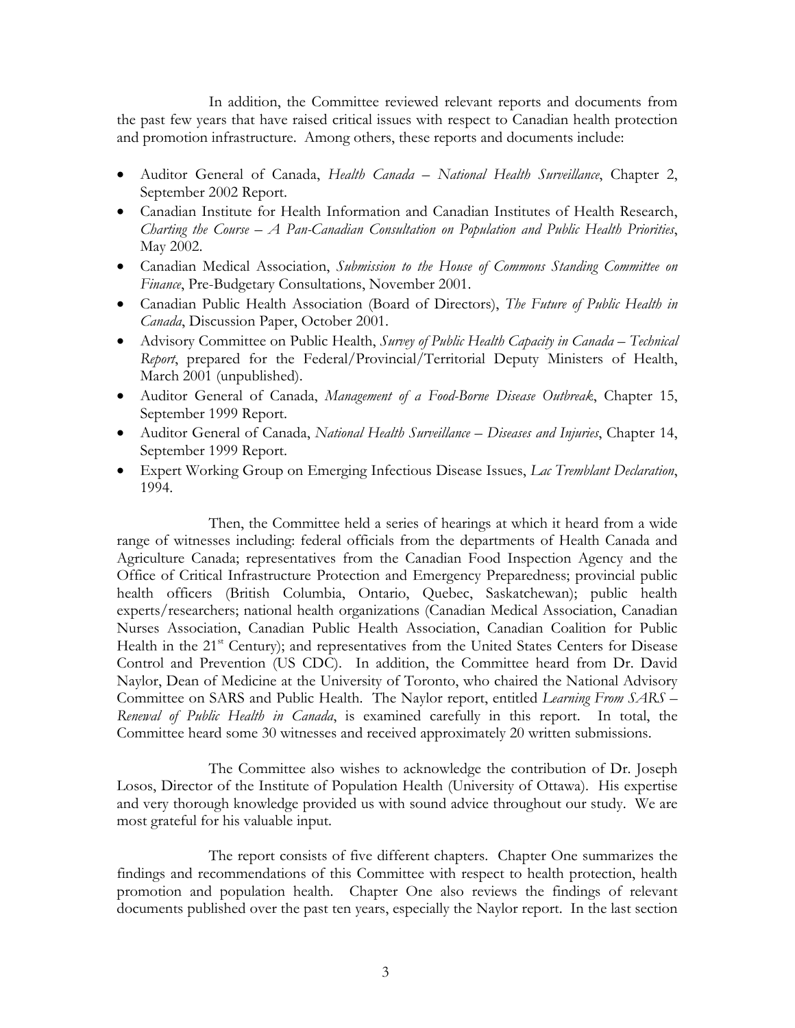In addition, the Committee reviewed relevant reports and documents from the past few years that have raised critical issues with respect to Canadian health protection and promotion infrastructure. Among others, these reports and documents include:

- Auditor General of Canada, *Health Canada – National Health Surveillance*, Chapter 2, September 2002 Report.
- Canadian Institute for Health Information and Canadian Institutes of Health Research, *Charting the Course – A Pan-Canadian Consultation on Population and Public Health Priorities*, May 2002.
- Canadian Medical Association, *Submission to the House of Commons Standing Committee on Finance*, Pre-Budgetary Consultations, November 2001.
- Canadian Public Health Association (Board of Directors), *The Future of Public Health in Canada*, Discussion Paper, October 2001.
- Advisory Committee on Public Health, *Survey of Public Health Capacity in Canada – Technical Report*, prepared for the Federal/Provincial/Territorial Deputy Ministers of Health, March 2001 (unpublished).
- Auditor General of Canada, *Management of a Food-Borne Disease Outbreak*, Chapter 15, September 1999 Report.
- Auditor General of Canada, *National Health Surveillance – Diseases and Injuries*, Chapter 14, September 1999 Report.
- Expert Working Group on Emerging Infectious Disease Issues, *Lac Tremblant Declaration*, 1994.

Then, the Committee held a series of hearings at which it heard from a wide range of witnesses including: federal officials from the departments of Health Canada and Agriculture Canada; representatives from the Canadian Food Inspection Agency and the Office of Critical Infrastructure Protection and Emergency Preparedness; provincial public health officers (British Columbia, Ontario, Quebec, Saskatchewan); public health experts/researchers; national health organizations (Canadian Medical Association, Canadian Nurses Association, Canadian Public Health Association, Canadian Coalition for Public Health in the 21st Century); and representatives from the United States Centers for Disease Control and Prevention (US CDC). In addition, the Committee heard from Dr. David Naylor, Dean of Medicine at the University of Toronto, who chaired the National Advisory Committee on SARS and Public Health. The Naylor report, entitled *Learning From SARS – Renewal of Public Health in Canada*, is examined carefully in this report. In total, the Committee heard some 30 witnesses and received approximately 20 written submissions.

The Committee also wishes to acknowledge the contribution of Dr. Joseph Losos, Director of the Institute of Population Health (University of Ottawa). His expertise and very thorough knowledge provided us with sound advice throughout our study. We are most grateful for his valuable input.

The report consists of five different chapters. Chapter One summarizes the findings and recommendations of this Committee with respect to health protection, health promotion and population health. Chapter One also reviews the findings of relevant documents published over the past ten years, especially the Naylor report. In the last section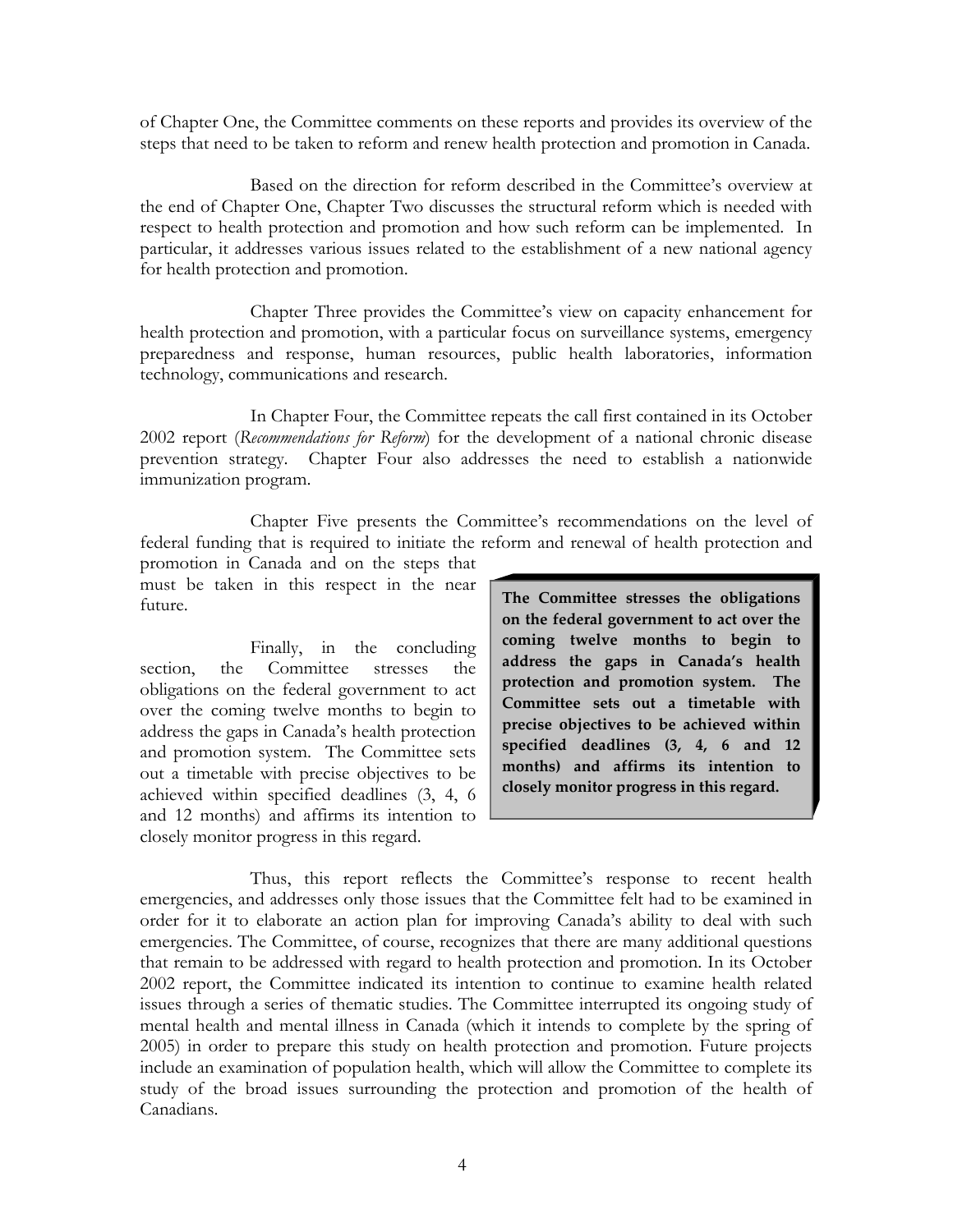of Chapter One, the Committee comments on these reports and provides its overview of the steps that need to be taken to reform and renew health protection and promotion in Canada.

Based on the direction for reform described in the Committee's overview at the end of Chapter One, Chapter Two discusses the structural reform which is needed with respect to health protection and promotion and how such reform can be implemented. In particular, it addresses various issues related to the establishment of a new national agency for health protection and promotion.

Chapter Three provides the Committee's view on capacity enhancement for health protection and promotion, with a particular focus on surveillance systems, emergency preparedness and response, human resources, public health laboratories, information technology, communications and research.

In Chapter Four, the Committee repeats the call first contained in its October 2002 report (*Recommendations for Reform*) for the development of a national chronic disease prevention strategy. Chapter Four also addresses the need to establish a nationwide immunization program.

Chapter Five presents the Committee's recommendations on the level of federal funding that is required to initiate the reform and renewal of health protection and promotion in Canada and on the steps that must be taken in this respect in the near future.

Finally, in the concluding section, the Committee stresses the obligations on the federal government to act over the coming twelve months to begin to address the gaps in Canada's health protection and promotion system. The Committee sets out a timetable with precise objectives to be achieved within specified deadlines (3, 4, 6 and 12 months) and affirms its intention to closely monitor progress in this regard.

> **The Committee stresses the obligations on the federal government to act over the coming twelve months to begin to address the gaps in Canada's health protection and promotion system. The Committee sets out a timetable with precise objectives to be achieved within specified deadlines (3, 4, 6 and 12 months) and affirms its intention to closely monitor progress in this regard.**

Thus, this report reflects the Committee's response to recent health emergencies, and addresses only those issues that the Committee felt had to be examined in order for it to elaborate an action plan for improving Canada's ability to deal with such emergencies. The Committee, of course, recognizes that there are many additional questions that remain to be addressed with regard to health protection and promotion. In its October 2002 report, the Committee indicated its intention to continue to examine health related issues through a series of thematic studies. The Committee interrupted its ongoing study of mental health and mental illness in Canada (which it intends to complete by the spring of 2005) in order to prepare this study on health protection and promotion. Future projects include an examination of population health, which will allow the Committee to complete its study of the broad issues surrounding the protection and promotion of the health of Canadians.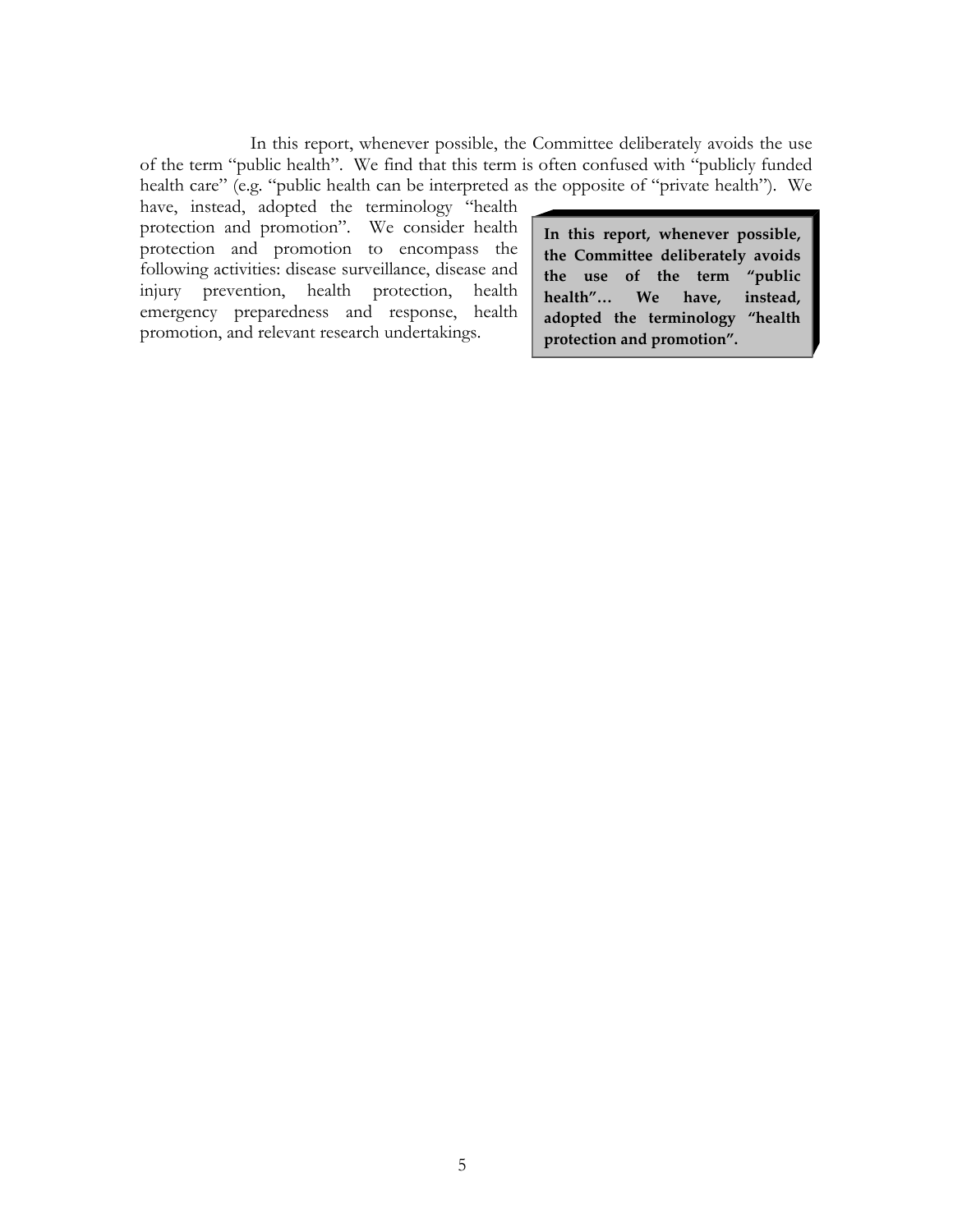In this report, whenever possible, the Committee deliberately avoids the use of the term "public health". We find that this term is often confused with "publicly funded health care" (e.g. "public health can be interpreted as the opposite of "private health"). We have, instead, adopted the terminology "health protection and promotion". We consider health protection and promotion to encompass the following activities: disease surveillance, disease and injury prevention, health protection, health emergency preparedness and response, health promotion, and relevant research undertakings.

> **In this report, whenever possible, the Committee deliberately avoids the use of the term "public health"… We have, instead, adopted the terminology "health protection and promotion".**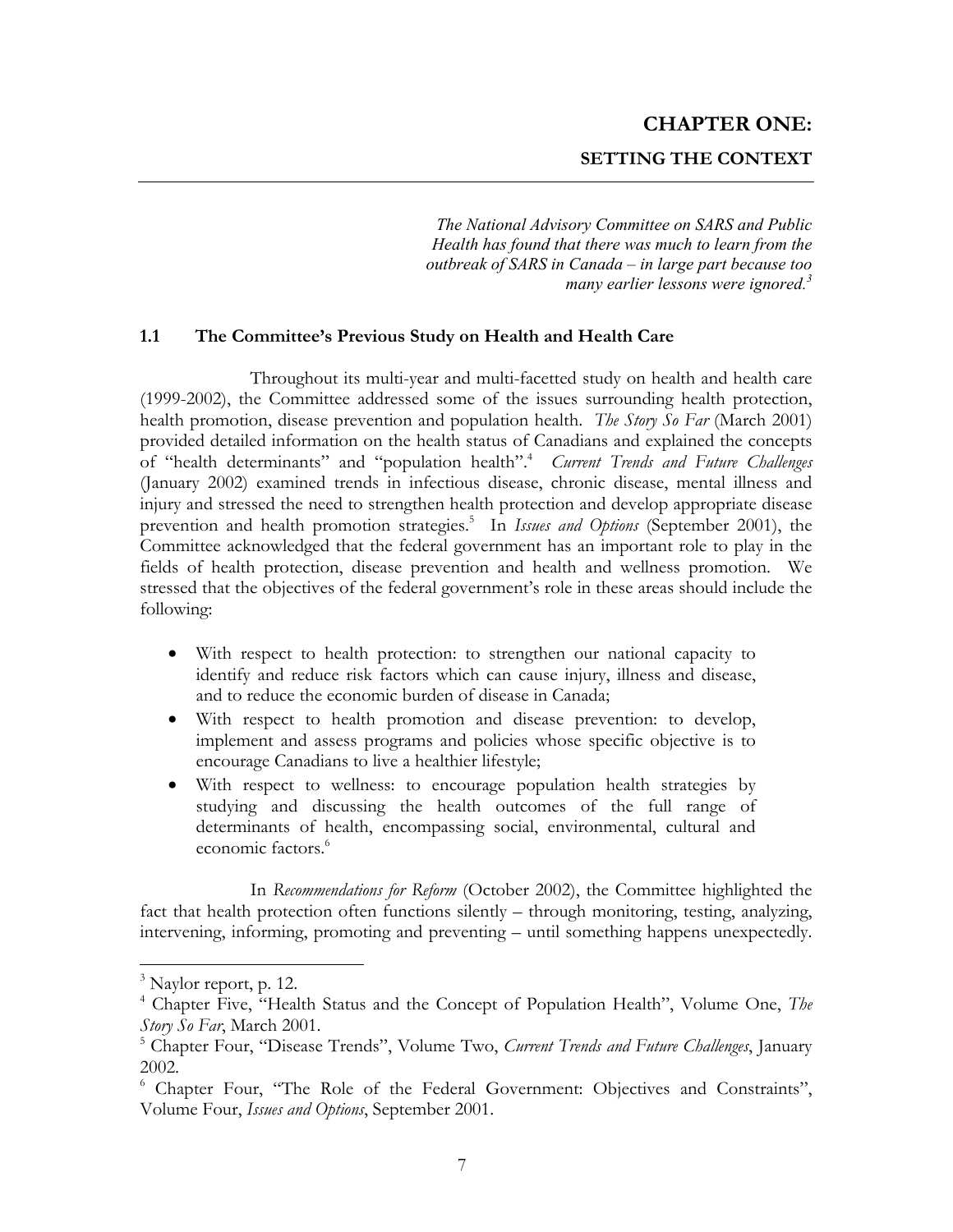# CHAPTER ONE:

## SETTING THE CONTEXT

> ***The National Advisory Committee on SARS and Public Health has found that there was much to learn from the outbreak of SARS in Canada – in large part because too many earlier lessons were ignored.***[3]

### 1.1 The Committee's Previous Study on Health and Health Care

Throughout its multi-year and multi-facetted study on health and health care (1999-2002), the Committee addressed some of the issues surrounding health protection, health promotion, disease prevention and population health. *The Story So Far* (March 2001) provided detailed information on the health status of Canadians and explained the concepts of "health determinants" and "population health".[4] *Current Trends and Future Challenges* (January 2002) examined trends in infectious disease, chronic disease, mental illness and injury and stressed the need to strengthen health protection and develop appropriate disease prevention and health promotion strategies.[5] In *Issues and Options* (September 2001), the Committee acknowledged that the federal government has an important role to play in the fields of health protection, disease prevention and health and wellness promotion. We stressed that the objectives of the federal government's role in these areas should include the following:

- With respect to health protection: to strengthen our national capacity to identify and reduce risk factors which can cause injury, illness and disease, and to reduce the economic burden of disease in Canada;
- With respect to health promotion and disease prevention: to develop, implement and assess programs and policies whose specific objective is to encourage Canadians to live a healthier lifestyle;
- With respect to wellness: to encourage population health strategies by studying and discussing the health outcomes of the full range of determinants of health, encompassing social, environmental, cultural and economic factors.[6]

In *Recommendations for Reform* (October 2002), the Committee highlighted the fact that health protection often functions silently – through monitoring, testing, analyzing, intervening, informing, promoting and preventing – until something happens unexpectedly.

---

[3] Naylor report, p. 12.

[4] Chapter Five, "Health Status and the Concept of Population Health", Volume One, *The Story So Far*, March 2001.

[5] Chapter Four, "Disease Trends", Volume Two, *Current Trends and Future Challenges*, January 2002.

[6] Chapter Four, "The Role of the Federal Government: Objectives and Constraints", Volume Four, *Issues and Options*, September 2001.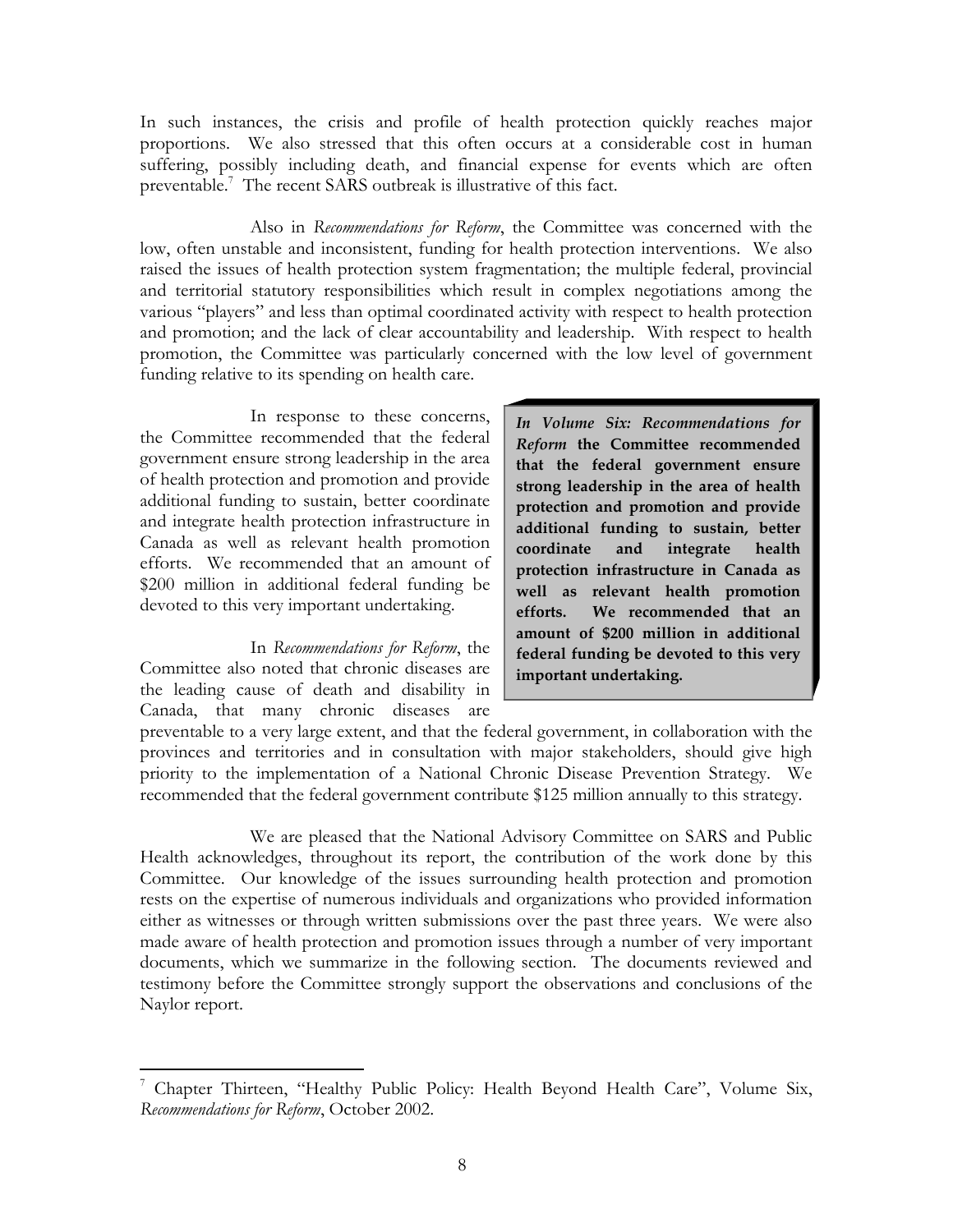In such instances, the crisis and profile of health protection quickly reaches major proportions. We also stressed that this often occurs at a considerable cost in human suffering, possibly including death, and financial expense for events which are often preventable.[7] The recent SARS outbreak is illustrative of this fact.

Also in *Recommendations for Reform*, the Committee was concerned with the low, often unstable and inconsistent, funding for health protection interventions. We also raised the issues of health protection system fragmentation; the multiple federal, provincial and territorial statutory responsibilities which result in complex negotiations among the various "players" and less than optimal coordinated activity with respect to health protection and promotion; and the lack of clear accountability and leadership. With respect to health promotion, the Committee was particularly concerned with the low level of government funding relative to its spending on health care.

In response to these concerns, the Committee recommended that the federal government ensure strong leadership in the area of health protection and promotion and provide additional funding to sustain, better coordinate and integrate health protection infrastructure in Canada as well as relevant health promotion efforts. We recommended that an amount of $200 million in additional federal funding be devoted to this very important undertaking.

> ***In Volume Six: Recommendations for Reform*** **the Committee recommended that the federal government ensure strong leadership in the area of health protection and promotion and provide additional funding to sustain, better coordinate and integrate health protection infrastructure in Canada as well as relevant health promotion efforts. We recommended that an amount of $200 million in additional federal funding be devoted to this very important undertaking.**

In *Recommendations for Reform*, the Committee also noted that chronic diseases are the leading cause of death and disability in Canada, that many chronic diseases are preventable to a very large extent, and that the federal government, in collaboration with the provinces and territories and in consultation with major stakeholders, should give high priority to the implementation of a National Chronic Disease Prevention Strategy. We recommended that the federal government contribute $125 million annually to this strategy.

We are pleased that the National Advisory Committee on SARS and Public Health acknowledges, throughout its report, the contribution of the work done by this Committee. Our knowledge of the issues surrounding health protection and promotion rests on the expertise of numerous individuals and organizations who provided information either as witnesses or through written submissions over the past three years. We were also made aware of health protection and promotion issues through a number of very important documents, which we summarize in the following section. The documents reviewed and testimony before the Committee strongly support the observations and conclusions of the Naylor report.

---

[7] Chapter Thirteen, "Healthy Public Policy: Health Beyond Health Care", Volume Six, *Recommendations for Reform*, October 2002.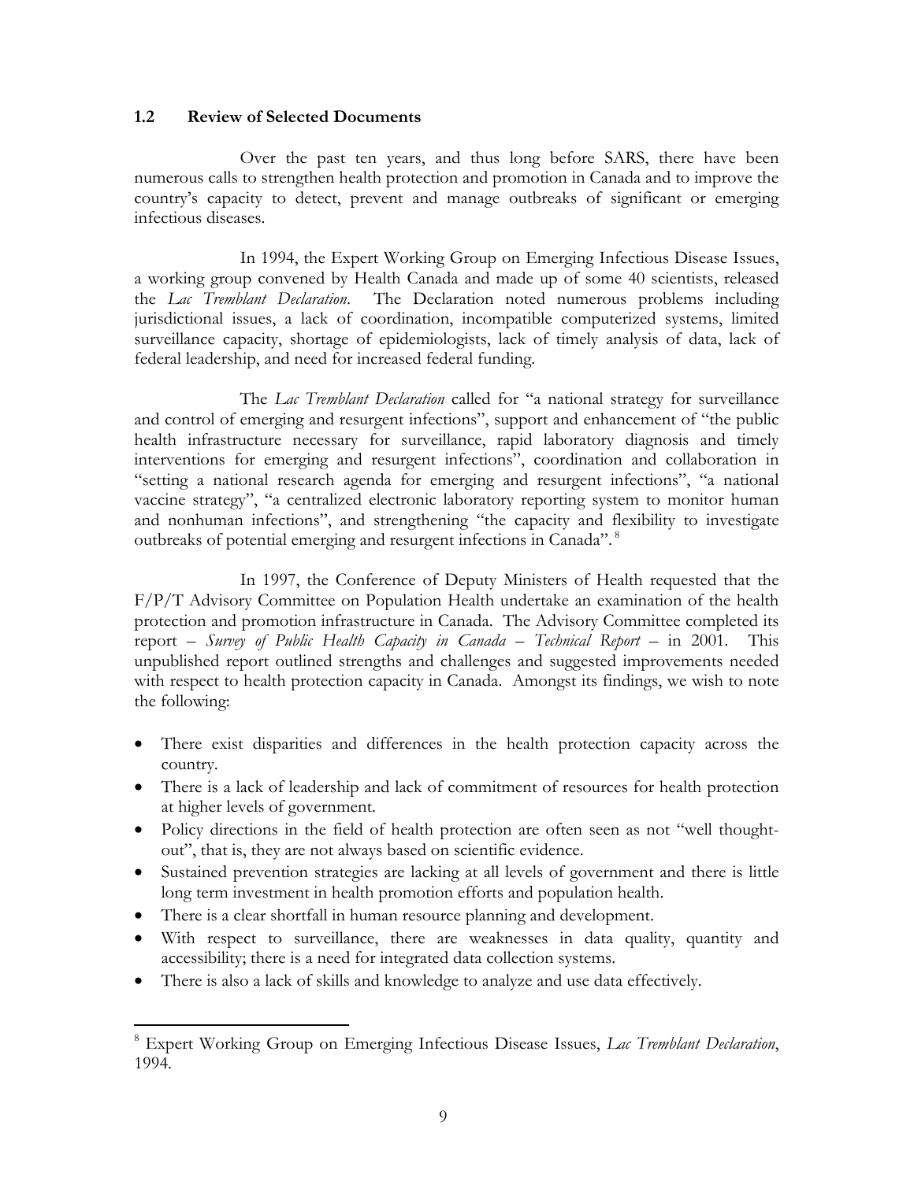## 1.2 Review of Selected Documents

Over the past ten years, and thus long before SARS, there have been numerous calls to strengthen health protection and promotion in Canada and to improve the country's capacity to detect, prevent and manage outbreaks of significant or emerging infectious diseases.

In 1994, the Expert Working Group on Emerging Infectious Disease Issues, a working group convened by Health Canada and made up of some 40 scientists, released the *Lac Tremblant Declaration*. The Declaration noted numerous problems including jurisdictional issues, a lack of coordination, incompatible computerized systems, limited surveillance capacity, shortage of epidemiologists, lack of timely analysis of data, lack of federal leadership, and need for increased federal funding.

The *Lac Tremblant Declaration* called for "a national strategy for surveillance and control of emerging and resurgent infections", support and enhancement of "the public health infrastructure necessary for surveillance, rapid laboratory diagnosis and timely interventions for emerging and resurgent infections", coordination and collaboration in "setting a national research agenda for emerging and resurgent infections", "a national vaccine strategy", "a centralized electronic laboratory reporting system to monitor human and nonhuman infections", and strengthening "the capacity and flexibility to investigate outbreaks of potential emerging and resurgent infections in Canada".[8]

In 1997, the Conference of Deputy Ministers of Health requested that the F/P/T Advisory Committee on Population Health undertake an examination of the health protection and promotion infrastructure in Canada. The Advisory Committee completed its report – *Survey of Public Health Capacity in Canada – Technical Report* – in 2001. This unpublished report outlined strengths and challenges and suggested improvements needed with respect to health protection capacity in Canada. Amongst its findings, we wish to note the following:

- There exist disparities and differences in the health protection capacity across the country.
- There is a lack of leadership and lack of commitment of resources for health protection at higher levels of government.
- Policy directions in the field of health protection are often seen as not "well thought-out", that is, they are not always based on scientific evidence.
- Sustained prevention strategies are lacking at all levels of government and there is little long term investment in health promotion efforts and population health.
- There is a clear shortfall in human resource planning and development.
- With respect to surveillance, there are weaknesses in data quality, quantity and accessibility; there is a need for integrated data collection systems.
- There is also a lack of skills and knowledge to analyze and use data effectively.

[8] Expert Working Group on Emerging Infectious Disease Issues, *Lac Tremblant Declaration*, 1994.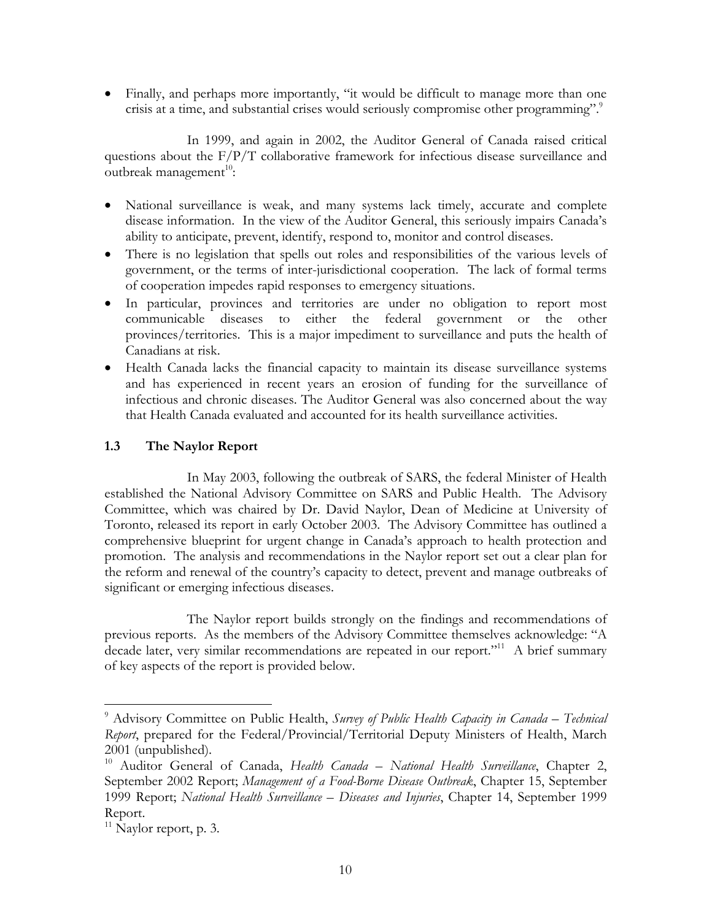- Finally, and perhaps more importantly, "it would be difficult to manage more than one crisis at a time, and substantial crises would seriously compromise other programming".[9]

In 1999, and again in 2002, the Auditor General of Canada raised critical questions about the F/P/T collaborative framework for infectious disease surveillance and outbreak management[10]:

- National surveillance is weak, and many systems lack timely, accurate and complete disease information. In the view of the Auditor General, this seriously impairs Canada's ability to anticipate, prevent, identify, respond to, monitor and control diseases.
- There is no legislation that spells out roles and responsibilities of the various levels of government, or the terms of inter-jurisdictional cooperation. The lack of formal terms of cooperation impedes rapid responses to emergency situations.
- In particular, provinces and territories are under no obligation to report most communicable diseases to either the federal government or the other provinces/territories. This is a major impediment to surveillance and puts the health of Canadians at risk.
- Health Canada lacks the financial capacity to maintain its disease surveillance systems and has experienced in recent years an erosion of funding for the surveillance of infectious and chronic diseases. The Auditor General was also concerned about the way that Health Canada evaluated and accounted for its health surveillance activities.

### 1.3 The Naylor Report

In May 2003, following the outbreak of SARS, the federal Minister of Health established the National Advisory Committee on SARS and Public Health. The Advisory Committee, which was chaired by Dr. David Naylor, Dean of Medicine at University of Toronto, released its report in early October 2003. The Advisory Committee has outlined a comprehensive blueprint for urgent change in Canada's approach to health protection and promotion. The analysis and recommendations in the Naylor report set out a clear plan for the reform and renewal of the country's capacity to detect, prevent and manage outbreaks of significant or emerging infectious diseases.

The Naylor report builds strongly on the findings and recommendations of previous reports. As the members of the Advisory Committee themselves acknowledge: "A decade later, very similar recommendations are repeated in our report."[11] A brief summary of key aspects of the report is provided below.

---

[9] Advisory Committee on Public Health, *Survey of Public Health Capacity in Canada – Technical Report*, prepared for the Federal/Provincial/Territorial Deputy Ministers of Health, March 2001 (unpublished).

[10] Auditor General of Canada, *Health Canada – National Health Surveillance*, Chapter 2, September 2002 Report; *Management of a Food-Borne Disease Outbreak*, Chapter 15, September 1999 Report; *National Health Surveillance – Diseases and Injuries*, Chapter 14, September 1999 Report.

[11] Naylor report, p. 3.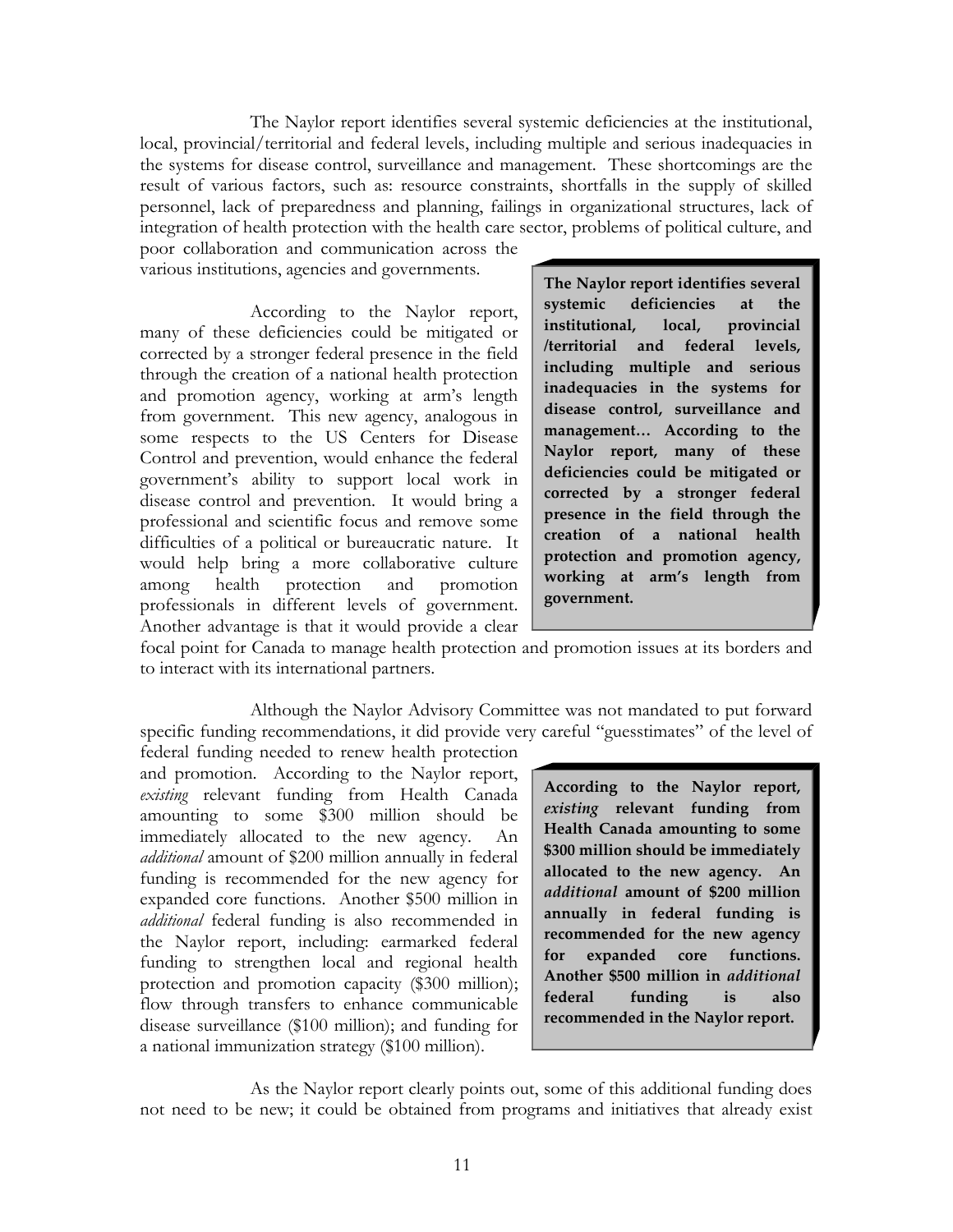The Naylor report identifies several systemic deficiencies at the institutional, local, provincial/territorial and federal levels, including multiple and serious inadequacies in the systems for disease control, surveillance and management. These shortcomings are the result of various factors, such as: resource constraints, shortfalls in the supply of skilled personnel, lack of preparedness and planning, failings in organizational structures, lack of integration of health protection with the health care sector, problems of political culture, and poor collaboration and communication across the various institutions, agencies and governments.

> **The Naylor report identifies several systemic deficiencies at the institutional, local, provincial /territorial and federal levels, including multiple and serious inadequacies in the systems for disease control, surveillance and management… According to the Naylor report, many of these deficiencies could be mitigated or corrected by a stronger federal presence in the field through the creation of a national health protection and promotion agency, working at arm's length from government.**

According to the Naylor report, many of these deficiencies could be mitigated or corrected by a stronger federal presence in the field through the creation of a national health protection and promotion agency, working at arm's length from government. This new agency, analogous in some respects to the US Centers for Disease Control and prevention, would enhance the federal government's ability to support local work in disease control and prevention. It would bring a professional and scientific focus and remove some difficulties of a political or bureaucratic nature. It would help bring a more collaborative culture among health protection and promotion professionals in different levels of government. Another advantage is that it would provide a clear focal point for Canada to manage health protection and promotion issues at its borders and to interact with its international partners.

Although the Naylor Advisory Committee was not mandated to put forward specific funding recommendations, it did provide very careful "guesstimates" of the level of federal funding needed to renew health protection and promotion. According to the Naylor report, *existing* relevant funding from Health Canada amounting to some $300 million should be immediately allocated to the new agency. An *additional* amount of $200 million annually in federal funding is recommended for the new agency for expanded core functions. Another $500 million in *additional* federal funding is also recommended in the Naylor report, including: earmarked federal funding to strengthen local and regional health protection and promotion capacity ($300 million); flow through transfers to enhance communicable disease surveillance ($100 million); and funding for a national immunization strategy ($100 million).

> **According to the Naylor report, *existing* relevant funding from Health Canada amounting to some $300 million should be immediately allocated to the new agency. An *additional* amount of $200 million annually in federal funding is recommended for the new agency for expanded core functions. Another $500 million in *additional* federal funding is also recommended in the Naylor report.**

As the Naylor report clearly points out, some of this additional funding does not need to be new; it could be obtained from programs and initiatives that already exist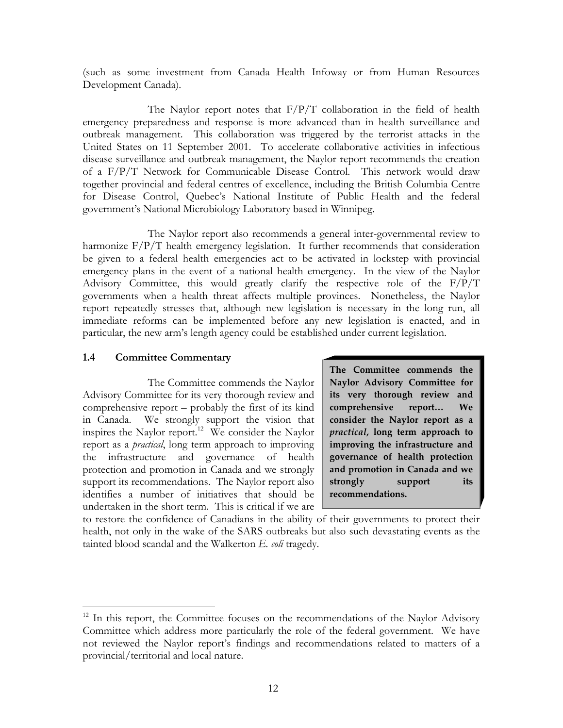(such as some investment from Canada Health Infoway or from Human Resources Development Canada).

The Naylor report notes that F/P/T collaboration in the field of health emergency preparedness and response is more advanced than in health surveillance and outbreak management. This collaboration was triggered by the terrorist attacks in the United States on 11 September 2001. To accelerate collaborative activities in infectious disease surveillance and outbreak management, the Naylor report recommends the creation of a F/P/T Network for Communicable Disease Control. This network would draw together provincial and federal centres of excellence, including the British Columbia Centre for Disease Control, Quebec's National Institute of Public Health and the federal government's National Microbiology Laboratory based in Winnipeg.

The Naylor report also recommends a general inter-governmental review to harmonize F/P/T health emergency legislation. It further recommends that consideration be given to a federal health emergencies act to be activated in lockstep with provincial emergency plans in the event of a national health emergency. In the view of the Naylor Advisory Committee, this would greatly clarify the respective role of the F/P/T governments when a health threat affects multiple provinces. Nonetheless, the Naylor report repeatedly stresses that, although new legislation is necessary in the long run, all immediate reforms can be implemented before any new legislation is enacted, and in particular, the new arm's length agency could be established under current legislation.

### 1.4 Committee Commentary

The Committee commends the Naylor Advisory Committee for its very thorough review and comprehensive report – probably the first of its kind in Canada. We strongly support the vision that inspires the Naylor report.[12] We consider the Naylor report as a *practical*, long term approach to improving the infrastructure and governance of health protection and promotion in Canada and we strongly support its recommendations. The Naylor report also identifies a number of initiatives that should be undertaken in the short term. This is critical if we are to restore the confidence of Canadians in the ability of their governments to protect their health, not only in the wake of the SARS outbreaks but also such devastating events as the tainted blood scandal and the Walkerton *E. coli* tragedy.

> **The Committee commends the Naylor Advisory Committee for its very thorough review and comprehensive report… We consider the Naylor report as a *practical*, long term approach to improving the infrastructure and governance of health protection and promotion in Canada and we strongly support its recommendations.**

[12] In this report, the Committee focuses on the recommendations of the Naylor Advisory Committee which address more particularly the role of the federal government. We have not reviewed the Naylor report's findings and recommendations related to matters of a provincial/territorial and local nature.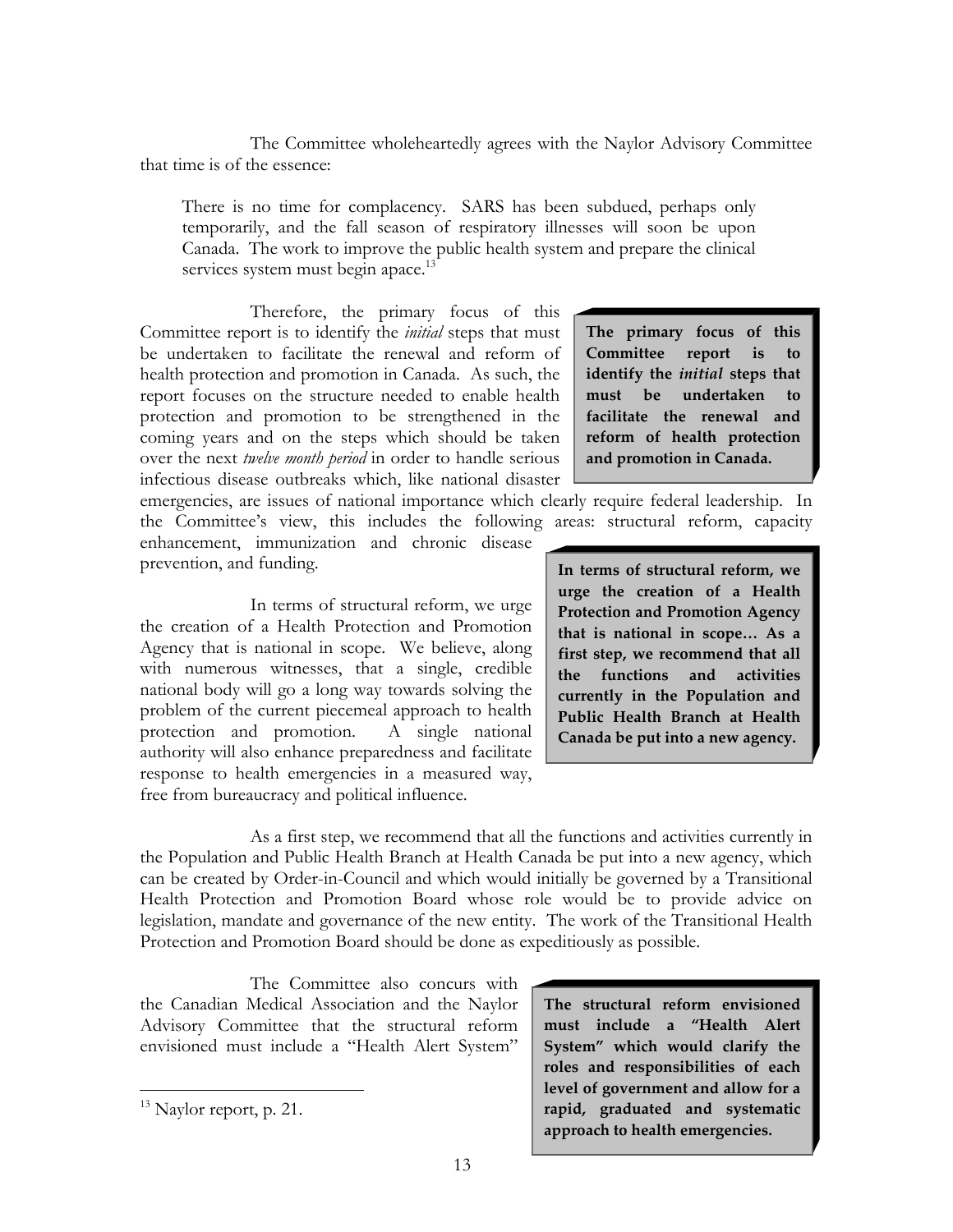The Committee wholeheartedly agrees with the Naylor Advisory Committee that time is of the essence:

> There is no time for complacency. SARS has been subdued, perhaps only temporarily, and the fall season of respiratory illnesses will soon be upon Canada. The work to improve the public health system and prepare the clinical services system must begin apace.[13]

Therefore, the primary focus of this Committee report is to identify the *initial* steps that must be undertaken to facilitate the renewal and reform of health protection and promotion in Canada. As such, the report focuses on the structure needed to enable health protection and promotion to be strengthened in the coming years and on the steps which should be taken over the next *twelve month period* in order to handle serious infectious disease outbreaks which, like national disaster emergencies, are issues of national importance which clearly require federal leadership. In the Committee's view, this includes the following areas: structural reform, capacity enhancement, immunization and chronic disease prevention, and funding.

**The primary focus of this Committee report is to identify the *initial* steps that must be undertaken to facilitate the renewal and reform of health protection and promotion in Canada.**

In terms of structural reform, we urge the creation of a Health Protection and Promotion Agency that is national in scope. We believe, along with numerous witnesses, that a single, credible national body will go a long way towards solving the problem of the current piecemeal approach to health protection and promotion. A single national authority will also enhance preparedness and facilitate response to health emergencies in a measured way, free from bureaucracy and political influence.

**In terms of structural reform, we urge the creation of a Health Protection and Promotion Agency that is national in scope… As a first step, we recommend that all the functions and activities currently in the Population and Public Health Branch at Health Canada be put into a new agency.**

As a first step, we recommend that all the functions and activities currently in the Population and Public Health Branch at Health Canada be put into a new agency, which can be created by Order-in-Council and which would initially be governed by a Transitional Health Protection and Promotion Board whose role would be to provide advice on legislation, mandate and governance of the new entity. The work of the Transitional Health Protection and Promotion Board should be done as expeditiously as possible.

The Committee also concurs with the Canadian Medical Association and the Naylor Advisory Committee that the structural reform envisioned must include a "Health Alert System"

**The structural reform envisioned must include a "Health Alert System" which would clarify the roles and responsibilities of each level of government and allow for a rapid, graduated and systematic approach to health emergencies.**

---

[13] Naylor report, p. 21.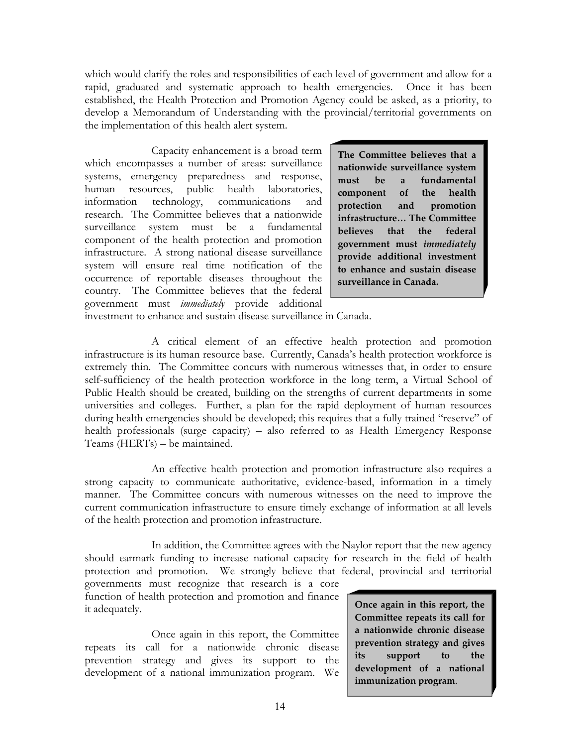which would clarify the roles and responsibilities of each level of government and allow for a rapid, graduated and systematic approach to health emergencies. Once it has been established, the Health Protection and Promotion Agency could be asked, as a priority, to develop a Memorandum of Understanding with the provincial/territorial governments on the implementation of this health alert system.

Capacity enhancement is a broad term which encompasses a number of areas: surveillance systems, emergency preparedness and response, human resources, public health laboratories, information technology, communications and research. The Committee believes that a nationwide surveillance system must be a fundamental component of the health protection and promotion infrastructure. A strong national disease surveillance system will ensure real time notification of the occurrence of reportable diseases throughout the country. The Committee believes that the federal government must *immediately* provide additional investment to enhance and sustain disease surveillance in Canada.

> **The Committee believes that a nationwide surveillance system must be a fundamental component of the health protection and promotion infrastructure… The Committee believes that the federal government must *immediately* provide additional investment to enhance and sustain disease surveillance in Canada.**

A critical element of an effective health protection and promotion infrastructure is its human resource base. Currently, Canada's health protection workforce is extremely thin. The Committee concurs with numerous witnesses that, in order to ensure self-sufficiency of the health protection workforce in the long term, a Virtual School of Public Health should be created, building on the strengths of current departments in some universities and colleges. Further, a plan for the rapid deployment of human resources during health emergencies should be developed; this requires that a fully trained "reserve" of health professionals (surge capacity) – also referred to as Health Emergency Response Teams (HERTs) – be maintained.

An effective health protection and promotion infrastructure also requires a strong capacity to communicate authoritative, evidence-based, information in a timely manner. The Committee concurs with numerous witnesses on the need to improve the current communication infrastructure to ensure timely exchange of information at all levels of the health protection and promotion infrastructure.

In addition, the Committee agrees with the Naylor report that the new agency should earmark funding to increase national capacity for research in the field of health protection and promotion. We strongly believe that federal, provincial and territorial governments must recognize that research is a core function of health protection and promotion and finance it adequately.

Once again in this report, the Committee repeats its call for a nationwide chronic disease prevention strategy and gives its support to the development of a national immunization program. We

> **Once again in this report, the Committee repeats its call for a nationwide chronic disease prevention strategy and gives its support to the development of a national immunization program**.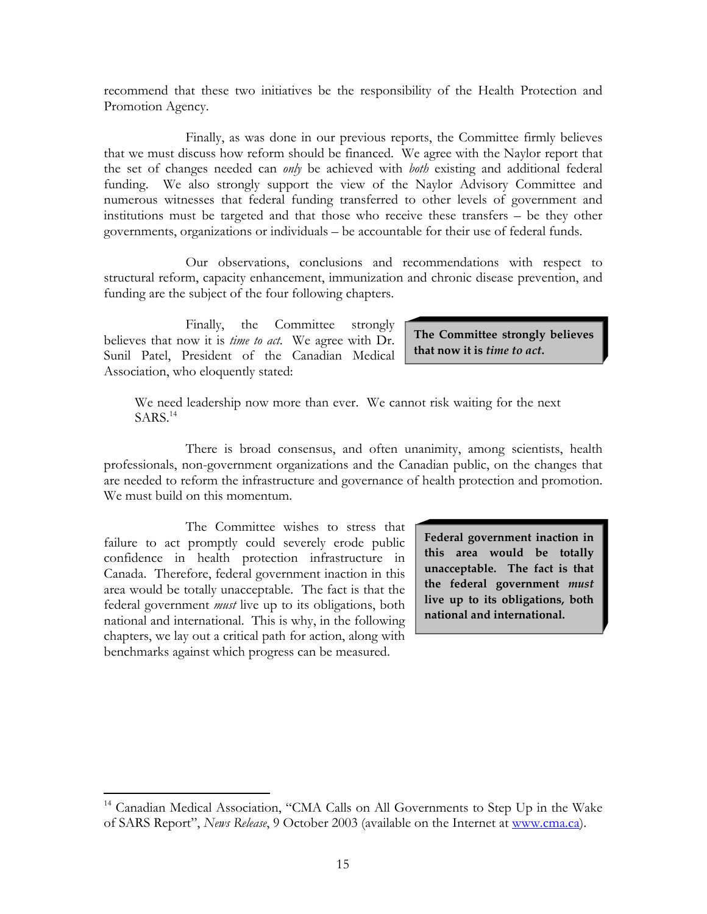recommend that these two initiatives be the responsibility of the Health Protection and Promotion Agency.

Finally, as was done in our previous reports, the Committee firmly believes that we must discuss how reform should be financed. We agree with the Naylor report that the set of changes needed can *only* be achieved with *both* existing and additional federal funding. We also strongly support the view of the Naylor Advisory Committee and numerous witnesses that federal funding transferred to other levels of government and institutions must be targeted and that those who receive these transfers – be they other governments, organizations or individuals – be accountable for their use of federal funds.

Our observations, conclusions and recommendations with respect to structural reform, capacity enhancement, immunization and chronic disease prevention, and funding are the subject of the four following chapters.

Finally, the Committee strongly believes that now it is *time to act*. We agree with Dr. Sunil Patel, President of the Canadian Medical Association, who eloquently stated:

> **The Committee strongly believes that now it is *time to act*.**

> We need leadership now more than ever. We cannot risk waiting for the next SARS.[14]

There is broad consensus, and often unanimity, among scientists, health professionals, non-government organizations and the Canadian public, on the changes that are needed to reform the infrastructure and governance of health protection and promotion. We must build on this momentum.

The Committee wishes to stress that failure to act promptly could severely erode public confidence in health protection infrastructure in Canada. Therefore, federal government inaction in this area would be totally unacceptable. The fact is that the federal government *must* live up to its obligations, both national and international. This is why, in the following chapters, we lay out a critical path for action, along with benchmarks against which progress can be measured.

> **Federal government inaction in this area would be totally unacceptable. The fact is that the federal government *must* live up to its obligations, both national and international.**

---

[14] Canadian Medical Association, "CMA Calls on All Governments to Step Up in the Wake of SARS Report", *News Release*, 9 October 2003 (available on the Internet at www.cma.ca).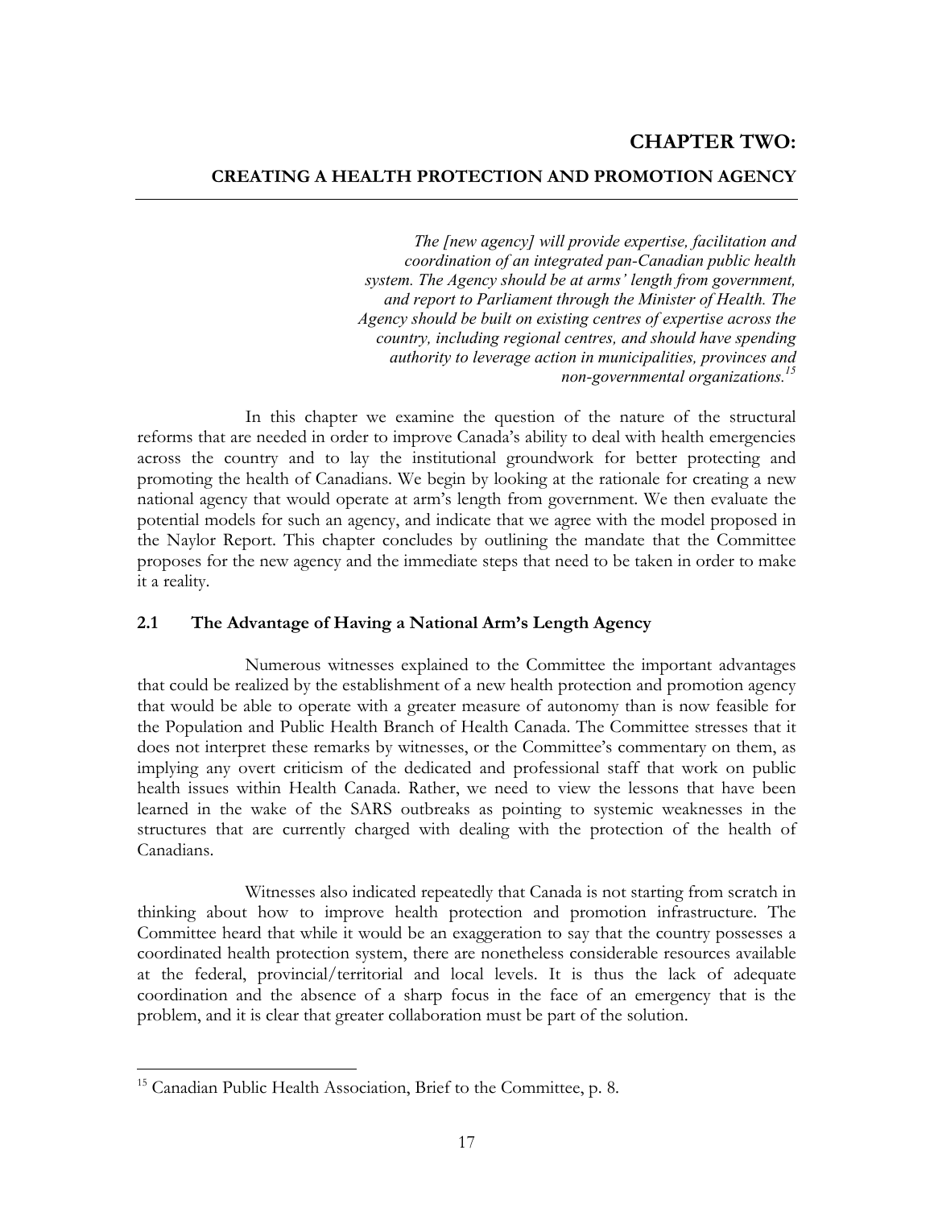# CHAPTER TWO:

## CREATING A HEALTH PROTECTION AND PROMOTION AGENCY

> *The [new agency] will provide expertise, facilitation and coordination of an integrated pan-Canadian public health system. The Agency should be at arms' length from government, and report to Parliament through the Minister of Health. The Agency should be built on existing centres of expertise across the country, including regional centres, and should have spending authority to leverage action in municipalities, provinces and non-governmental organizations.*[15]

In this chapter we examine the question of the nature of the structural reforms that are needed in order to improve Canada's ability to deal with health emergencies across the country and to lay the institutional groundwork for better protecting and promoting the health of Canadians. We begin by looking at the rationale for creating a new national agency that would operate at arm's length from government. We then evaluate the potential models for such an agency, and indicate that we agree with the model proposed in the Naylor Report. This chapter concludes by outlining the mandate that the Committee proposes for the new agency and the immediate steps that need to be taken in order to make it a reality.

### 2.1 The Advantage of Having a National Arm's Length Agency

Numerous witnesses explained to the Committee the important advantages that could be realized by the establishment of a new health protection and promotion agency that would be able to operate with a greater measure of autonomy than is now feasible for the Population and Public Health Branch of Health Canada. The Committee stresses that it does not interpret these remarks by witnesses, or the Committee's commentary on them, as implying any overt criticism of the dedicated and professional staff that work on public health issues within Health Canada. Rather, we need to view the lessons that have been learned in the wake of the SARS outbreaks as pointing to systemic weaknesses in the structures that are currently charged with dealing with the protection of the health of Canadians.

Witnesses also indicated repeatedly that Canada is not starting from scratch in thinking about how to improve health protection and promotion infrastructure. The Committee heard that while it would be an exaggeration to say that the country possesses a coordinated health protection system, there are nonetheless considerable resources available at the federal, provincial/territorial and local levels. It is thus the lack of adequate coordination and the absence of a sharp focus in the face of an emergency that is the problem, and it is clear that greater collaboration must be part of the solution.

---

[15] Canadian Public Health Association, Brief to the Committee, p. 8.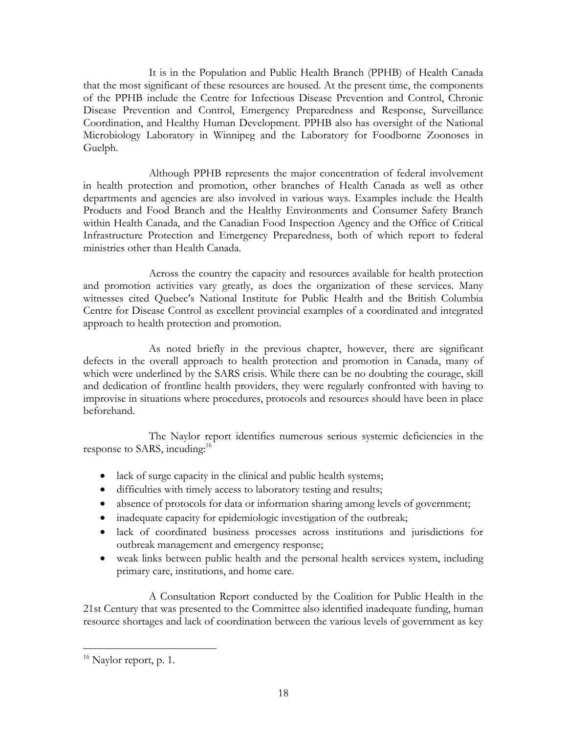It is in the Population and Public Health Branch (PPHB) of Health Canada that the most significant of these resources are housed. At the present time, the components of the PPHB include the Centre for Infectious Disease Prevention and Control, Chronic Disease Prevention and Control, Emergency Preparedness and Response, Surveillance Coordination, and Healthy Human Development. PPHB also has oversight of the National Microbiology Laboratory in Winnipeg and the Laboratory for Foodborne Zoonoses in Guelph.

Although PPHB represents the major concentration of federal involvement in health protection and promotion, other branches of Health Canada as well as other departments and agencies are also involved in various ways. Examples include the Health Products and Food Branch and the Healthy Environments and Consumer Safety Branch within Health Canada, and the Canadian Food Inspection Agency and the Office of Critical Infrastructure Protection and Emergency Preparedness, both of which report to federal ministries other than Health Canada.

Across the country the capacity and resources available for health protection and promotion activities vary greatly, as does the organization of these services. Many witnesses cited Quebec's National Institute for Public Health and the British Columbia Centre for Disease Control as excellent provincial examples of a coordinated and integrated approach to health protection and promotion.

As noted briefly in the previous chapter, however, there are significant defects in the overall approach to health protection and promotion in Canada, many of which were underlined by the SARS crisis. While there can be no doubting the courage, skill and dedication of frontline health providers, they were regularly confronted with having to improvise in situations where procedures, protocols and resources should have been in place beforehand.

The Naylor report identifies numerous serious systemic deficiencies in the response to SARS, incuding:[16]

- lack of surge capacity in the clinical and public health systems;
- difficulties with timely access to laboratory testing and results;
- absence of protocols for data or information sharing among levels of government;
- inadequate capacity for epidemiologic investigation of the outbreak;
- lack of coordinated business processes across institutions and jurisdictions for outbreak management and emergency response;
- weak links between public health and the personal health services system, including primary care, institutions, and home care.

A Consultation Report conducted by the Coalition for Public Health in the 21st Century that was presented to the Committee also identified inadequate funding, human resource shortages and lack of coordination between the various levels of government as key

[16] Naylor report, p. 1.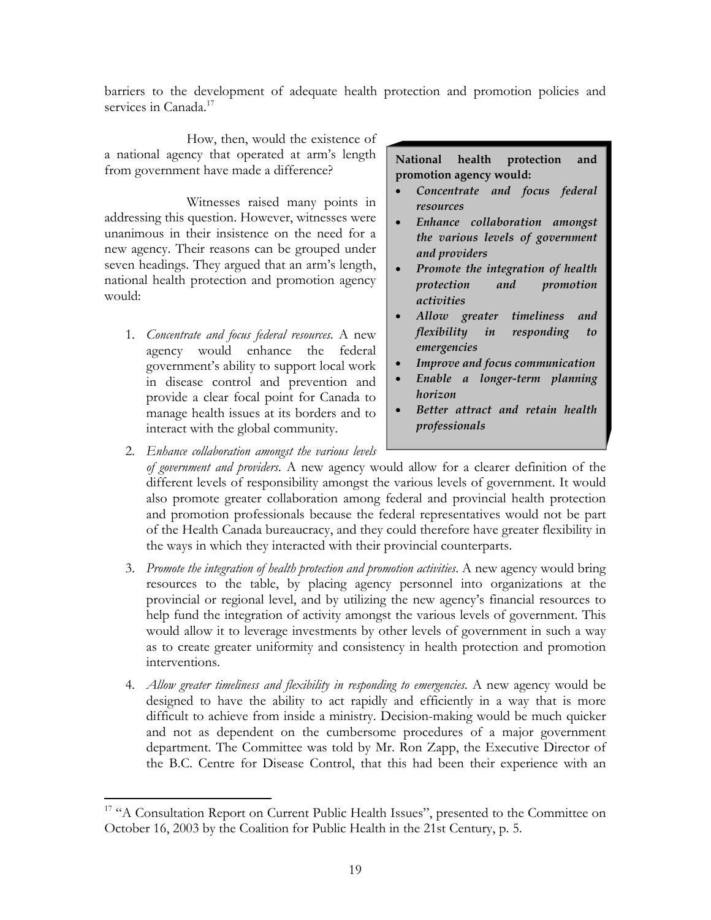barriers to the development of adequate health protection and promotion policies and services in Canada.[17]

How, then, would the existence of a national agency that operated at arm's length from government have made a difference?

> **National health protection and promotion agency would:**
> - ***Concentrate and focus federal resources***
> - ***Enhance collaboration amongst the various levels of government and providers***
> - ***Promote the integration of health protection and promotion activities***
> - ***Allow greater timeliness and flexibility in responding to emergencies***
> - ***Improve and focus communication***
> - ***Enable a longer-term planning horizon***
> - ***Better attract and retain health professionals***

Witnesses raised many points in addressing this question. However, witnesses were unanimous in their insistence on the need for a new agency. Their reasons can be grouped under seven headings. They argued that an arm's length, national health protection and promotion agency would:

1. *Concentrate and focus federal resources*. A new agency would enhance the federal government's ability to support local work in disease control and prevention and provide a clear focal point for Canada to manage health issues at its borders and to interact with the global community.

2. *Enhance collaboration amongst the various levels of government and providers*. A new agency would allow for a clearer definition of the different levels of responsibility amongst the various levels of government. It would also promote greater collaboration among federal and provincial health protection and promotion professionals because the federal representatives would not be part of the Health Canada bureaucracy, and they could therefore have greater flexibility in the ways in which they interacted with their provincial counterparts.

3. *Promote the integration of health protection and promotion activities*. A new agency would bring resources to the table, by placing agency personnel into organizations at the provincial or regional level, and by utilizing the new agency's financial resources to help fund the integration of activity amongst the various levels of government. This would allow it to leverage investments by other levels of government in such a way as to create greater uniformity and consistency in health protection and promotion interventions.

4. *Allow greater timeliness and flexibility in responding to emergencies*. A new agency would be designed to have the ability to act rapidly and efficiently in a way that is more difficult to achieve from inside a ministry. Decision-making would be much quicker and not as dependent on the cumbersome procedures of a major government department. The Committee was told by Mr. Ron Zapp, the Executive Director of the B.C. Centre for Disease Control, that this had been their experience with an

[17] "A Consultation Report on Current Public Health Issues", presented to the Committee on October 16, 2003 by the Coalition for Public Health in the 21st Century, p. 5.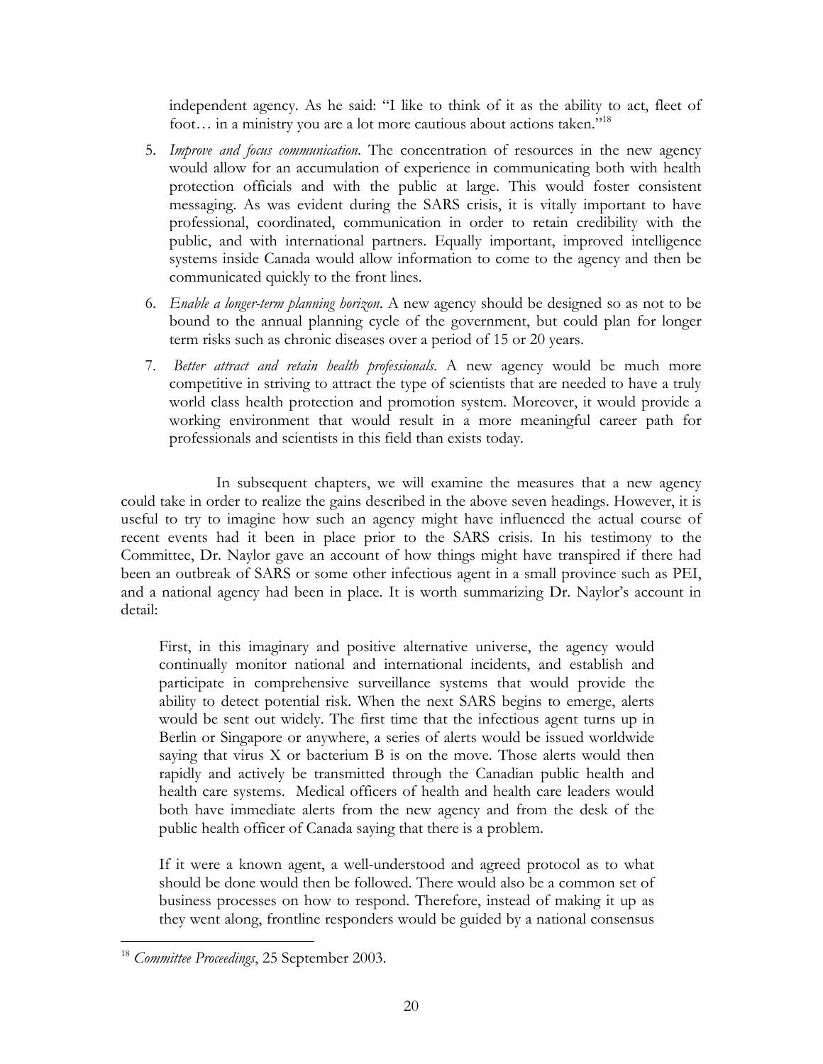independent agency. As he said: "I like to think of it as the ability to act, fleet of foot… in a ministry you are a lot more cautious about actions taken."[18]

5. *Improve and focus communication*. The concentration of resources in the new agency would allow for an accumulation of experience in communicating both with health protection officials and with the public at large. This would foster consistent messaging. As was evident during the SARS crisis, it is vitally important to have professional, coordinated, communication in order to retain credibility with the public, and with international partners. Equally important, improved intelligence systems inside Canada would allow information to come to the agency and then be communicated quickly to the front lines.

6. *Enable a longer-term planning horizon*. A new agency should be designed so as not to be bound to the annual planning cycle of the government, but could plan for longer term risks such as chronic diseases over a period of 15 or 20 years.

7. *Better attract and retain health professionals*. A new agency would be much more competitive in striving to attract the type of scientists that are needed to have a truly world class health protection and promotion system. Moreover, it would provide a working environment that would result in a more meaningful career path for professionals and scientists in this field than exists today.

In subsequent chapters, we will examine the measures that a new agency could take in order to realize the gains described in the above seven headings. However, it is useful to try to imagine how such an agency might have influenced the actual course of recent events had it been in place prior to the SARS crisis. In his testimony to the Committee, Dr. Naylor gave an account of how things might have transpired if there had been an outbreak of SARS or some other infectious agent in a small province such as PEI, and a national agency had been in place. It is worth summarizing Dr. Naylor's account in detail:

> First, in this imaginary and positive alternative universe, the agency would continually monitor national and international incidents, and establish and participate in comprehensive surveillance systems that would provide the ability to detect potential risk. When the next SARS begins to emerge, alerts would be sent out widely. The first time that the infectious agent turns up in Berlin or Singapore or anywhere, a series of alerts would be issued worldwide saying that virus X or bacterium B is on the move. Those alerts would then rapidly and actively be transmitted through the Canadian public health and health care systems. Medical officers of health and health care leaders would both have immediate alerts from the new agency and from the desk of the public health officer of Canada saying that there is a problem.
>
> If it were a known agent, a well-understood and agreed protocol as to what should be done would then be followed. There would also be a common set of business processes on how to respond. Therefore, instead of making it up as they went along, frontline responders would be guided by a national consensus

[18] *Committee Proceedings*, 25 September 2003.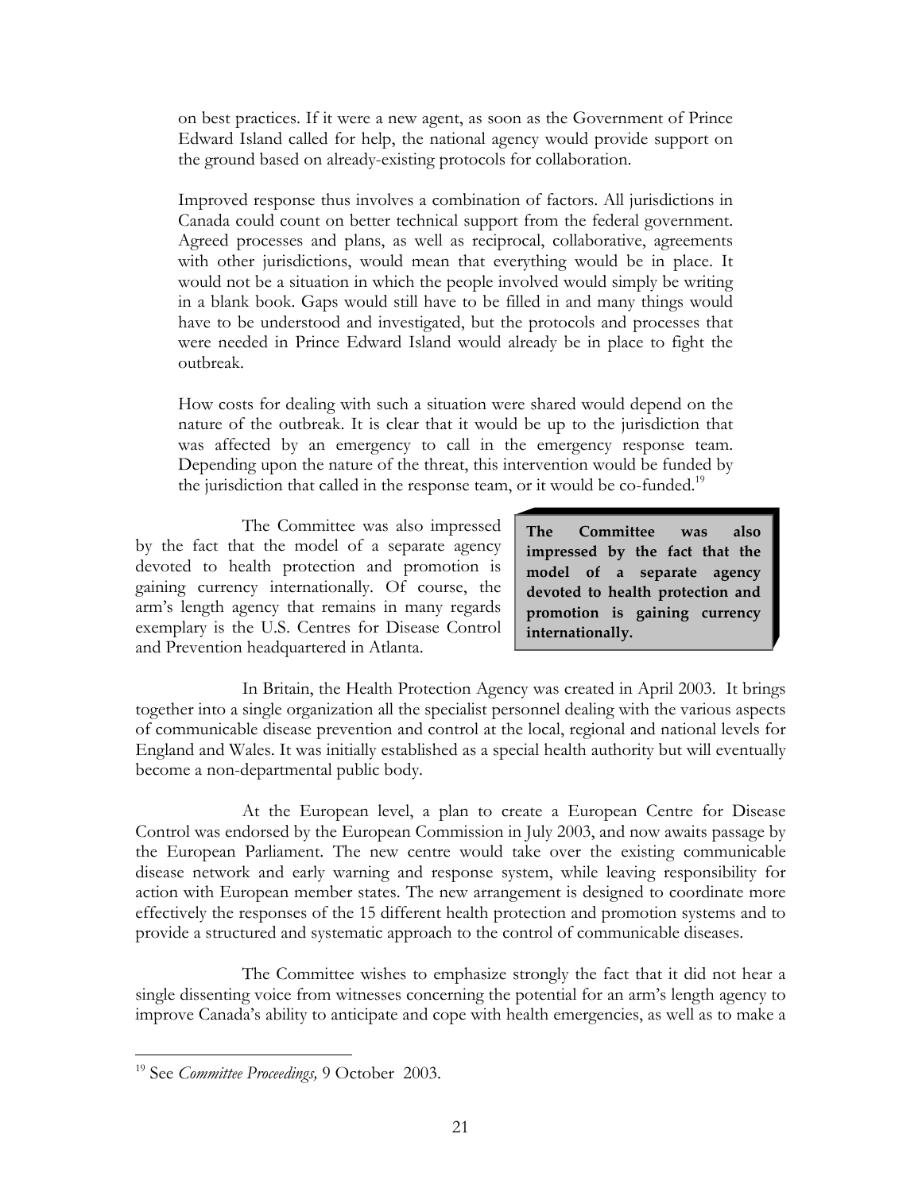> on best practices. If it were a new agent, as soon as the Government of Prince Edward Island called for help, the national agency would provide support on the ground based on already-existing protocols for collaboration.
>
> Improved response thus involves a combination of factors. All jurisdictions in Canada could count on better technical support from the federal government. Agreed processes and plans, as well as reciprocal, collaborative, agreements with other jurisdictions, would mean that everything would be in place. It would not be a situation in which the people involved would simply be writing in a blank book. Gaps would still have to be filled in and many things would have to be understood and investigated, but the protocols and processes that were needed in Prince Edward Island would already be in place to fight the outbreak.
>
> How costs for dealing with such a situation were shared would depend on the nature of the outbreak. It is clear that it would be up to the jurisdiction that was affected by an emergency to call in the emergency response team. Depending upon the nature of the threat, this intervention would be funded by the jurisdiction that called in the response team, or it would be co-funded.[19]

The Committee was also impressed by the fact that the model of a separate agency devoted to health protection and promotion is gaining currency internationally. Of course, the arm's length agency that remains in many regards exemplary is the U.S. Centres for Disease Control and Prevention headquartered in Atlanta.

**The Committee was also impressed by the fact that the model of a separate agency devoted to health protection and promotion is gaining currency internationally.**

In Britain, the Health Protection Agency was created in April 2003. It brings together into a single organization all the specialist personnel dealing with the various aspects of communicable disease prevention and control at the local, regional and national levels for England and Wales. It was initially established as a special health authority but will eventually become a non-departmental public body.

At the European level, a plan to create a European Centre for Disease Control was endorsed by the European Commission in July 2003, and now awaits passage by the European Parliament. The new centre would take over the existing communicable disease network and early warning and response system, while leaving responsibility for action with European member states. The new arrangement is designed to coordinate more effectively the responses of the 15 different health protection and promotion systems and to provide a structured and systematic approach to the control of communicable diseases.

The Committee wishes to emphasize strongly the fact that it did not hear a single dissenting voice from witnesses concerning the potential for an arm's length agency to improve Canada's ability to anticipate and cope with health emergencies, as well as to make a

---

[19] See *Committee Proceedings,* 9 October 2003.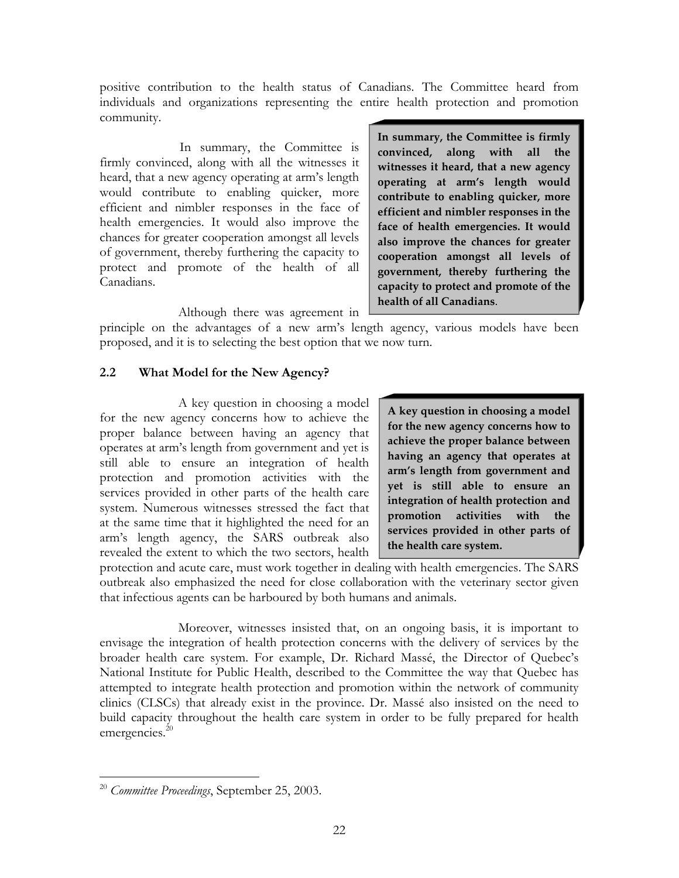positive contribution to the health status of Canadians. The Committee heard from individuals and organizations representing the entire health protection and promotion community.

In summary, the Committee is firmly convinced, along with all the witnesses it heard, that a new agency operating at arm's length would contribute to enabling quicker, more efficient and nimbler responses in the face of health emergencies. It would also improve the chances for greater cooperation amongst all levels of government, thereby furthering the capacity to protect and promote of the health of all Canadians.

> **In summary, the Committee is firmly convinced, along with all the witnesses it heard, that a new agency operating at arm's length would contribute to enabling quicker, more efficient and nimbler responses in the face of health emergencies. It would also improve the chances for greater cooperation amongst all levels of government, thereby furthering the capacity to protect and promote of the health of all Canadians**.

Although there was agreement in principle on the advantages of a new arm's length agency, various models have been proposed, and it is to selecting the best option that we now turn.

### 2.2 What Model for the New Agency?

A key question in choosing a model for the new agency concerns how to achieve the proper balance between having an agency that operates at arm's length from government and yet is still able to ensure an integration of health protection and promotion activities with the services provided in other parts of the health care system. Numerous witnesses stressed the fact that at the same time that it highlighted the need for an arm's length agency, the SARS outbreak also revealed the extent to which the two sectors, health protection and acute care, must work together in dealing with health emergencies. The SARS outbreak also emphasized the need for close collaboration with the veterinary sector given that infectious agents can be harboured by both humans and animals.

> **A key question in choosing a model for the new agency concerns how to achieve the proper balance between having an agency that operates at arm's length from government and yet is still able to ensure an integration of health protection and promotion activities with the services provided in other parts of the health care system.**

Moreover, witnesses insisted that, on an ongoing basis, it is important to envisage the integration of health protection concerns with the delivery of services by the broader health care system. For example, Dr. Richard Massé, the Director of Quebec's National Institute for Public Health, described to the Committee the way that Quebec has attempted to integrate health protection and promotion within the network of community clinics (CLSCs) that already exist in the province. Dr. Massé also insisted on the need to build capacity throughout the health care system in order to be fully prepared for health emergencies.[20]

---

[20] *Committee Proceedings*, September 25, 2003.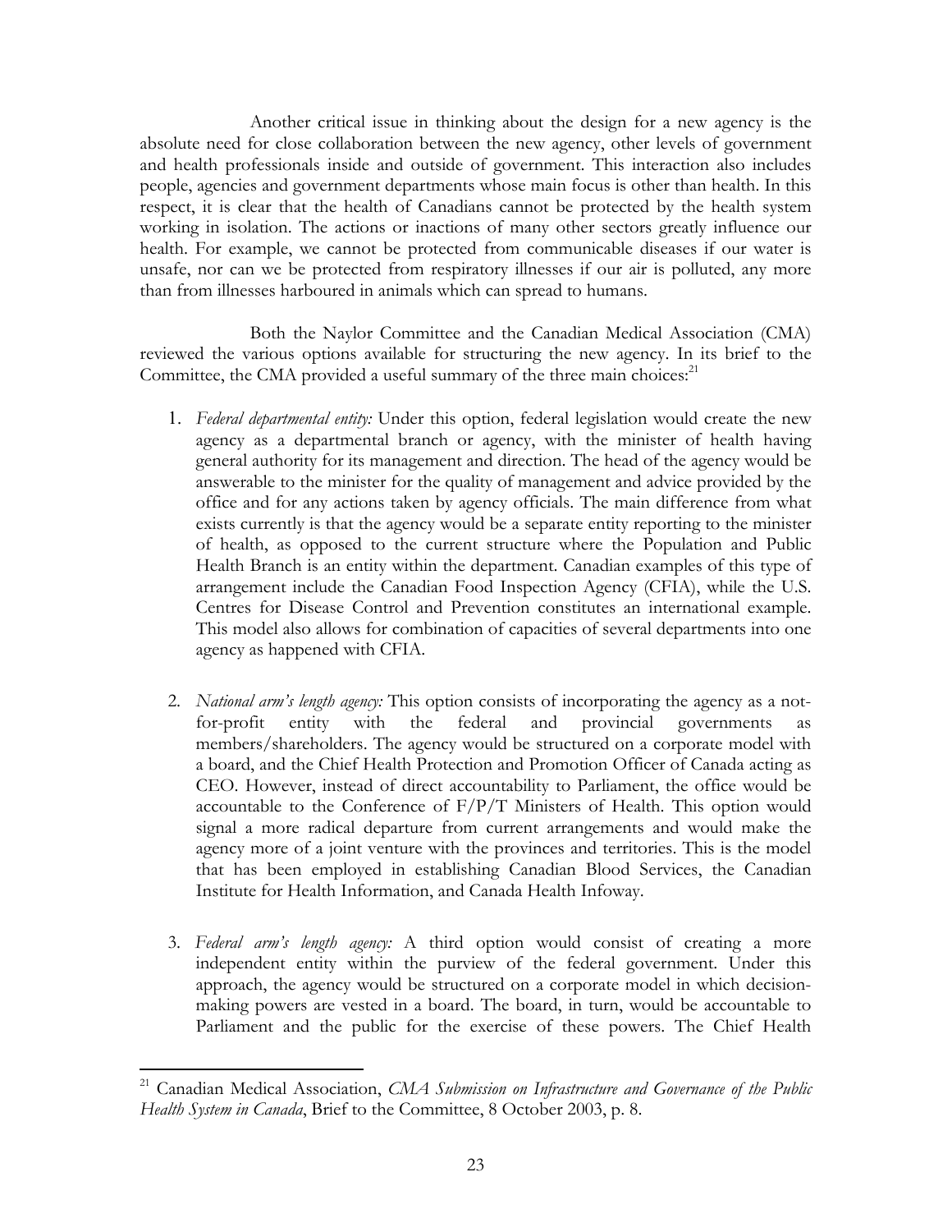Another critical issue in thinking about the design for a new agency is the absolute need for close collaboration between the new agency, other levels of government and health professionals inside and outside of government. This interaction also includes people, agencies and government departments whose main focus is other than health. In this respect, it is clear that the health of Canadians cannot be protected by the health system working in isolation. The actions or inactions of many other sectors greatly influence our health. For example, we cannot be protected from communicable diseases if our water is unsafe, nor can we be protected from respiratory illnesses if our air is polluted, any more than from illnesses harboured in animals which can spread to humans.

Both the Naylor Committee and the Canadian Medical Association (CMA) reviewed the various options available for structuring the new agency. In its brief to the Committee, the CMA provided a useful summary of the three main choices:[21]

1. *Federal departmental entity:* Under this option, federal legislation would create the new agency as a departmental branch or agency, with the minister of health having general authority for its management and direction. The head of the agency would be answerable to the minister for the quality of management and advice provided by the office and for any actions taken by agency officials. The main difference from what exists currently is that the agency would be a separate entity reporting to the minister of health, as opposed to the current structure where the Population and Public Health Branch is an entity within the department. Canadian examples of this type of arrangement include the Canadian Food Inspection Agency (CFIA), while the U.S. Centres for Disease Control and Prevention constitutes an international example. This model also allows for combination of capacities of several departments into one agency as happened with CFIA.

2. *National arm's length agency:* This option consists of incorporating the agency as a not-for-profit entity with the federal and provincial governments as members/shareholders. The agency would be structured on a corporate model with a board, and the Chief Health Protection and Promotion Officer of Canada acting as CEO. However, instead of direct accountability to Parliament, the office would be accountable to the Conference of F/P/T Ministers of Health. This option would signal a more radical departure from current arrangements and would make the agency more of a joint venture with the provinces and territories. This is the model that has been employed in establishing Canadian Blood Services, the Canadian Institute for Health Information, and Canada Health Infoway.

3. *Federal arm's length agency:* A third option would consist of creating a more independent entity within the purview of the federal government. Under this approach, the agency would be structured on a corporate model in which decision-making powers are vested in a board. The board, in turn, would be accountable to Parliament and the public for the exercise of these powers. The Chief Health

---

[21] Canadian Medical Association, *CMA Submission on Infrastructure and Governance of the Public Health System in Canada*, Brief to the Committee, 8 October 2003, p. 8.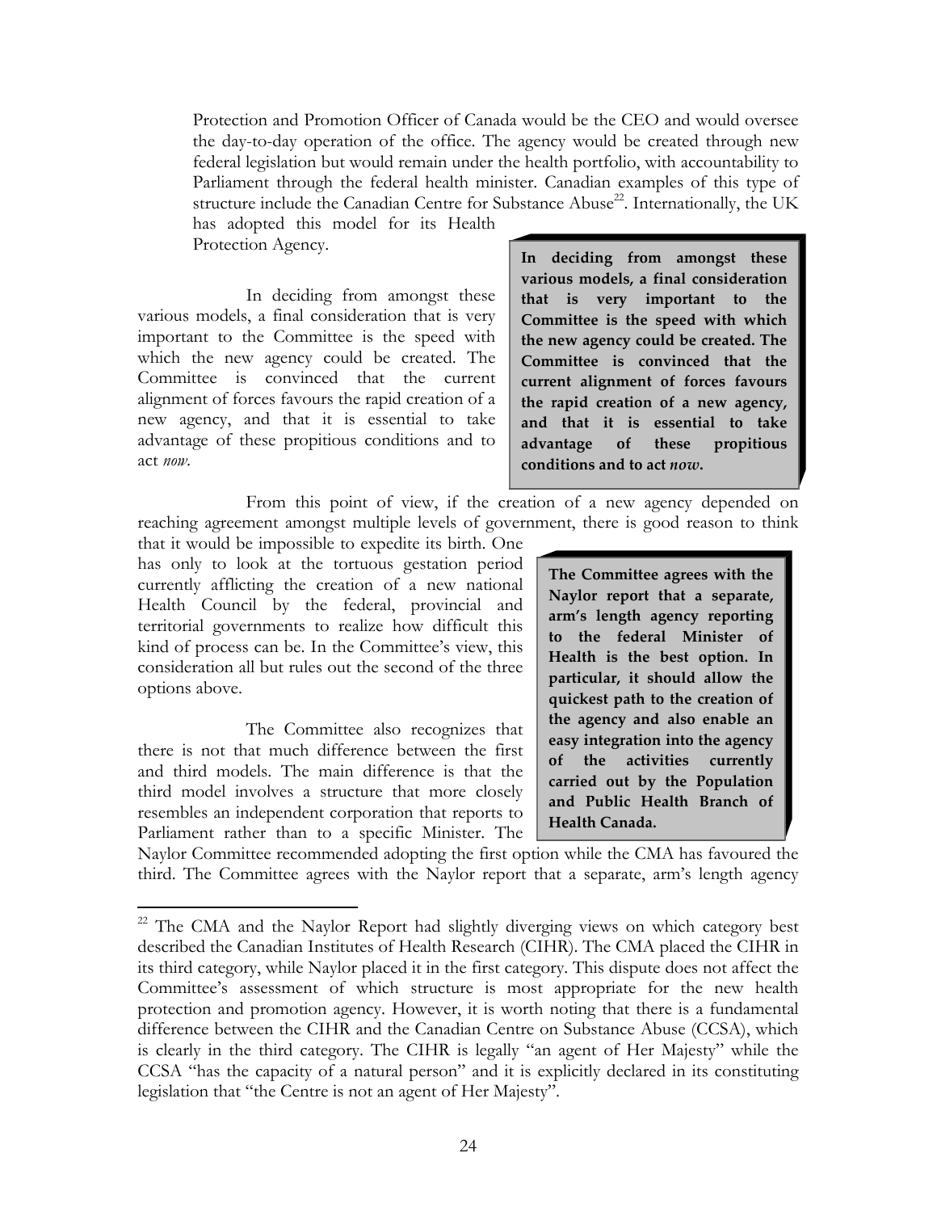Protection and Promotion Officer of Canada would be the CEO and would oversee the day-to-day operation of the office. The agency would be created through new federal legislation but would remain under the health portfolio, with accountability to Parliament through the federal health minister. Canadian examples of this type of structure include the Canadian Centre for Substance Abuse[22]. Internationally, the UK has adopted this model for its Health Protection Agency.

**In deciding from amongst these various models, a final consideration that is very important to the Committee is the speed with which the new agency could be created. The Committee is convinced that the current alignment of forces favours the rapid creation of a new agency, and that it is essential to take advantage of these propitious conditions and to act *now*.**

In deciding from amongst these various models, a final consideration that is very important to the Committee is the speed with which the new agency could be created. The Committee is convinced that the current alignment of forces favours the rapid creation of a new agency, and that it is essential to take advantage of these propitious conditions and to act *now*.

From this point of view, if the creation of a new agency depended on reaching agreement amongst multiple levels of government, there is good reason to think that it would be impossible to expedite its birth. One has only to look at the tortuous gestation period currently afflicting the creation of a new national Health Council by the federal, provincial and territorial governments to realize how difficult this kind of process can be. In the Committee's view, this consideration all but rules out the second of the three options above.

**The Committee agrees with the Naylor report that a separate, arm's length agency reporting to the federal Minister of Health is the best option. In particular, it should allow the quickest path to the creation of the agency and also enable an easy integration into the agency of the activities currently carried out by the Population and Public Health Branch of Health Canada.**

The Committee also recognizes that there is not that much difference between the first and third models. The main difference is that the third model involves a structure that more closely resembles an independent corporation that reports to Parliament rather than to a specific Minister. The Naylor Committee recommended adopting the first option while the CMA has favoured the third. The Committee agrees with the Naylor report that a separate, arm's length agency

---

[22] The CMA and the Naylor Report had slightly diverging views on which category best described the Canadian Institutes of Health Research (CIHR). The CMA placed the CIHR in its third category, while Naylor placed it in the first category. This dispute does not affect the Committee's assessment of which structure is most appropriate for the new health protection and promotion agency. However, it is worth noting that there is a fundamental difference between the CIHR and the Canadian Centre on Substance Abuse (CCSA), which is clearly in the third category. The CIHR is legally "an agent of Her Majesty" while the CCSA "has the capacity of a natural person" and it is explicitly declared in its constituting legislation that "the Centre is not an agent of Her Majesty".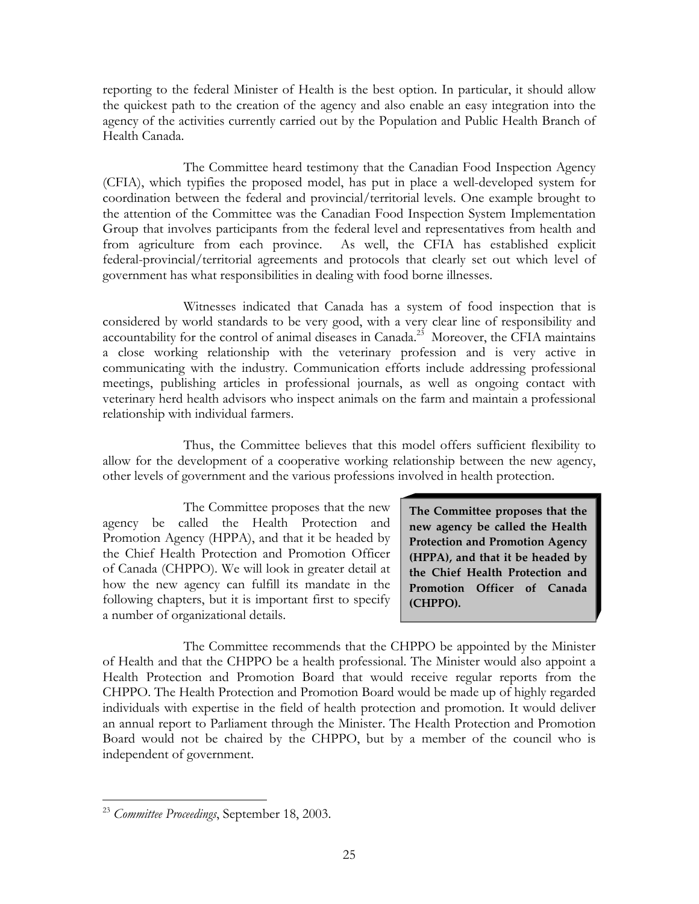reporting to the federal Minister of Health is the best option. In particular, it should allow the quickest path to the creation of the agency and also enable an easy integration into the agency of the activities currently carried out by the Population and Public Health Branch of Health Canada.

The Committee heard testimony that the Canadian Food Inspection Agency (CFIA), which typifies the proposed model, has put in place a well-developed system for coordination between the federal and provincial/territorial levels. One example brought to the attention of the Committee was the Canadian Food Inspection System Implementation Group that involves participants from the federal level and representatives from health and from agriculture from each province. As well, the CFIA has established explicit federal-provincial/territorial agreements and protocols that clearly set out which level of government has what responsibilities in dealing with food borne illnesses.

Witnesses indicated that Canada has a system of food inspection that is considered by world standards to be very good, with a very clear line of responsibility and accountability for the control of animal diseases in Canada.[23] Moreover, the CFIA maintains a close working relationship with the veterinary profession and is very active in communicating with the industry. Communication efforts include addressing professional meetings, publishing articles in professional journals, as well as ongoing contact with veterinary herd health advisors who inspect animals on the farm and maintain a professional relationship with individual farmers.

Thus, the Committee believes that this model offers sufficient flexibility to allow for the development of a cooperative working relationship between the new agency, other levels of government and the various professions involved in health protection.

The Committee proposes that the new agency be called the Health Protection and Promotion Agency (HPPA), and that it be headed by the Chief Health Protection and Promotion Officer of Canada (CHPPO). We will look in greater detail at how the new agency can fulfill its mandate in the following chapters, but it is important first to specify a number of organizational details.

> **The Committee proposes that the new agency be called the Health Protection and Promotion Agency (HPPA), and that it be headed by the Chief Health Protection and Promotion Officer of Canada (CHPPO).**

The Committee recommends that the CHPPO be appointed by the Minister of Health and that the CHPPO be a health professional. The Minister would also appoint a Health Protection and Promotion Board that would receive regular reports from the CHPPO. The Health Protection and Promotion Board would be made up of highly regarded individuals with expertise in the field of health protection and promotion. It would deliver an annual report to Parliament through the Minister. The Health Protection and Promotion Board would not be chaired by the CHPPO, but by a member of the council who is independent of government.

---

[23] *Committee Proceedings*, September 18, 2003.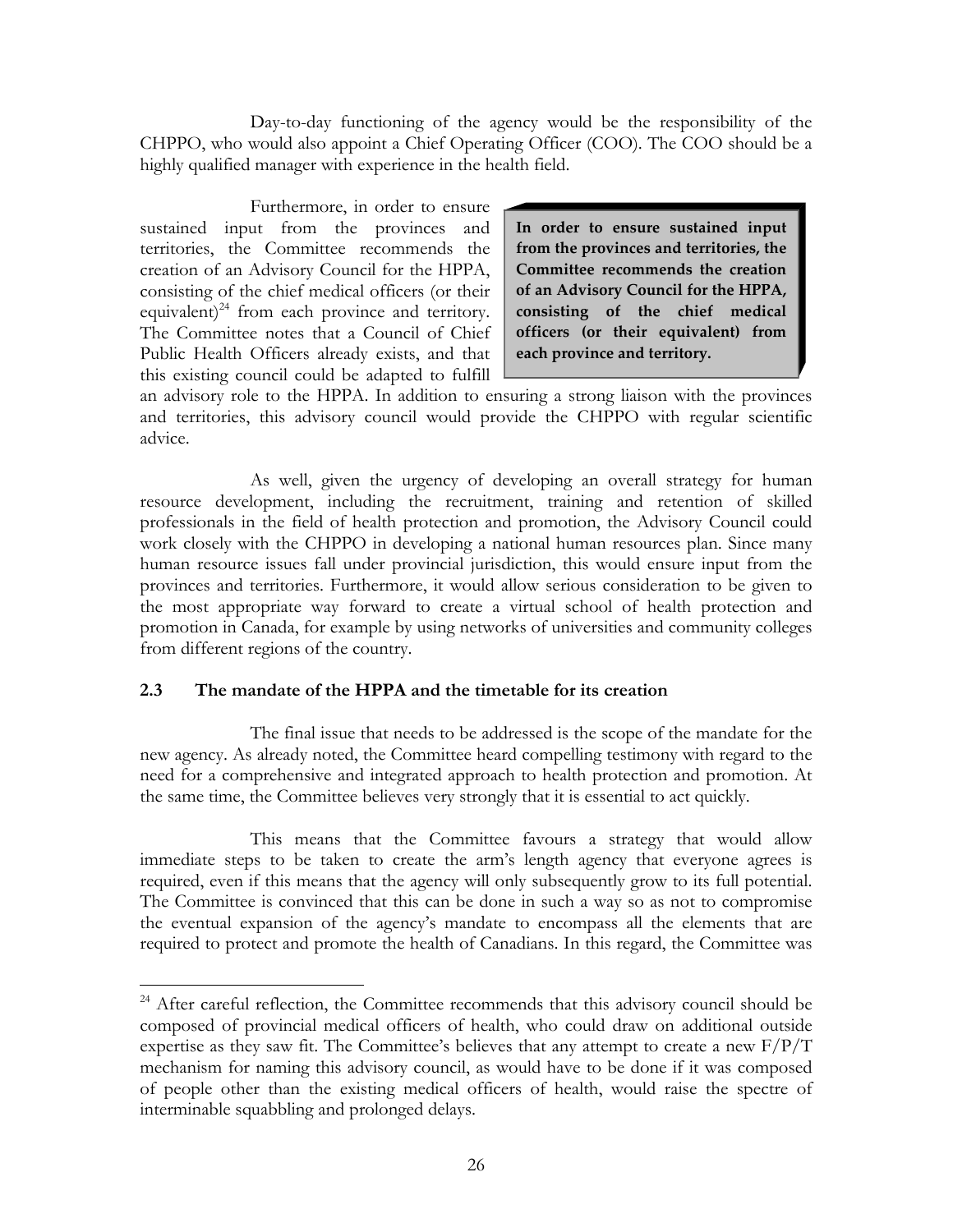Day-to-day functioning of the agency would be the responsibility of the CHPPO, who would also appoint a Chief Operating Officer (COO). The COO should be a highly qualified manager with experience in the health field.

Furthermore, in order to ensure sustained input from the provinces and territories, the Committee recommends the creation of an Advisory Council for the HPPA, consisting of the chief medical officers (or their equivalent)[24] from each province and territory. The Committee notes that a Council of Chief Public Health Officers already exists, and that this existing council could be adapted to fulfill an advisory role to the HPPA. In addition to ensuring a strong liaison with the provinces and territories, this advisory council would provide the CHPPO with regular scientific advice.

> **In order to ensure sustained input from the provinces and territories, the Committee recommends the creation of an Advisory Council for the HPPA, consisting of the chief medical officers (or their equivalent) from each province and territory.**

As well, given the urgency of developing an overall strategy for human resource development, including the recruitment, training and retention of skilled professionals in the field of health protection and promotion, the Advisory Council could work closely with the CHPPO in developing a national human resources plan. Since many human resource issues fall under provincial jurisdiction, this would ensure input from the provinces and territories. Furthermore, it would allow serious consideration to be given to the most appropriate way forward to create a virtual school of health protection and promotion in Canada, for example by using networks of universities and community colleges from different regions of the country.

### 2.3 The mandate of the HPPA and the timetable for its creation

The final issue that needs to be addressed is the scope of the mandate for the new agency. As already noted, the Committee heard compelling testimony with regard to the need for a comprehensive and integrated approach to health protection and promotion. At the same time, the Committee believes very strongly that it is essential to act quickly.

This means that the Committee favours a strategy that would allow immediate steps to be taken to create the arm's length agency that everyone agrees is required, even if this means that the agency will only subsequently grow to its full potential. The Committee is convinced that this can be done in such a way so as not to compromise the eventual expansion of the agency's mandate to encompass all the elements that are required to protect and promote the health of Canadians. In this regard, the Committee was

---

[24] After careful reflection, the Committee recommends that this advisory council should be composed of provincial medical officers of health, who could draw on additional outside expertise as they saw fit. The Committee's believes that any attempt to create a new F/P/T mechanism for naming this advisory council, as would have to be done if it was composed of people other than the existing medical officers of health, would raise the spectre of interminable squabbling and prolonged delays.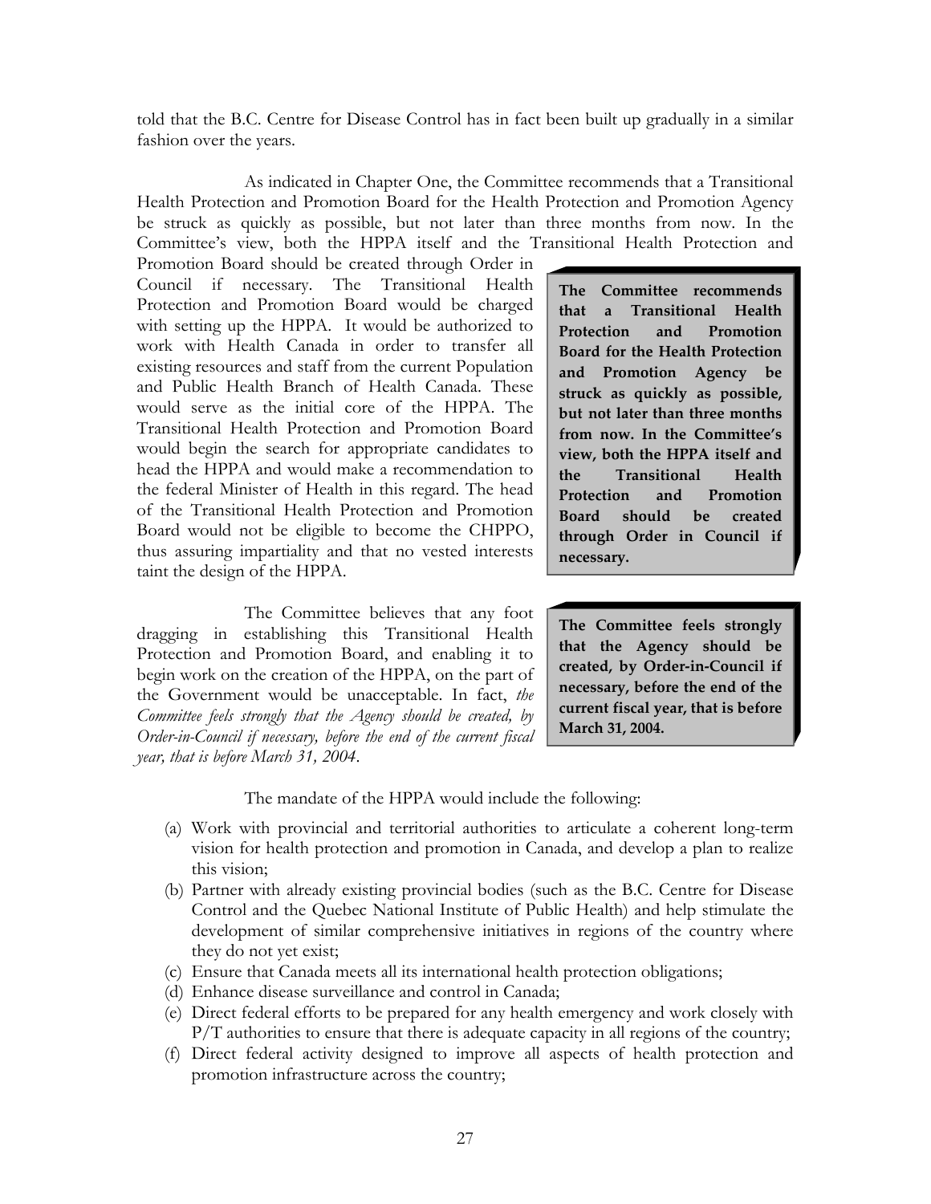told that the B.C. Centre for Disease Control has in fact been built up gradually in a similar fashion over the years.

As indicated in Chapter One, the Committee recommends that a Transitional Health Protection and Promotion Board for the Health Protection and Promotion Agency be struck as quickly as possible, but not later than three months from now. In the Committee's view, both the HPPA itself and the Transitional Health Protection and Promotion Board should be created through Order in Council if necessary. The Transitional Health Protection and Promotion Board would be charged with setting up the HPPA. It would be authorized to work with Health Canada in order to transfer all existing resources and staff from the current Population and Public Health Branch of Health Canada. These would serve as the initial core of the HPPA. The Transitional Health Protection and Promotion Board would begin the search for appropriate candidates to head the HPPA and would make a recommendation to the federal Minister of Health in this regard. The head of the Transitional Health Protection and Promotion Board would not be eligible to become the CHPPO, thus assuring impartiality and that no vested interests taint the design of the HPPA.

> **The Committee recommends that a Transitional Health Protection and Promotion Board for the Health Protection and Promotion Agency be struck as quickly as possible, but not later than three months from now. In the Committee's view, both the HPPA itself and the Transitional Health Protection and Promotion Board should be created through Order in Council if necessary.**

The Committee believes that any foot dragging in establishing this Transitional Health Protection and Promotion Board, and enabling it to begin work on the creation of the HPPA, on the part of the Government would be unacceptable. In fact, *the Committee feels strongly that the Agency should be created, by Order-in-Council if necessary, before the end of the current fiscal year, that is before March 31, 2004*.

> **The Committee feels strongly that the Agency should be created, by Order-in-Council if necessary, before the end of the current fiscal year, that is before March 31, 2004.**

The mandate of the HPPA would include the following:

(a) Work with provincial and territorial authorities to articulate a coherent long-term vision for health protection and promotion in Canada, and develop a plan to realize this vision;
(b) Partner with already existing provincial bodies (such as the B.C. Centre for Disease Control and the Quebec National Institute of Public Health) and help stimulate the development of similar comprehensive initiatives in regions of the country where they do not yet exist;
(c) Ensure that Canada meets all its international health protection obligations;
(d) Enhance disease surveillance and control in Canada;
(e) Direct federal efforts to be prepared for any health emergency and work closely with P/T authorities to ensure that there is adequate capacity in all regions of the country;
(f) Direct federal activity designed to improve all aspects of health protection and promotion infrastructure across the country;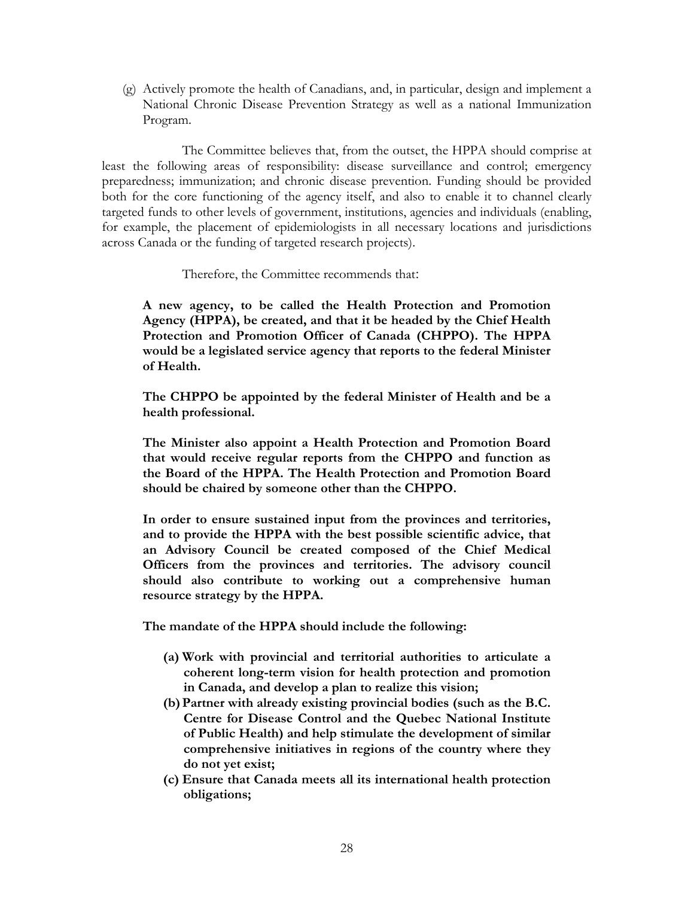(g) Actively promote the health of Canadians, and, in particular, design and implement a National Chronic Disease Prevention Strategy as well as a national Immunization Program.

The Committee believes that, from the outset, the HPPA should comprise at least the following areas of responsibility: disease surveillance and control; emergency preparedness; immunization; and chronic disease prevention. Funding should be provided both for the core functioning of the agency itself, and also to enable it to channel clearly targeted funds to other levels of government, institutions, agencies and individuals (enabling, for example, the placement of epidemiologists in all necessary locations and jurisdictions across Canada or the funding of targeted research projects).

Therefore, the Committee recommends that:

**A new agency, to be called the Health Protection and Promotion Agency (HPPA), be created, and that it be headed by the Chief Health Protection and Promotion Officer of Canada (CHPPO). The HPPA would be a legislated service agency that reports to the federal Minister of Health.**

**The CHPPO be appointed by the federal Minister of Health and be a health professional.**

**The Minister also appoint a Health Protection and Promotion Board that would receive regular reports from the CHPPO and function as the Board of the HPPA. The Health Protection and Promotion Board should be chaired by someone other than the CHPPO.**

**In order to ensure sustained input from the provinces and territories, and to provide the HPPA with the best possible scientific advice, that an Advisory Council be created composed of the Chief Medical Officers from the provinces and territories. The advisory council should also contribute to working out a comprehensive human resource strategy by the HPPA.**

**The mandate of the HPPA should include the following:**

- **(a) Work with provincial and territorial authorities to articulate a coherent long-term vision for health protection and promotion in Canada, and develop a plan to realize this vision;**
- **(b) Partner with already existing provincial bodies (such as the B.C. Centre for Disease Control and the Quebec National Institute of Public Health) and help stimulate the development of similar comprehensive initiatives in regions of the country where they do not yet exist;**
- **(c) Ensure that Canada meets all its international health protection obligations;**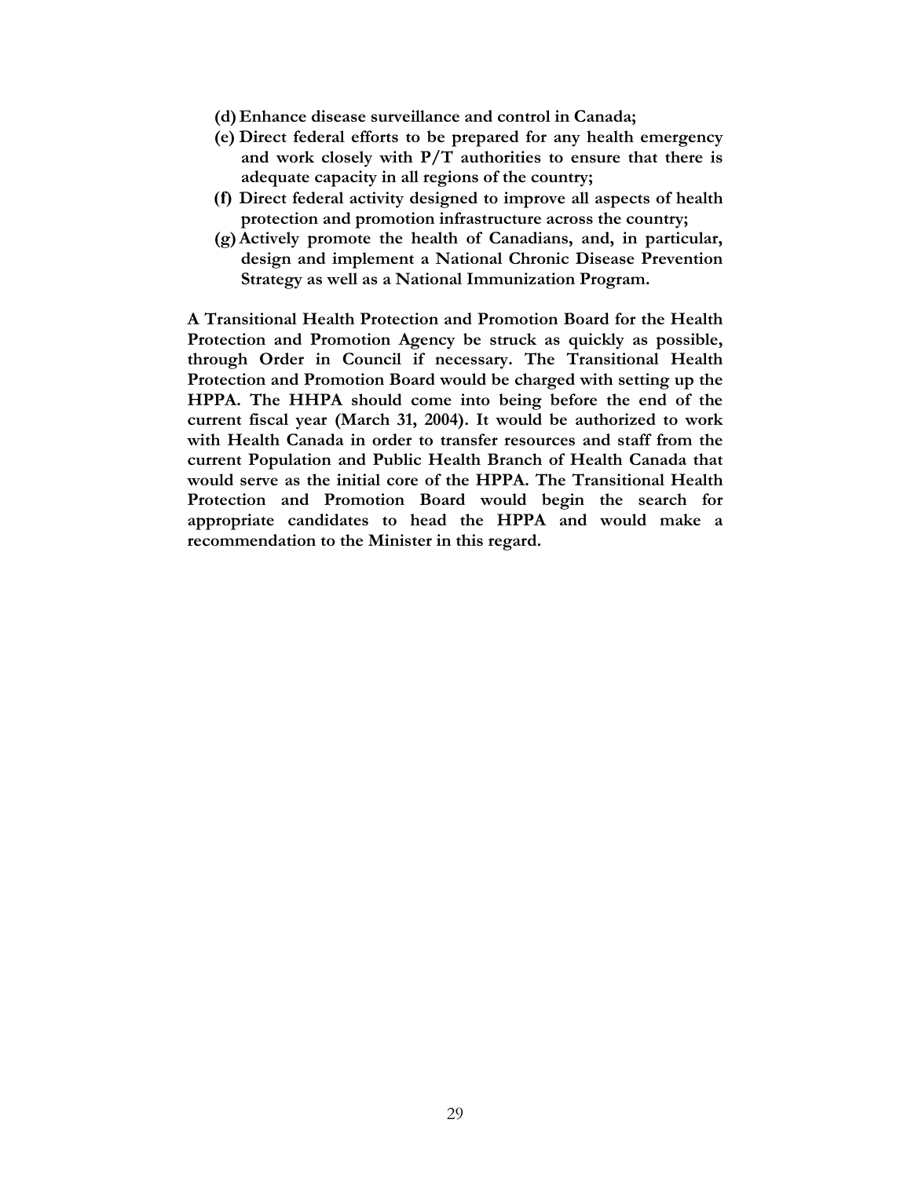**(d) Enhance disease surveillance and control in Canada;**

**(e) Direct federal efforts to be prepared for any health emergency and work closely with P/T authorities to ensure that there is adequate capacity in all regions of the country;**

**(f) Direct federal activity designed to improve all aspects of health protection and promotion infrastructure across the country;**

**(g) Actively promote the health of Canadians, and, in particular, design and implement a National Chronic Disease Prevention Strategy as well as a National Immunization Program.**

**A Transitional Health Protection and Promotion Board for the Health Protection and Promotion Agency be struck as quickly as possible, through Order in Council if necessary. The Transitional Health Protection and Promotion Board would be charged with setting up the HPPA. The HHPA should come into being before the end of the current fiscal year (March 31, 2004). It would be authorized to work with Health Canada in order to transfer resources and staff from the current Population and Public Health Branch of Health Canada that would serve as the initial core of the HPPA. The Transitional Health Protection and Promotion Board would begin the search for appropriate candidates to head the HPPA and would make a recommendation to the Minister in this regard.**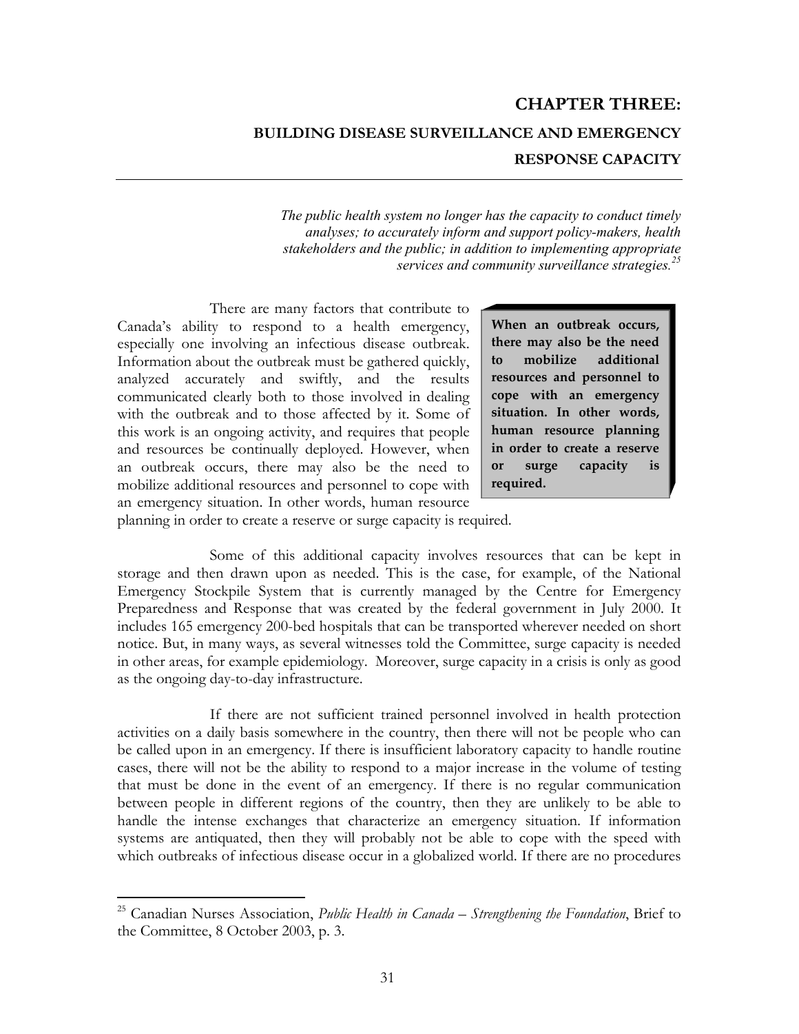# CHAPTER THREE:

## BUILDING DISEASE SURVEILLANCE AND EMERGENCY RESPONSE CAPACITY

> *The public health system no longer has the capacity to conduct timely analyses; to accurately inform and support policy-makers, health stakeholders and the public; in addition to implementing appropriate services and community surveillance strategies.*[25]

There are many factors that contribute to Canada's ability to respond to a health emergency, especially one involving an infectious disease outbreak. Information about the outbreak must be gathered quickly, analyzed accurately and swiftly, and the results communicated clearly both to those involved in dealing with the outbreak and to those affected by it. Some of this work is an ongoing activity, and requires that people and resources be continually deployed. However, when an outbreak occurs, there may also be the need to mobilize additional resources and personnel to cope with an emergency situation. In other words, human resource planning in order to create a reserve or surge capacity is required.

> **When an outbreak occurs, there may also be the need to mobilize additional resources and personnel to cope with an emergency situation. In other words, human resource planning in order to create a reserve or surge capacity is required.**

Some of this additional capacity involves resources that can be kept in storage and then drawn upon as needed. This is the case, for example, of the National Emergency Stockpile System that is currently managed by the Centre for Emergency Preparedness and Response that was created by the federal government in July 2000. It includes 165 emergency 200-bed hospitals that can be transported wherever needed on short notice. But, in many ways, as several witnesses told the Committee, surge capacity is needed in other areas, for example epidemiology. Moreover, surge capacity in a crisis is only as good as the ongoing day-to-day infrastructure.

If there are not sufficient trained personnel involved in health protection activities on a daily basis somewhere in the country, then there will not be people who can be called upon in an emergency. If there is insufficient laboratory capacity to handle routine cases, there will not be the ability to respond to a major increase in the volume of testing that must be done in the event of an emergency. If there is no regular communication between people in different regions of the country, then they are unlikely to be able to handle the intense exchanges that characterize an emergency situation. If information systems are antiquated, then they will probably not be able to cope with the speed with which outbreaks of infectious disease occur in a globalized world. If there are no procedures

---

[25] Canadian Nurses Association, *Public Health in Canada – Strengthening the Foundation*, Brief to the Committee, 8 October 2003, p. 3.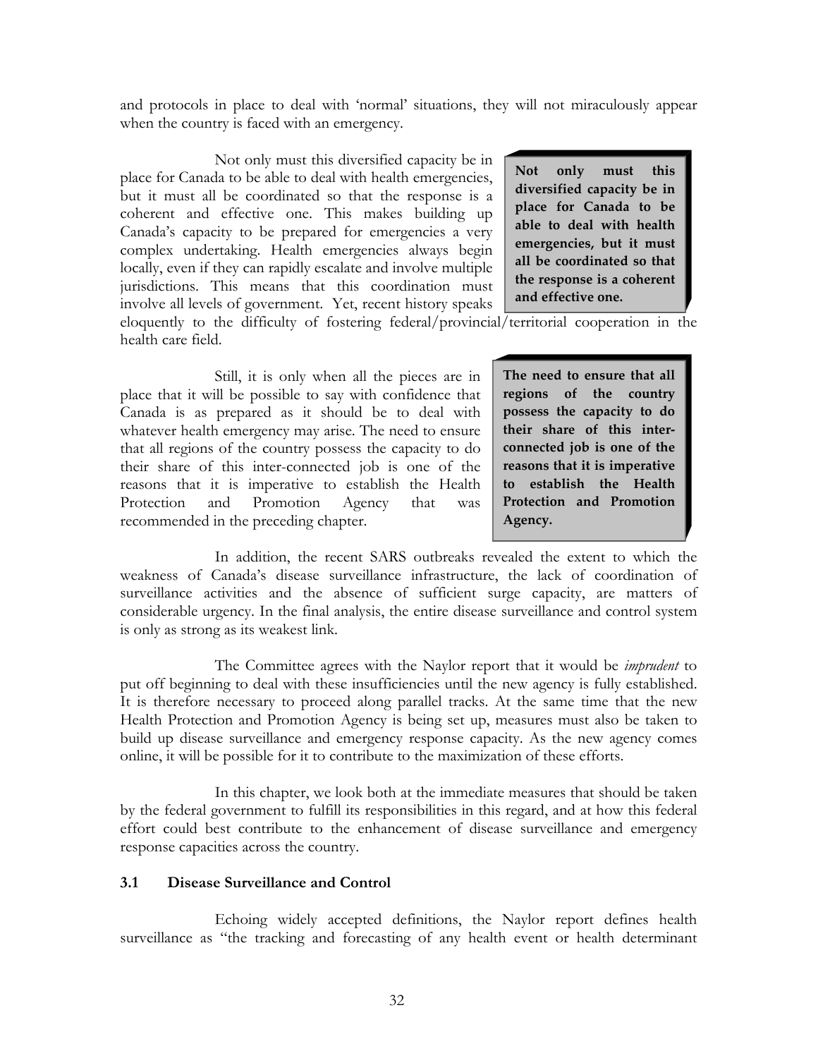and protocols in place to deal with 'normal' situations, they will not miraculously appear when the country is faced with an emergency.

Not only must this diversified capacity be in place for Canada to be able to deal with health emergencies, but it must all be coordinated so that the response is a coherent and effective one. This makes building up Canada's capacity to be prepared for emergencies a very complex undertaking. Health emergencies always begin locally, even if they can rapidly escalate and involve multiple jurisdictions. This means that this coordination must involve all levels of government. Yet, recent history speaks eloquently to the difficulty of fostering federal/provincial/territorial cooperation in the health care field.

**Not only must this diversified capacity be in place for Canada to be able to deal with health emergencies, but it must all be coordinated so that the response is a coherent and effective one.**

Still, it is only when all the pieces are in place that it will be possible to say with confidence that Canada is as prepared as it should be to deal with whatever health emergency may arise. The need to ensure that all regions of the country possess the capacity to do their share of this inter-connected job is one of the reasons that it is imperative to establish the Health Protection and Promotion Agency that was recommended in the preceding chapter.

**The need to ensure that all regions of the country possess the capacity to do their share of this inter-connected job is one of the reasons that it is imperative to establish the Health Protection and Promotion Agency.**

In addition, the recent SARS outbreaks revealed the extent to which the weakness of Canada's disease surveillance infrastructure, the lack of coordination of surveillance activities and the absence of sufficient surge capacity, are matters of considerable urgency. In the final analysis, the entire disease surveillance and control system is only as strong as its weakest link.

The Committee agrees with the Naylor report that it would be *imprudent* to put off beginning to deal with these insufficiencies until the new agency is fully established. It is therefore necessary to proceed along parallel tracks. At the same time that the new Health Protection and Promotion Agency is being set up, measures must also be taken to build up disease surveillance and emergency response capacity. As the new agency comes online, it will be possible for it to contribute to the maximization of these efforts.

In this chapter, we look both at the immediate measures that should be taken by the federal government to fulfill its responsibilities in this regard, and at how this federal effort could best contribute to the enhancement of disease surveillance and emergency response capacities across the country.

### 3.1 Disease Surveillance and Control

Echoing widely accepted definitions, the Naylor report defines health surveillance as "the tracking and forecasting of any health event or health determinant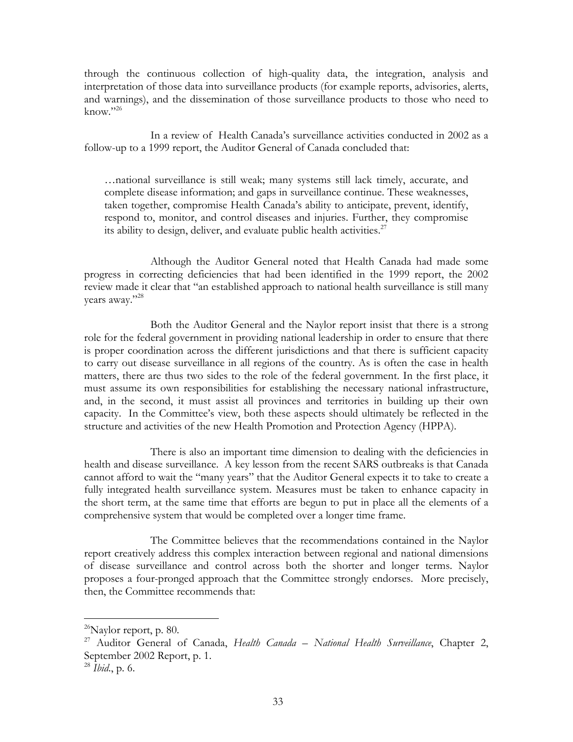through the continuous collection of high-quality data, the integration, analysis and interpretation of those data into surveillance products (for example reports, advisories, alerts, and warnings), and the dissemination of those surveillance products to those who need to know."[26]

In a review of Health Canada's surveillance activities conducted in 2002 as a follow-up to a 1999 report, the Auditor General of Canada concluded that:

> …national surveillance is still weak; many systems still lack timely, accurate, and complete disease information; and gaps in surveillance continue. These weaknesses, taken together, compromise Health Canada's ability to anticipate, prevent, identify, respond to, monitor, and control diseases and injuries. Further, they compromise its ability to design, deliver, and evaluate public health activities.[27]

Although the Auditor General noted that Health Canada had made some progress in correcting deficiencies that had been identified in the 1999 report, the 2002 review made it clear that "an established approach to national health surveillance is still many years away."[28]

Both the Auditor General and the Naylor report insist that there is a strong role for the federal government in providing national leadership in order to ensure that there is proper coordination across the different jurisdictions and that there is sufficient capacity to carry out disease surveillance in all regions of the country. As is often the case in health matters, there are thus two sides to the role of the federal government. In the first place, it must assume its own responsibilities for establishing the necessary national infrastructure, and, in the second, it must assist all provinces and territories in building up their own capacity. In the Committee's view, both these aspects should ultimately be reflected in the structure and activities of the new Health Promotion and Protection Agency (HPPA).

There is also an important time dimension to dealing with the deficiencies in health and disease surveillance. A key lesson from the recent SARS outbreaks is that Canada cannot afford to wait the "many years" that the Auditor General expects it to take to create a fully integrated health surveillance system. Measures must be taken to enhance capacity in the short term, at the same time that efforts are begun to put in place all the elements of a comprehensive system that would be completed over a longer time frame.

The Committee believes that the recommendations contained in the Naylor report creatively address this complex interaction between regional and national dimensions of disease surveillance and control across both the shorter and longer terms. Naylor proposes a four-pronged approach that the Committee strongly endorses. More precisely, then, the Committee recommends that:

---

[26] Naylor report, p. 80.

[27] Auditor General of Canada, *Health Canada – National Health Surveillance*, Chapter 2, September 2002 Report, p. 1.

[28] *Ibid*., p. 6.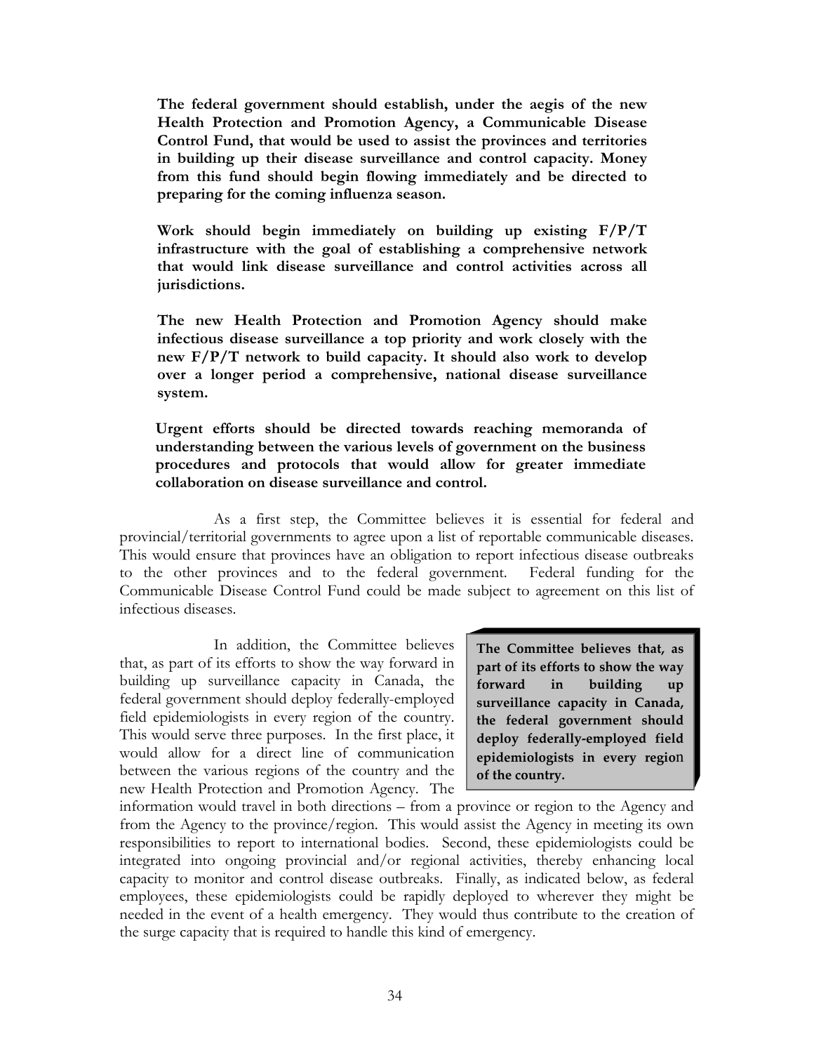**The federal government should establish, under the aegis of the new Health Protection and Promotion Agency, a Communicable Disease Control Fund, that would be used to assist the provinces and territories in building up their disease surveillance and control capacity. Money from this fund should begin flowing immediately and be directed to preparing for the coming influenza season.**

**Work should begin immediately on building up existing F/P/T infrastructure with the goal of establishing a comprehensive network that would link disease surveillance and control activities across all jurisdictions.**

**The new Health Protection and Promotion Agency should make infectious disease surveillance a top priority and work closely with the new F/P/T network to build capacity. It should also work to develop over a longer period a comprehensive, national disease surveillance system.**

**Urgent efforts should be directed towards reaching memoranda of understanding between the various levels of government on the business procedures and protocols that would allow for greater immediate collaboration on disease surveillance and control.**

As a first step, the Committee believes it is essential for federal and provincial/territorial governments to agree upon a list of reportable communicable diseases. This would ensure that provinces have an obligation to report infectious disease outbreaks to the other provinces and to the federal government. Federal funding for the Communicable Disease Control Fund could be made subject to agreement on this list of infectious diseases.

In addition, the Committee believes that, as part of its efforts to show the way forward in building up surveillance capacity in Canada, the federal government should deploy federally-employed field epidemiologists in every region of the country. This would serve three purposes. In the first place, it would allow for a direct line of communication between the various regions of the country and the new Health Protection and Promotion Agency. The information would travel in both directions – from a province or region to the Agency and from the Agency to the province/region. This would assist the Agency in meeting its own responsibilities to report to international bodies. Second, these epidemiologists could be integrated into ongoing provincial and/or regional activities, thereby enhancing local capacity to monitor and control disease outbreaks. Finally, as indicated below, as federal employees, these epidemiologists could be rapidly deployed to wherever they might be needed in the event of a health emergency. They would thus contribute to the creation of the surge capacity that is required to handle this kind of emergency.

> **The Committee believes that, as part of its efforts to show the way forward in building up surveillance capacity in Canada, the federal government should deploy federally-employed field epidemiologists in every region of the country.**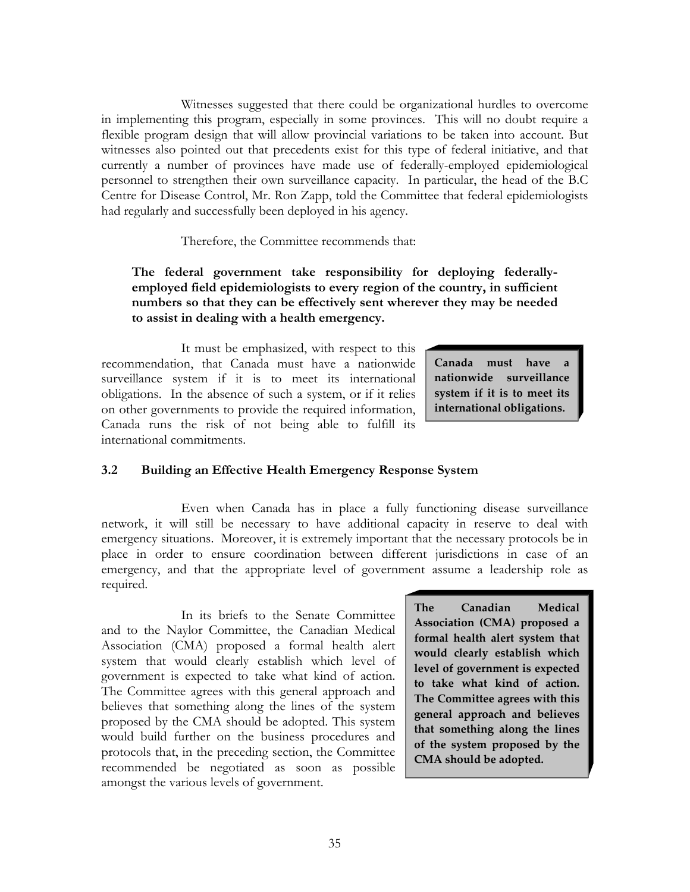Witnesses suggested that there could be organizational hurdles to overcome in implementing this program, especially in some provinces. This will no doubt require a flexible program design that will allow provincial variations to be taken into account. But witnesses also pointed out that precedents exist for this type of federal initiative, and that currently a number of provinces have made use of federally-employed epidemiological personnel to strengthen their own surveillance capacity. In particular, the head of the B.C Centre for Disease Control, Mr. Ron Zapp, told the Committee that federal epidemiologists had regularly and successfully been deployed in his agency.

Therefore, the Committee recommends that:

**The federal government take responsibility for deploying federally-employed field epidemiologists to every region of the country, in sufficient numbers so that they can be effectively sent wherever they may be needed to assist in dealing with a health emergency.**

It must be emphasized, with respect to this recommendation, that Canada must have a nationwide surveillance system if it is to meet its international obligations. In the absence of such a system, or if it relies on other governments to provide the required information, Canada runs the risk of not being able to fulfill its international commitments.

> **Canada must have a nationwide surveillance system if it is to meet its international obligations.**

### 3.2 Building an Effective Health Emergency Response System

Even when Canada has in place a fully functioning disease surveillance network, it will still be necessary to have additional capacity in reserve to deal with emergency situations. Moreover, it is extremely important that the necessary protocols be in place in order to ensure coordination between different jurisdictions in case of an emergency, and that the appropriate level of government assume a leadership role as required.

In its briefs to the Senate Committee and to the Naylor Committee, the Canadian Medical Association (CMA) proposed a formal health alert system that would clearly establish which level of government is expected to take what kind of action. The Committee agrees with this general approach and believes that something along the lines of the system proposed by the CMA should be adopted. This system would build further on the business procedures and protocols that, in the preceding section, the Committee recommended be negotiated as soon as possible amongst the various levels of government.

> **The Canadian Medical Association (CMA) proposed a formal health alert system that would clearly establish which level of government is expected to take what kind of action. The Committee agrees with this general approach and believes that something along the lines of the system proposed by the CMA should be adopted.**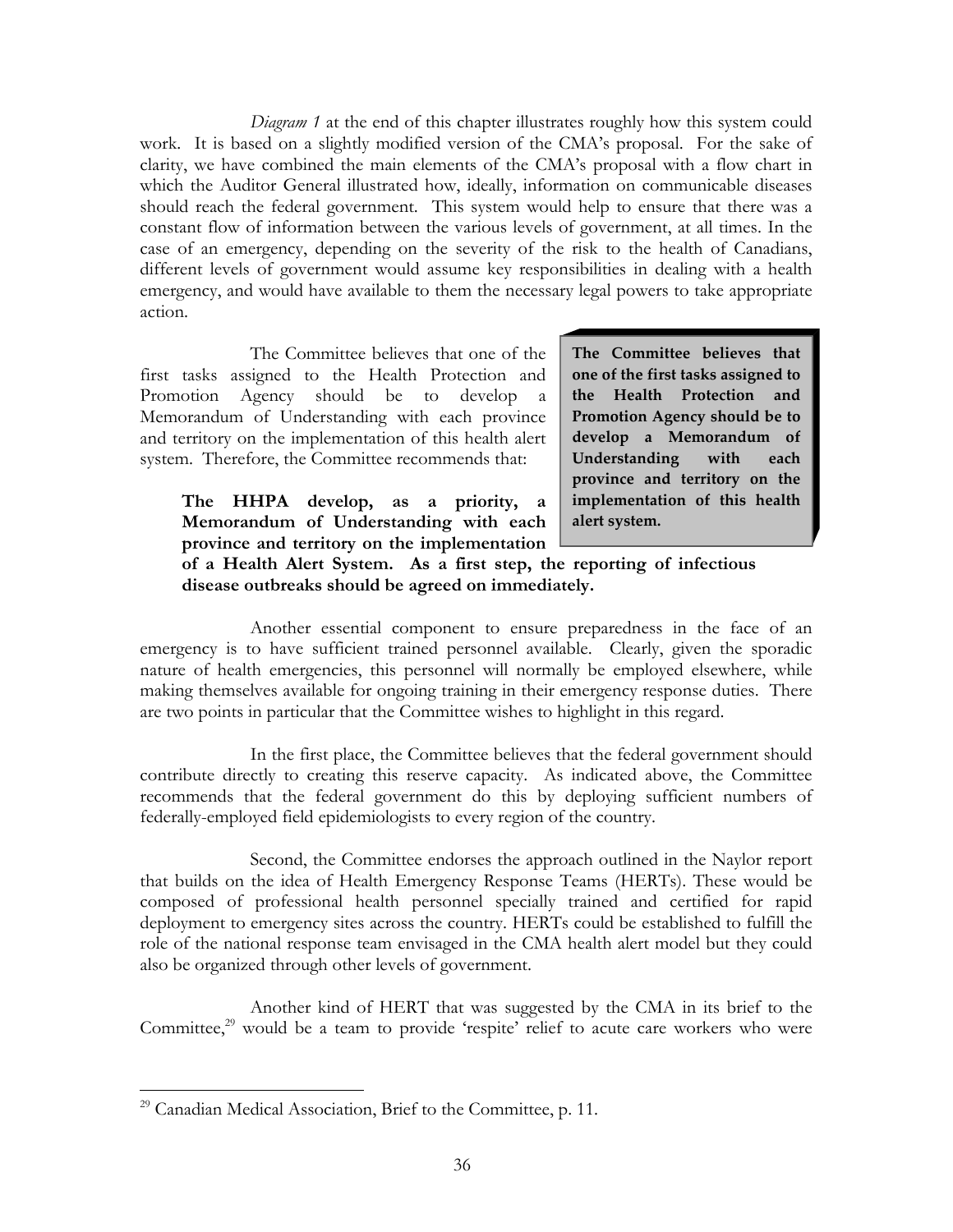*Diagram 1* at the end of this chapter illustrates roughly how this system could work. It is based on a slightly modified version of the CMA's proposal. For the sake of clarity, we have combined the main elements of the CMA's proposal with a flow chart in which the Auditor General illustrated how, ideally, information on communicable diseases should reach the federal government. This system would help to ensure that there was a constant flow of information between the various levels of government, at all times. In the case of an emergency, depending on the severity of the risk to the health of Canadians, different levels of government would assume key responsibilities in dealing with a health emergency, and would have available to them the necessary legal powers to take appropriate action.

The Committee believes that one of the first tasks assigned to the Health Protection and Promotion Agency should be to develop a Memorandum of Understanding with each province and territory on the implementation of this health alert system. Therefore, the Committee recommends that:

> **The Committee believes that one of the first tasks assigned to the Health Protection and Promotion Agency should be to develop a Memorandum of Understanding with each province and territory on the implementation of this health alert system.**

**The HHPA develop, as a priority, a Memorandum of Understanding with each province and territory on the implementation of a Health Alert System. As a first step, the reporting of infectious disease outbreaks should be agreed on immediately.**

Another essential component to ensure preparedness in the face of an emergency is to have sufficient trained personnel available. Clearly, given the sporadic nature of health emergencies, this personnel will normally be employed elsewhere, while making themselves available for ongoing training in their emergency response duties. There are two points in particular that the Committee wishes to highlight in this regard.

In the first place, the Committee believes that the federal government should contribute directly to creating this reserve capacity. As indicated above, the Committee recommends that the federal government do this by deploying sufficient numbers of federally-employed field epidemiologists to every region of the country.

Second, the Committee endorses the approach outlined in the Naylor report that builds on the idea of Health Emergency Response Teams (HERTs). These would be composed of professional health personnel specially trained and certified for rapid deployment to emergency sites across the country. HERTs could be established to fulfill the role of the national response team envisaged in the CMA health alert model but they could also be organized through other levels of government.

Another kind of HERT that was suggested by the CMA in its brief to the Committee,[29] would be a team to provide 'respite' relief to acute care workers who were

[29] Canadian Medical Association, Brief to the Committee, p. 11.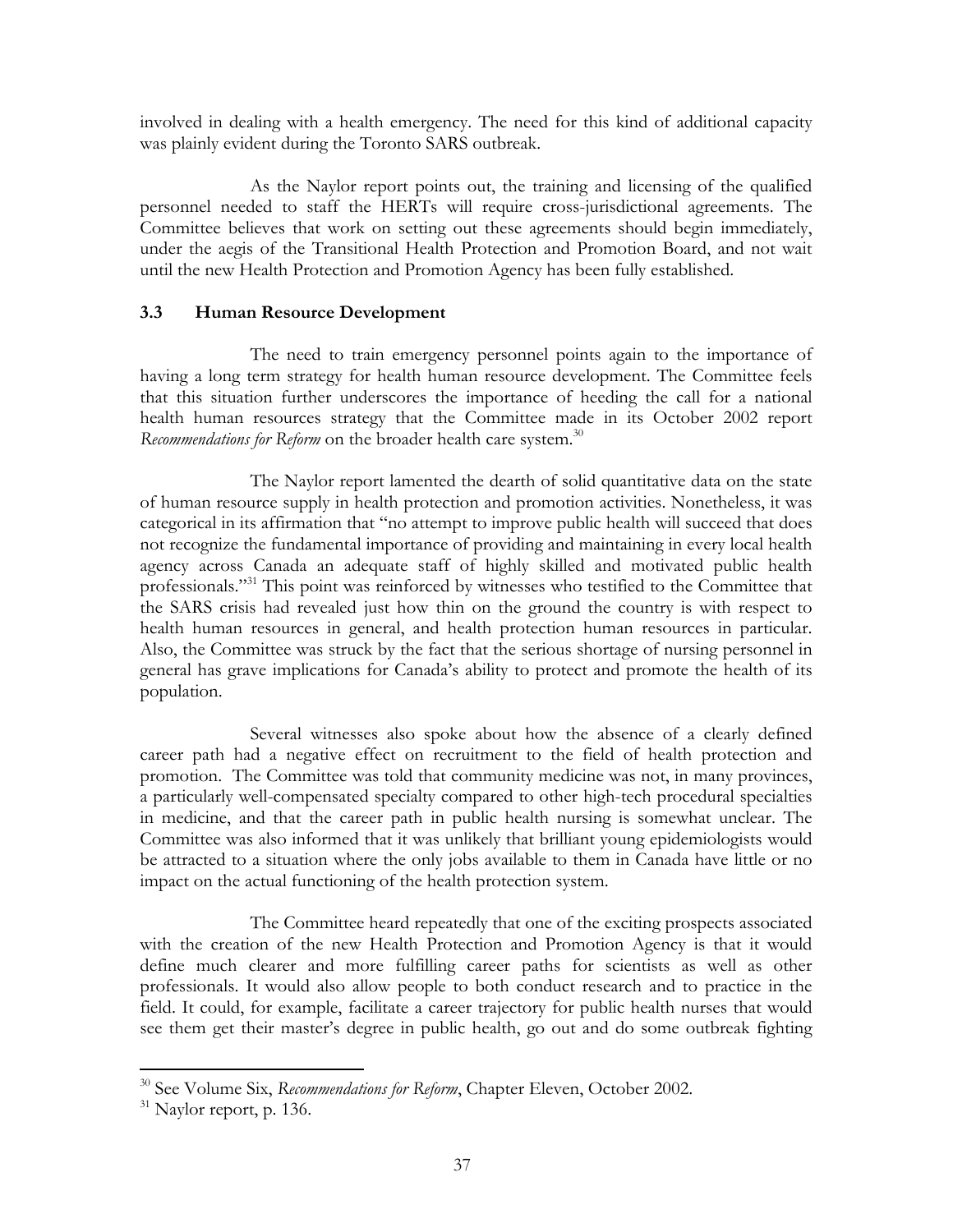involved in dealing with a health emergency. The need for this kind of additional capacity was plainly evident during the Toronto SARS outbreak.

As the Naylor report points out, the training and licensing of the qualified personnel needed to staff the HERTs will require cross-jurisdictional agreements. The Committee believes that work on setting out these agreements should begin immediately, under the aegis of the Transitional Health Protection and Promotion Board, and not wait until the new Health Protection and Promotion Agency has been fully established.

### 3.3 Human Resource Development

The need to train emergency personnel points again to the importance of having a long term strategy for health human resource development. The Committee feels that this situation further underscores the importance of heeding the call for a national health human resources strategy that the Committee made in its October 2002 report *Recommendations for Reform* on the broader health care system.[30]

The Naylor report lamented the dearth of solid quantitative data on the state of human resource supply in health protection and promotion activities. Nonetheless, it was categorical in its affirmation that "no attempt to improve public health will succeed that does not recognize the fundamental importance of providing and maintaining in every local health agency across Canada an adequate staff of highly skilled and motivated public health professionals."[31] This point was reinforced by witnesses who testified to the Committee that the SARS crisis had revealed just how thin on the ground the country is with respect to health human resources in general, and health protection human resources in particular. Also, the Committee was struck by the fact that the serious shortage of nursing personnel in general has grave implications for Canada's ability to protect and promote the health of its population.

Several witnesses also spoke about how the absence of a clearly defined career path had a negative effect on recruitment to the field of health protection and promotion. The Committee was told that community medicine was not, in many provinces, a particularly well-compensated specialty compared to other high-tech procedural specialties in medicine, and that the career path in public health nursing is somewhat unclear. The Committee was also informed that it was unlikely that brilliant young epidemiologists would be attracted to a situation where the only jobs available to them in Canada have little or no impact on the actual functioning of the health protection system.

The Committee heard repeatedly that one of the exciting prospects associated with the creation of the new Health Protection and Promotion Agency is that it would define much clearer and more fulfilling career paths for scientists as well as other professionals. It would also allow people to both conduct research and to practice in the field. It could, for example, facilitate a career trajectory for public health nurses that would see them get their master's degree in public health, go out and do some outbreak fighting

---

[30] See Volume Six, *Recommendations for Reform*, Chapter Eleven, October 2002.

[31] Naylor report, p. 136.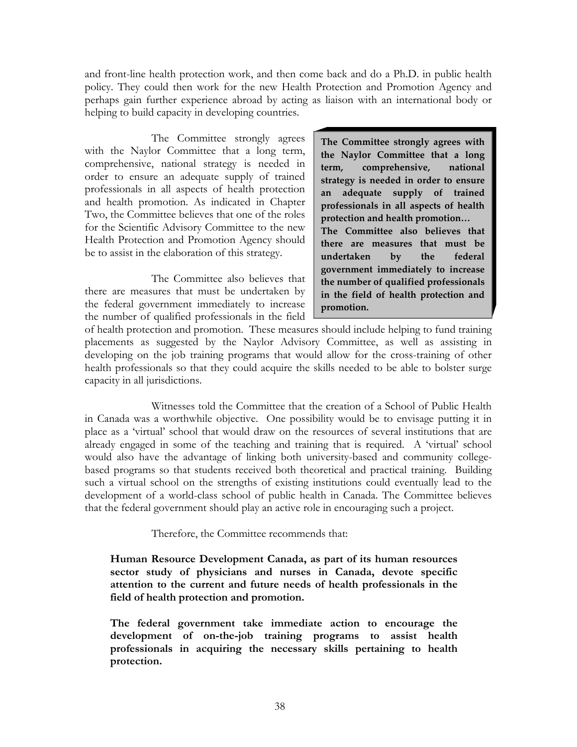and front-line health protection work, and then come back and do a Ph.D. in public health policy. They could then work for the new Health Protection and Promotion Agency and perhaps gain further experience abroad by acting as liaison with an international body or helping to build capacity in developing countries.

> **The Committee strongly agrees with the Naylor Committee that a long term, comprehensive, national strategy is needed in order to ensure an adequate supply of trained professionals in all aspects of health protection and health promotion…**
> **The Committee also believes that there are measures that must be undertaken by the federal government immediately to increase the number of qualified professionals in the field of health protection and promotion.**

The Committee strongly agrees with the Naylor Committee that a long term, comprehensive, national strategy is needed in order to ensure an adequate supply of trained professionals in all aspects of health protection and health promotion. As indicated in Chapter Two, the Committee believes that one of the roles for the Scientific Advisory Committee to the new Health Protection and Promotion Agency should be to assist in the elaboration of this strategy.

The Committee also believes that there are measures that must be undertaken by the federal government immediately to increase the number of qualified professionals in the field of health protection and promotion. These measures should include helping to fund training placements as suggested by the Naylor Advisory Committee, as well as assisting in developing on the job training programs that would allow for the cross-training of other health professionals so that they could acquire the skills needed to be able to bolster surge capacity in all jurisdictions.

Witnesses told the Committee that the creation of a School of Public Health in Canada was a worthwhile objective. One possibility would be to envisage putting it in place as a 'virtual' school that would draw on the resources of several institutions that are already engaged in some of the teaching and training that is required. A 'virtual' school would also have the advantage of linking both university-based and community college-based programs so that students received both theoretical and practical training. Building such a virtual school on the strengths of existing institutions could eventually lead to the development of a world-class school of public health in Canada. The Committee believes that the federal government should play an active role in encouraging such a project.

Therefore, the Committee recommends that:

**Human Resource Development Canada, as part of its human resources sector study of physicians and nurses in Canada, devote specific attention to the current and future needs of health professionals in the field of health protection and promotion.**

**The federal government take immediate action to encourage the development of on-the-job training programs to assist health professionals in acquiring the necessary skills pertaining to health protection.**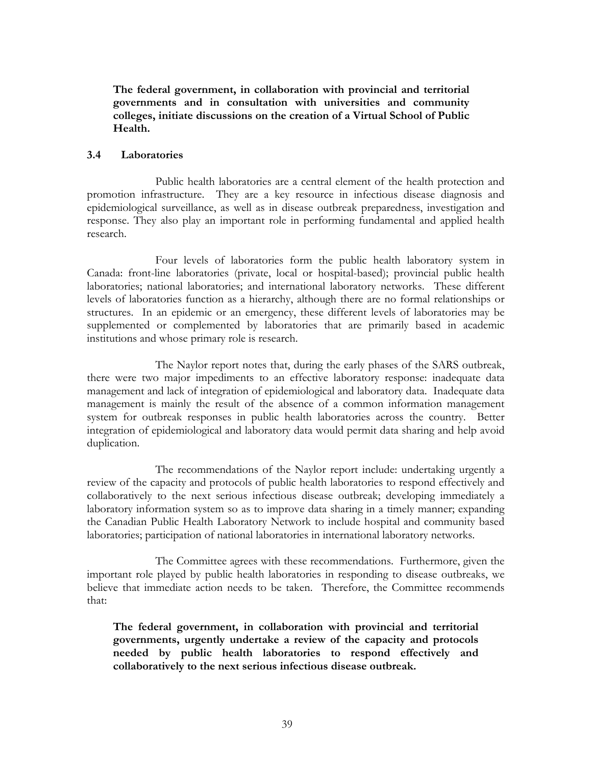**The federal government, in collaboration with provincial and territorial governments and in consultation with universities and community colleges, initiate discussions on the creation of a Virtual School of Public Health.**

### 3.4 Laboratories

Public health laboratories are a central element of the health protection and promotion infrastructure. They are a key resource in infectious disease diagnosis and epidemiological surveillance, as well as in disease outbreak preparedness, investigation and response. They also play an important role in performing fundamental and applied health research.

Four levels of laboratories form the public health laboratory system in Canada: front-line laboratories (private, local or hospital-based); provincial public health laboratories; national laboratories; and international laboratory networks. These different levels of laboratories function as a hierarchy, although there are no formal relationships or structures. In an epidemic or an emergency, these different levels of laboratories may be supplemented or complemented by laboratories that are primarily based in academic institutions and whose primary role is research.

The Naylor report notes that, during the early phases of the SARS outbreak, there were two major impediments to an effective laboratory response: inadequate data management and lack of integration of epidemiological and laboratory data. Inadequate data management is mainly the result of the absence of a common information management system for outbreak responses in public health laboratories across the country. Better integration of epidemiological and laboratory data would permit data sharing and help avoid duplication.

The recommendations of the Naylor report include: undertaking urgently a review of the capacity and protocols of public health laboratories to respond effectively and collaboratively to the next serious infectious disease outbreak; developing immediately a laboratory information system so as to improve data sharing in a timely manner; expanding the Canadian Public Health Laboratory Network to include hospital and community based laboratories; participation of national laboratories in international laboratory networks.

The Committee agrees with these recommendations. Furthermore, given the important role played by public health laboratories in responding to disease outbreaks, we believe that immediate action needs to be taken. Therefore, the Committee recommends that:

**The federal government, in collaboration with provincial and territorial governments, urgently undertake a review of the capacity and protocols needed by public health laboratories to respond effectively and collaboratively to the next serious infectious disease outbreak.**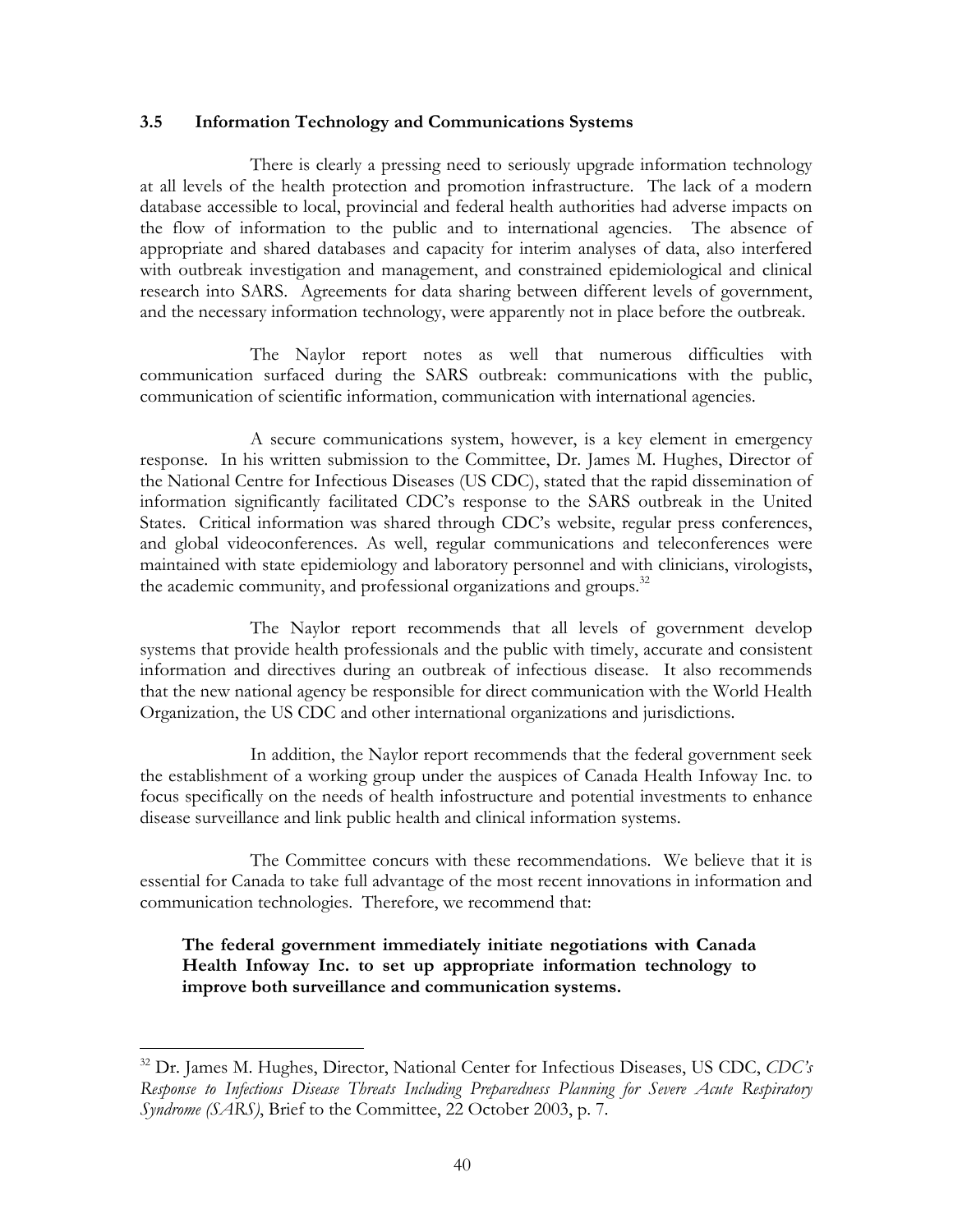### 3.5 Information Technology and Communications Systems

There is clearly a pressing need to seriously upgrade information technology at all levels of the health protection and promotion infrastructure. The lack of a modern database accessible to local, provincial and federal health authorities had adverse impacts on the flow of information to the public and to international agencies. The absence of appropriate and shared databases and capacity for interim analyses of data, also interfered with outbreak investigation and management, and constrained epidemiological and clinical research into SARS. Agreements for data sharing between different levels of government, and the necessary information technology, were apparently not in place before the outbreak.

The Naylor report notes as well that numerous difficulties with communication surfaced during the SARS outbreak: communications with the public, communication of scientific information, communication with international agencies.

A secure communications system, however, is a key element in emergency response. In his written submission to the Committee, Dr. James M. Hughes, Director of the National Centre for Infectious Diseases (US CDC), stated that the rapid dissemination of information significantly facilitated CDC's response to the SARS outbreak in the United States. Critical information was shared through CDC's website, regular press conferences, and global videoconferences. As well, regular communications and teleconferences were maintained with state epidemiology and laboratory personnel and with clinicians, virologists, the academic community, and professional organizations and groups.[32]

The Naylor report recommends that all levels of government develop systems that provide health professionals and the public with timely, accurate and consistent information and directives during an outbreak of infectious disease. It also recommends that the new national agency be responsible for direct communication with the World Health Organization, the US CDC and other international organizations and jurisdictions.

In addition, the Naylor report recommends that the federal government seek the establishment of a working group under the auspices of Canada Health Infoway Inc. to focus specifically on the needs of health infostructure and potential investments to enhance disease surveillance and link public health and clinical information systems.

The Committee concurs with these recommendations. We believe that it is essential for Canada to take full advantage of the most recent innovations in information and communication technologies. Therefore, we recommend that:

> **The federal government immediately initiate negotiations with Canada Health Infoway Inc. to set up appropriate information technology to improve both surveillance and communication systems.**

---

[32] Dr. James M. Hughes, Director, National Center for Infectious Diseases, US CDC, *CDC's Response to Infectious Disease Threats Including Preparedness Planning for Severe Acute Respiratory Syndrome (SARS)*, Brief to the Committee, 22 October 2003, p. 7.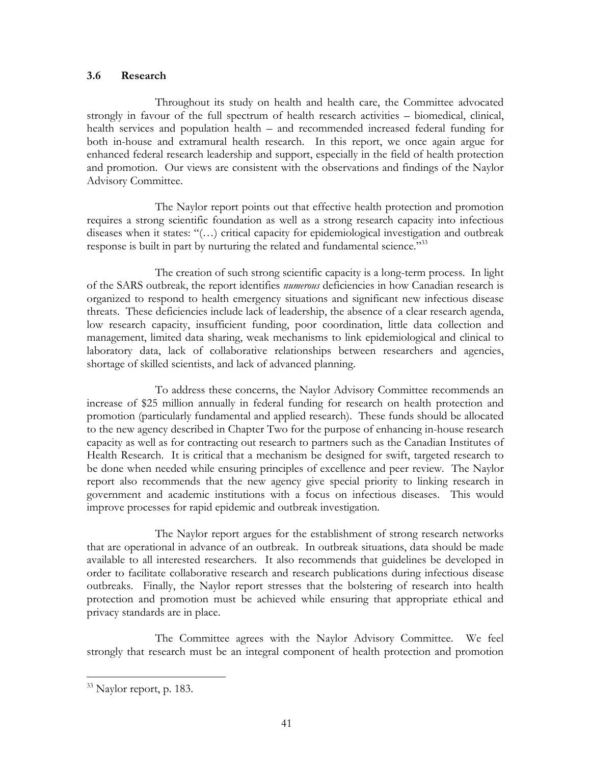### 3.6 Research

Throughout its study on health and health care, the Committee advocated strongly in favour of the full spectrum of health research activities – biomedical, clinical, health services and population health – and recommended increased federal funding for both in-house and extramural health research. In this report, we once again argue for enhanced federal research leadership and support, especially in the field of health protection and promotion. Our views are consistent with the observations and findings of the Naylor Advisory Committee.

The Naylor report points out that effective health protection and promotion requires a strong scientific foundation as well as a strong research capacity into infectious diseases when it states: "(…) critical capacity for epidemiological investigation and outbreak response is built in part by nurturing the related and fundamental science."[33]

The creation of such strong scientific capacity is a long-term process. In light of the SARS outbreak, the report identifies *numerous* deficiencies in how Canadian research is organized to respond to health emergency situations and significant new infectious disease threats. These deficiencies include lack of leadership, the absence of a clear research agenda, low research capacity, insufficient funding, poor coordination, little data collection and management, limited data sharing, weak mechanisms to link epidemiological and clinical to laboratory data, lack of collaborative relationships between researchers and agencies, shortage of skilled scientists, and lack of advanced planning.

To address these concerns, the Naylor Advisory Committee recommends an increase of $25 million annually in federal funding for research on health protection and promotion (particularly fundamental and applied research). These funds should be allocated to the new agency described in Chapter Two for the purpose of enhancing in-house research capacity as well as for contracting out research to partners such as the Canadian Institutes of Health Research. It is critical that a mechanism be designed for swift, targeted research to be done when needed while ensuring principles of excellence and peer review. The Naylor report also recommends that the new agency give special priority to linking research in government and academic institutions with a focus on infectious diseases. This would improve processes for rapid epidemic and outbreak investigation.

The Naylor report argues for the establishment of strong research networks that are operational in advance of an outbreak. In outbreak situations, data should be made available to all interested researchers. It also recommends that guidelines be developed in order to facilitate collaborative research and research publications during infectious disease outbreaks. Finally, the Naylor report stresses that the bolstering of research into health protection and promotion must be achieved while ensuring that appropriate ethical and privacy standards are in place.

The Committee agrees with the Naylor Advisory Committee. We feel strongly that research must be an integral component of health protection and promotion

[33] Naylor report, p. 183.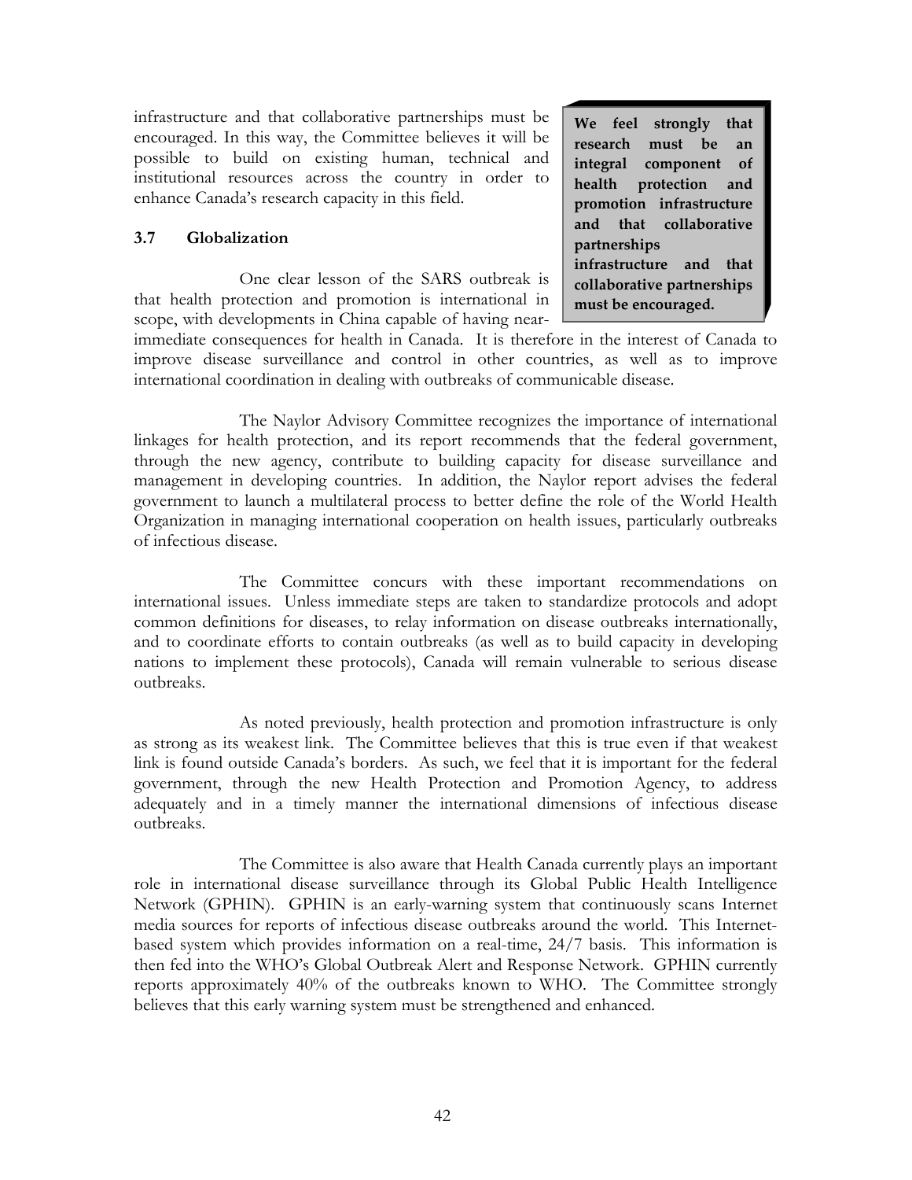infrastructure and that collaborative partnerships must be encouraged. In this way, the Committee believes it will be possible to build on existing human, technical and institutional resources across the country in order to enhance Canada's research capacity in this field.

**We feel strongly that research must be an integral component of health protection and promotion infrastructure and that collaborative partnerships infrastructure and that collaborative partnerships must be encouraged.**

### 3.7 Globalization

One clear lesson of the SARS outbreak is that health protection and promotion is international in scope, with developments in China capable of having near-immediate consequences for health in Canada. It is therefore in the interest of Canada to improve disease surveillance and control in other countries, as well as to improve international coordination in dealing with outbreaks of communicable disease.

The Naylor Advisory Committee recognizes the importance of international linkages for health protection, and its report recommends that the federal government, through the new agency, contribute to building capacity for disease surveillance and management in developing countries. In addition, the Naylor report advises the federal government to launch a multilateral process to better define the role of the World Health Organization in managing international cooperation on health issues, particularly outbreaks of infectious disease.

The Committee concurs with these important recommendations on international issues. Unless immediate steps are taken to standardize protocols and adopt common definitions for diseases, to relay information on disease outbreaks internationally, and to coordinate efforts to contain outbreaks (as well as to build capacity in developing nations to implement these protocols), Canada will remain vulnerable to serious disease outbreaks.

As noted previously, health protection and promotion infrastructure is only as strong as its weakest link. The Committee believes that this is true even if that weakest link is found outside Canada's borders. As such, we feel that it is important for the federal government, through the new Health Protection and Promotion Agency, to address adequately and in a timely manner the international dimensions of infectious disease outbreaks.

The Committee is also aware that Health Canada currently plays an important role in international disease surveillance through its Global Public Health Intelligence Network (GPHIN). GPHIN is an early-warning system that continuously scans Internet media sources for reports of infectious disease outbreaks around the world. This Internet-based system which provides information on a real-time, 24/7 basis. This information is then fed into the WHO's Global Outbreak Alert and Response Network. GPHIN currently reports approximately 40% of the outbreaks known to WHO. The Committee strongly believes that this early warning system must be strengthened and enhanced.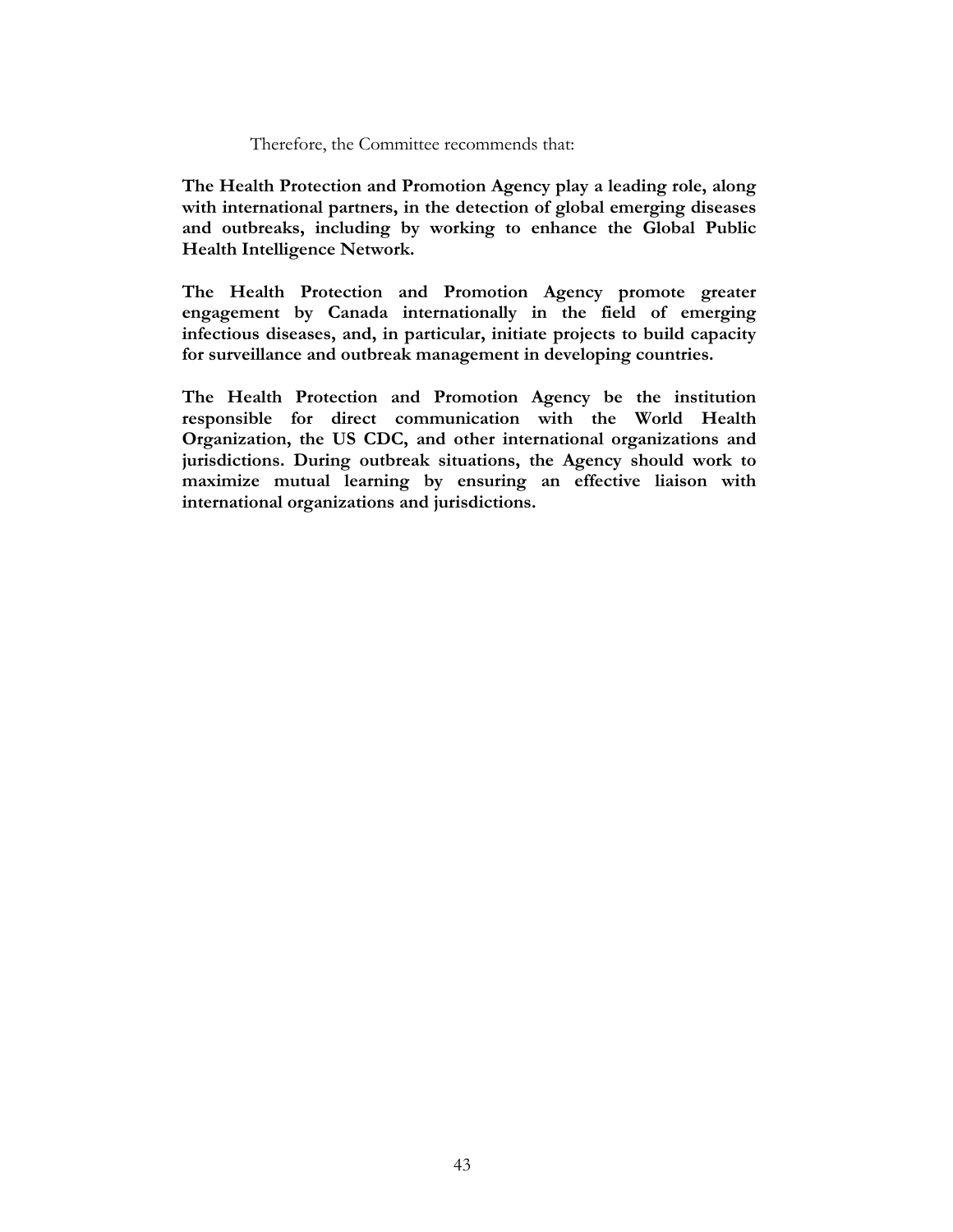Therefore, the Committee recommends that:

**The Health Protection and Promotion Agency play a leading role, along with international partners, in the detection of global emerging diseases and outbreaks, including by working to enhance the Global Public Health Intelligence Network.**

**The Health Protection and Promotion Agency promote greater engagement by Canada internationally in the field of emerging infectious diseases, and, in particular, initiate projects to build capacity for surveillance and outbreak management in developing countries.**

**The Health Protection and Promotion Agency be the institution responsible for direct communication with the World Health Organization, the US CDC, and other international organizations and jurisdictions. During outbreak situations, the Agency should work to maximize mutual learning by ensuring an effective liaison with international organizations and jurisdictions.**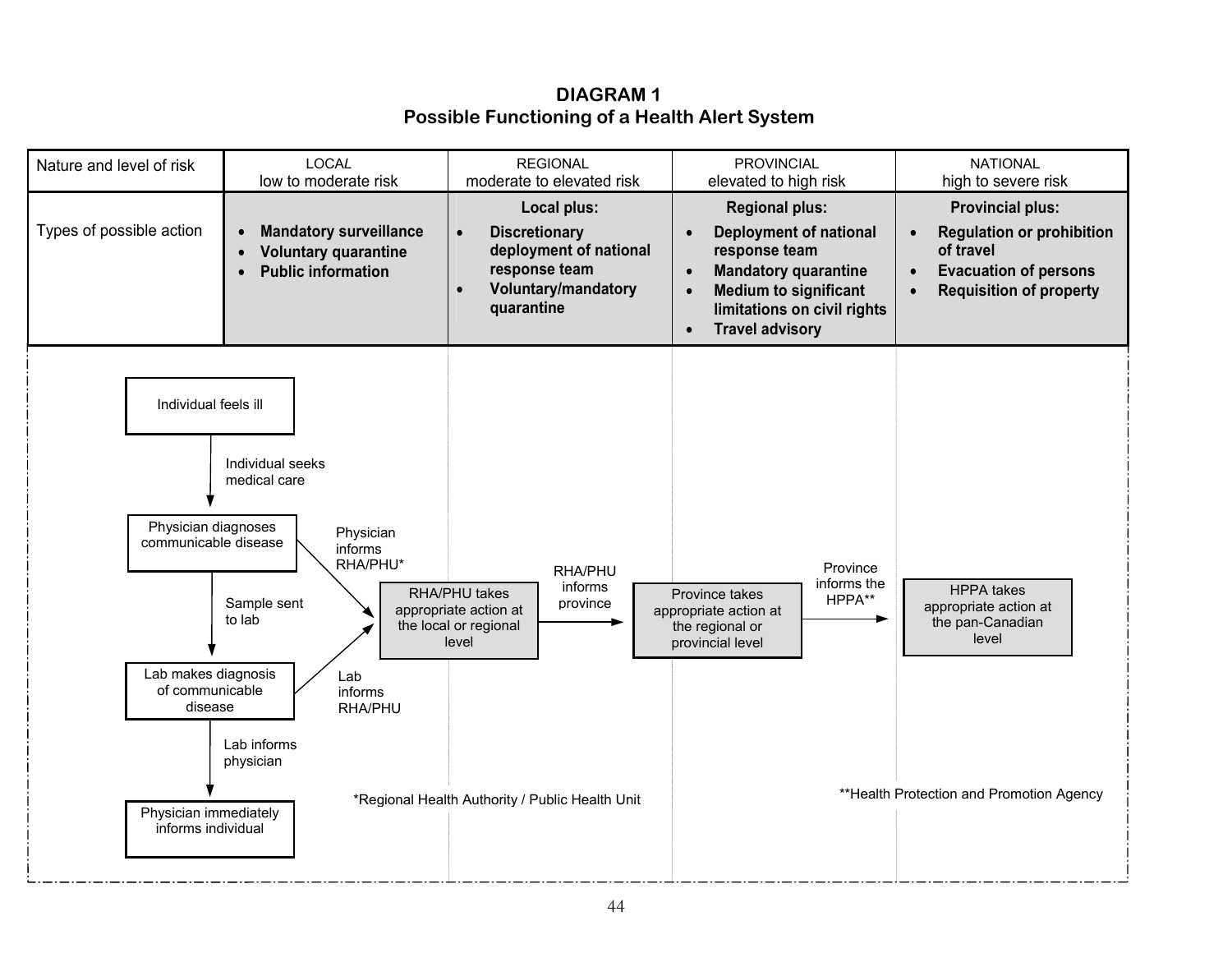## DIAGRAM 1
## Possible Functioning of a Health Alert System

| Nature and level of risk | LOCAL<br>low to moderate risk | REGIONAL<br>moderate to elevated risk | PROVINCIAL<br>elevated to high risk | NATIONAL<br>high to severe risk |
|---|---|---|---|---|
| Types of possible action | • **Mandatory surveillance**<br>• **Voluntary quarantine**<br>• **Public information** | **Local plus:**<br>• **Discretionary deployment of national response team**<br>• **Voluntary/mandatory quarantine** | **Regional plus:**<br>• **Deployment of national response team**<br>• **Mandatory quarantine**<br>• **Medium to significant limitations on civil rights**<br>• **Travel advisory** | **Provincial plus:**<br>• **Regulation or prohibition of travel**<br>• **Evacuation of persons**<br>• **Requisition of property** |

Individual feels ill → (Individual seeks medical care) → Physician diagnoses communicable disease

Physician diagnoses communicable disease → (Sample sent to lab) → Lab makes diagnosis of communicable disease

Lab makes diagnosis of communicable disease → (Lab informs physician) → Physician immediately informs individual

Physician diagnoses communicable disease → (Physician informs RHA/PHU*) → RHA/PHU takes appropriate action at the local or regional level

Lab makes diagnosis of communicable disease → (Lab informs RHA/PHU) → RHA/PHU takes appropriate action at the local or regional level

RHA/PHU takes appropriate action at the local or regional level → (RHA/PHU informs province) → Province takes appropriate action at the regional or provincial level

Province takes appropriate action at the regional or provincial level → (Province informs the HPPA**) → HPPA takes appropriate action at the pan-Canadian level

*Regional Health Authority / Public Health Unit

**Health Protection and Promotion Agency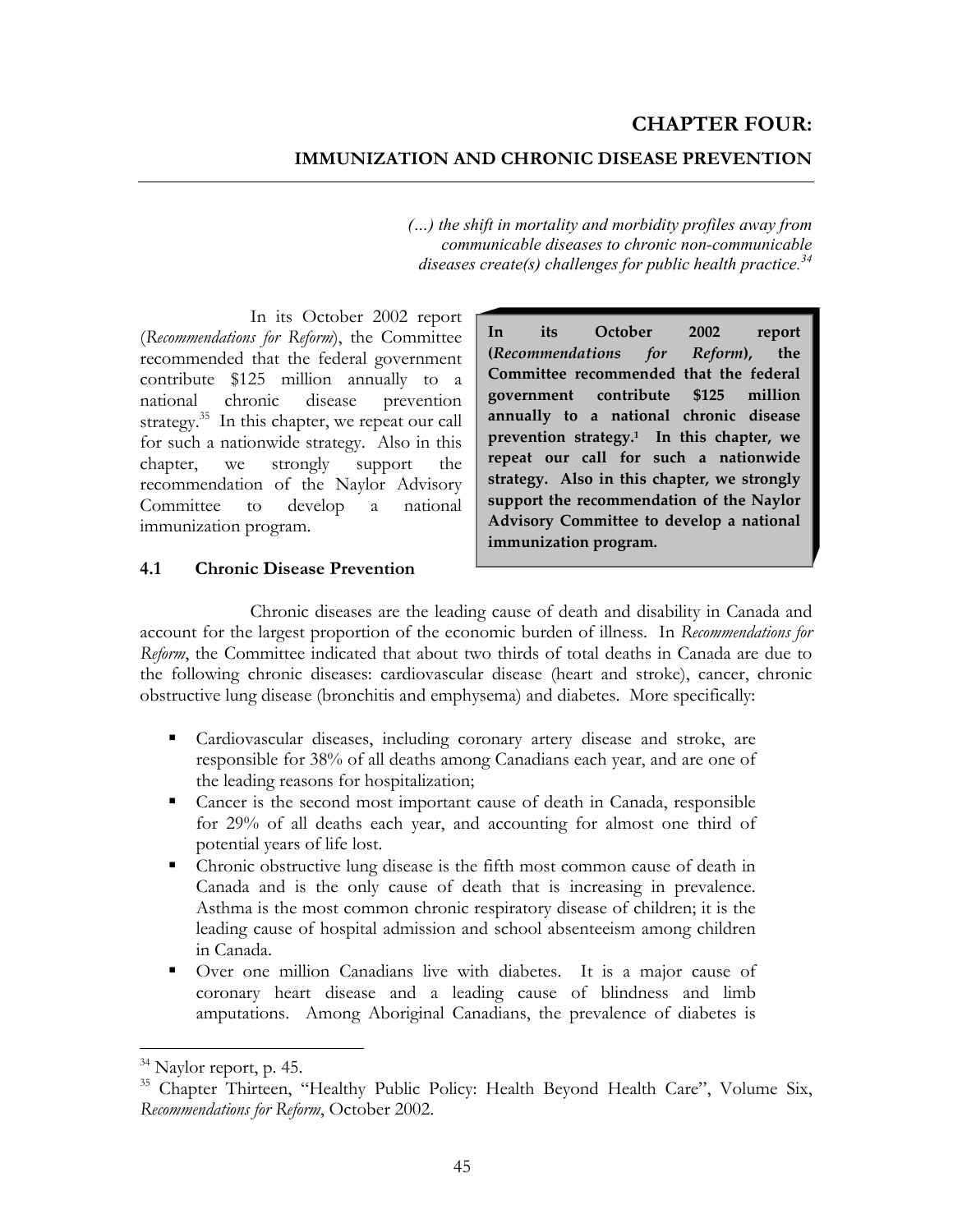# CHAPTER FOUR:

## IMMUNIZATION AND CHRONIC DISEASE PREVENTION

*(…) the shift in mortality and morbidity profiles away from communicable diseases to chronic non-communicable diseases create(s) challenges for public health practice.*[34]

In its October 2002 report (*Recommendations for Reform*), the Committee recommended that the federal government contribute $125 million annually to a national chronic disease prevention strategy.[35] In this chapter, we repeat our call for such a nationwide strategy. Also in this chapter, we strongly support the recommendation of the Naylor Advisory Committee to develop a national immunization program.

> **In its October 2002 report (*Recommendations for Reform*), the Committee recommended that the federal government contribute $125 million annually to a national chronic disease prevention strategy.[1] In this chapter, we repeat our call for such a nationwide strategy. Also in this chapter, we strongly support the recommendation of the Naylor Advisory Committee to develop a national immunization program.**

### 4.1 Chronic Disease Prevention

Chronic diseases are the leading cause of death and disability in Canada and account for the largest proportion of the economic burden of illness. In *Recommendations for Reform*, the Committee indicated that about two thirds of total deaths in Canada are due to the following chronic diseases: cardiovascular disease (heart and stroke), cancer, chronic obstructive lung disease (bronchitis and emphysema) and diabetes. More specifically:

- Cardiovascular diseases, including coronary artery disease and stroke, are responsible for 38% of all deaths among Canadians each year, and are one of the leading reasons for hospitalization;
- Cancer is the second most important cause of death in Canada, responsible for 29% of all deaths each year, and accounting for almost one third of potential years of life lost.
- Chronic obstructive lung disease is the fifth most common cause of death in Canada and is the only cause of death that is increasing in prevalence. Asthma is the most common chronic respiratory disease of children; it is the leading cause of hospital admission and school absenteeism among children in Canada.
- Over one million Canadians live with diabetes. It is a major cause of coronary heart disease and a leading cause of blindness and limb amputations. Among Aboriginal Canadians, the prevalence of diabetes is

---

[34] Naylor report, p. 45.

[35] Chapter Thirteen, "Healthy Public Policy: Health Beyond Health Care", Volume Six, *Recommendations for Reform*, October 2002.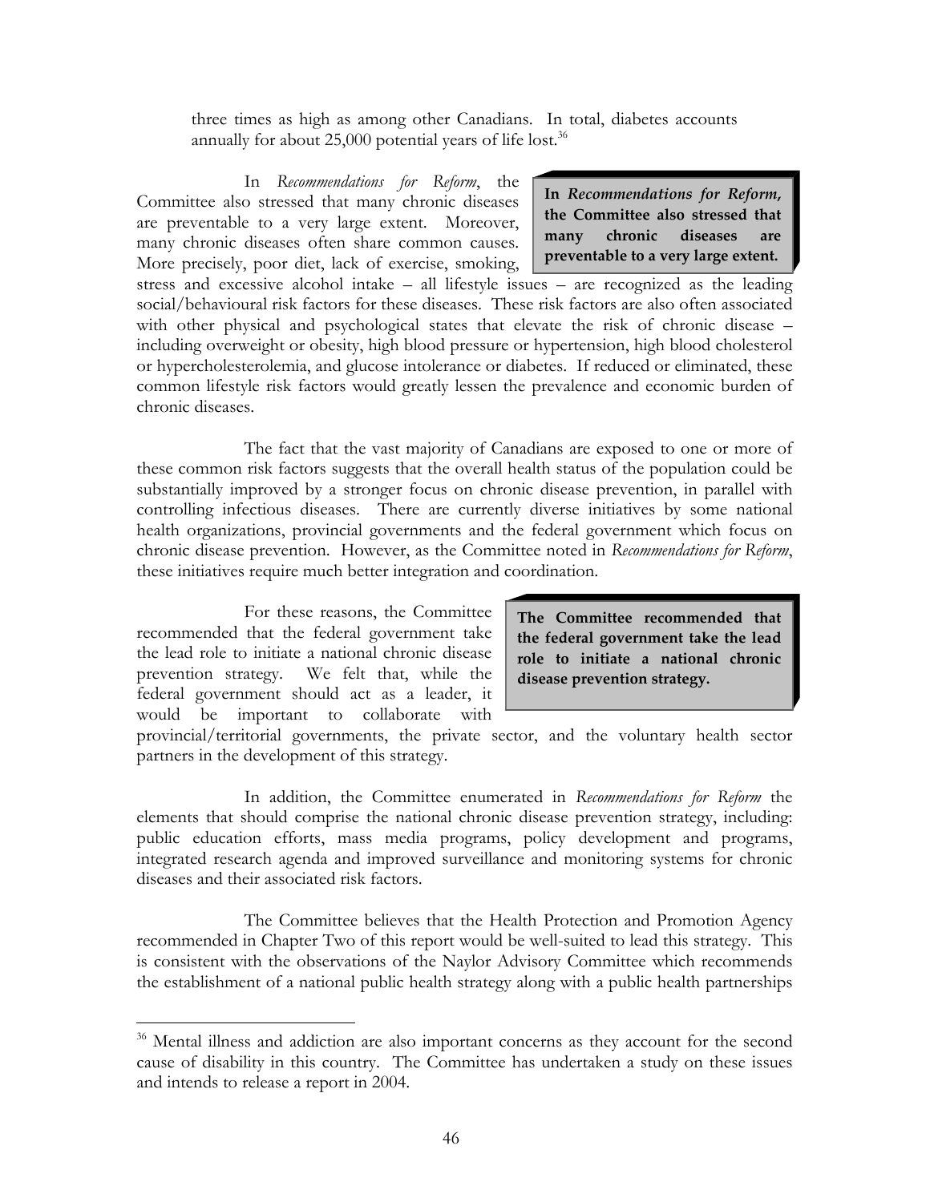three times as high as among other Canadians. In total, diabetes accounts annually for about 25,000 potential years of life lost.[36]

In *Recommendations for Reform*, the Committee also stressed that many chronic diseases are preventable to a very large extent. Moreover, many chronic diseases often share common causes. More precisely, poor diet, lack of exercise, smoking, stress and excessive alcohol intake – all lifestyle issues – are recognized as the leading social/behavioural risk factors for these diseases. These risk factors are also often associated with other physical and psychological states that elevate the risk of chronic disease – including overweight or obesity, high blood pressure or hypertension, high blood cholesterol or hypercholesterolemia, and glucose intolerance or diabetes. If reduced or eliminated, these common lifestyle risk factors would greatly lessen the prevalence and economic burden of chronic diseases.

> **In *Recommendations for Reform*, the Committee also stressed that many chronic diseases are preventable to a very large extent.**

The fact that the vast majority of Canadians are exposed to one or more of these common risk factors suggests that the overall health status of the population could be substantially improved by a stronger focus on chronic disease prevention, in parallel with controlling infectious diseases. There are currently diverse initiatives by some national health organizations, provincial governments and the federal government which focus on chronic disease prevention. However, as the Committee noted in *Recommendations for Reform*, these initiatives require much better integration and coordination.

For these reasons, the Committee recommended that the federal government take the lead role to initiate a national chronic disease prevention strategy. We felt that, while the federal government should act as a leader, it would be important to collaborate with provincial/territorial governments, the private sector, and the voluntary health sector partners in the development of this strategy.

> **The Committee recommended that the federal government take the lead role to initiate a national chronic disease prevention strategy.**

In addition, the Committee enumerated in *Recommendations for Reform* the elements that should comprise the national chronic disease prevention strategy, including: public education efforts, mass media programs, policy development and programs, integrated research agenda and improved surveillance and monitoring systems for chronic diseases and their associated risk factors.

The Committee believes that the Health Protection and Promotion Agency recommended in Chapter Two of this report would be well-suited to lead this strategy. This is consistent with the observations of the Naylor Advisory Committee which recommends the establishment of a national public health strategy along with a public health partnerships

---

[36] Mental illness and addiction are also important concerns as they account for the second cause of disability in this country. The Committee has undertaken a study on these issues and intends to release a report in 2004.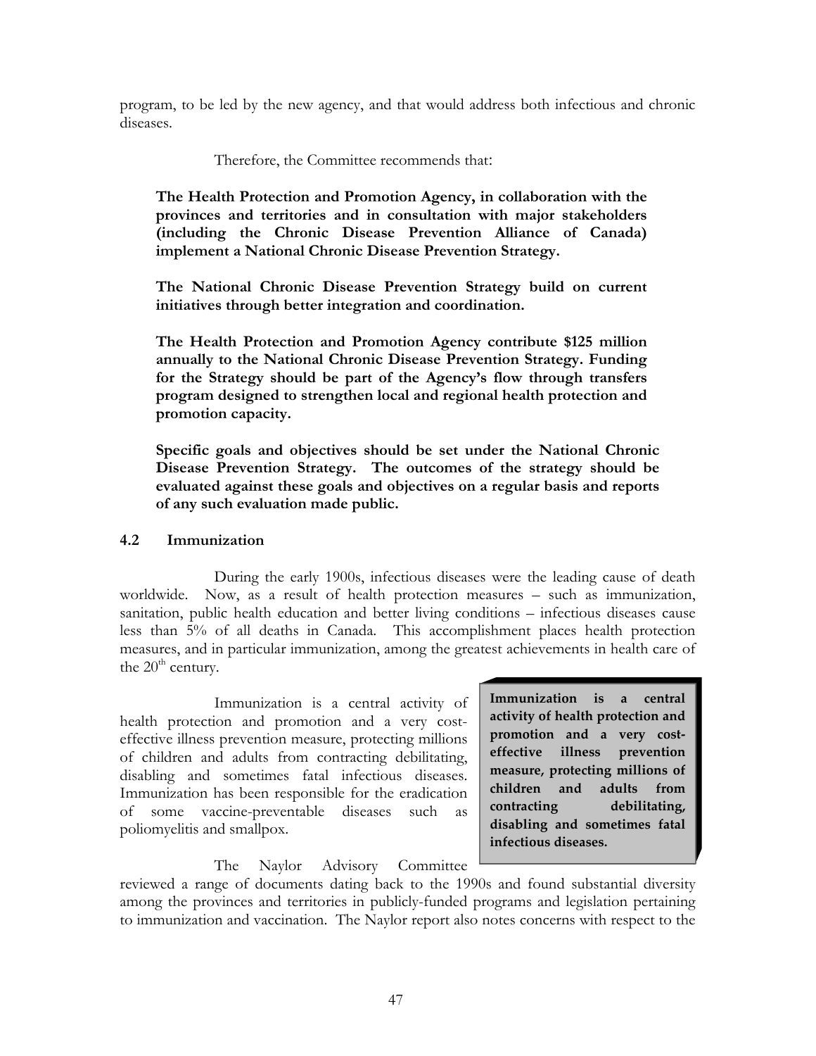program, to be led by the new agency, and that would address both infectious and chronic diseases.

Therefore, the Committee recommends that:

**The Health Protection and Promotion Agency, in collaboration with the provinces and territories and in consultation with major stakeholders (including the Chronic Disease Prevention Alliance of Canada) implement a National Chronic Disease Prevention Strategy.**

**The National Chronic Disease Prevention Strategy build on current initiatives through better integration and coordination.**

**The Health Protection and Promotion Agency contribute $125 million annually to the National Chronic Disease Prevention Strategy. Funding for the Strategy should be part of the Agency's flow through transfers program designed to strengthen local and regional health protection and promotion capacity.**

**Specific goals and objectives should be set under the National Chronic Disease Prevention Strategy. The outcomes of the strategy should be evaluated against these goals and objectives on a regular basis and reports of any such evaluation made public.**

### 4.2 Immunization

During the early 1900s, infectious diseases were the leading cause of death worldwide. Now, as a result of health protection measures – such as immunization, sanitation, public health education and better living conditions – infectious diseases cause less than 5% of all deaths in Canada. This accomplishment places health protection measures, and in particular immunization, among the greatest achievements in health care of the 20th century.

Immunization is a central activity of health protection and promotion and a very cost-effective illness prevention measure, protecting millions of children and adults from contracting debilitating, disabling and sometimes fatal infectious diseases. Immunization has been responsible for the eradication of some vaccine-preventable diseases such as poliomyelitis and smallpox.

> **Immunization is a central activity of health protection and promotion and a very cost-effective illness prevention measure, protecting millions of children and adults from contracting debilitating, disabling and sometimes fatal infectious diseases.**

The Naylor Advisory Committee reviewed a range of documents dating back to the 1990s and found substantial diversity among the provinces and territories in publicly-funded programs and legislation pertaining to immunization and vaccination. The Naylor report also notes concerns with respect to the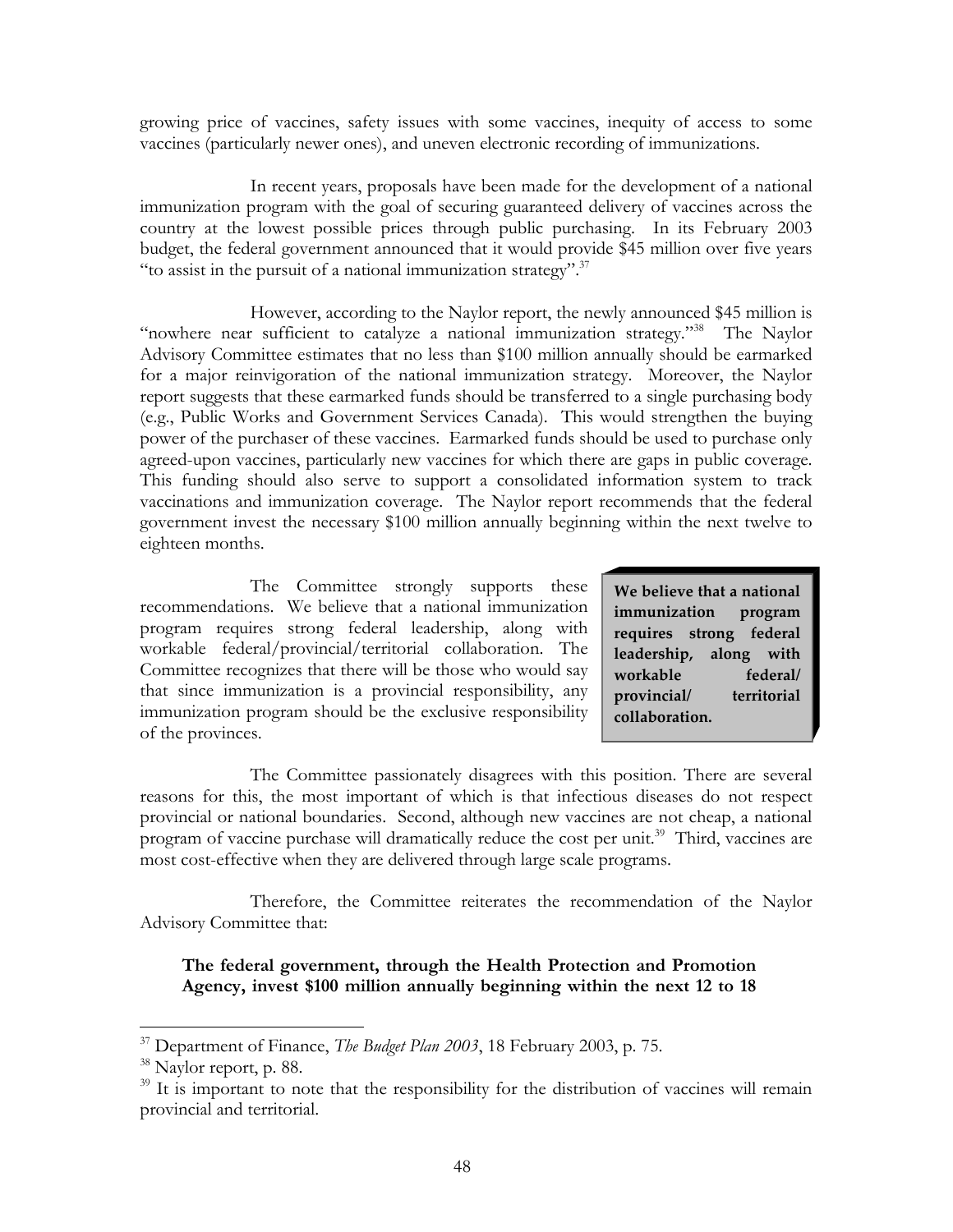growing price of vaccines, safety issues with some vaccines, inequity of access to some vaccines (particularly newer ones), and uneven electronic recording of immunizations.

In recent years, proposals have been made for the development of a national immunization program with the goal of securing guaranteed delivery of vaccines across the country at the lowest possible prices through public purchasing. In its February 2003 budget, the federal government announced that it would provide $45 million over five years "to assist in the pursuit of a national immunization strategy".[37]

However, according to the Naylor report, the newly announced $45 million is "nowhere near sufficient to catalyze a national immunization strategy."[38] The Naylor Advisory Committee estimates that no less than $100 million annually should be earmarked for a major reinvigoration of the national immunization strategy. Moreover, the Naylor report suggests that these earmarked funds should be transferred to a single purchasing body (e.g., Public Works and Government Services Canada). This would strengthen the buying power of the purchaser of these vaccines. Earmarked funds should be used to purchase only agreed-upon vaccines, particularly new vaccines for which there are gaps in public coverage. This funding should also serve to support a consolidated information system to track vaccinations and immunization coverage. The Naylor report recommends that the federal government invest the necessary $100 million annually beginning within the next twelve to eighteen months.

The Committee strongly supports these recommendations. We believe that a national immunization program requires strong federal leadership, along with workable federal/provincial/territorial collaboration. The Committee recognizes that there will be those who would say that since immunization is a provincial responsibility, any immunization program should be the exclusive responsibility of the provinces.

**We believe that a national immunization program requires strong federal leadership, along with workable federal/ provincial/ territorial collaboration.**

The Committee passionately disagrees with this position. There are several reasons for this, the most important of which is that infectious diseases do not respect provincial or national boundaries. Second, although new vaccines are not cheap, a national program of vaccine purchase will dramatically reduce the cost per unit.[39] Third, vaccines are most cost-effective when they are delivered through large scale programs.

Therefore, the Committee reiterates the recommendation of the Naylor Advisory Committee that:

> **The federal government, through the Health Protection and Promotion Agency, invest $100 million annually beginning within the next 12 to 18**

---

[37] Department of Finance, *The Budget Plan 2003*, 18 February 2003, p. 75.

[38] Naylor report, p. 88.

[39] It is important to note that the responsibility for the distribution of vaccines will remain provincial and territorial.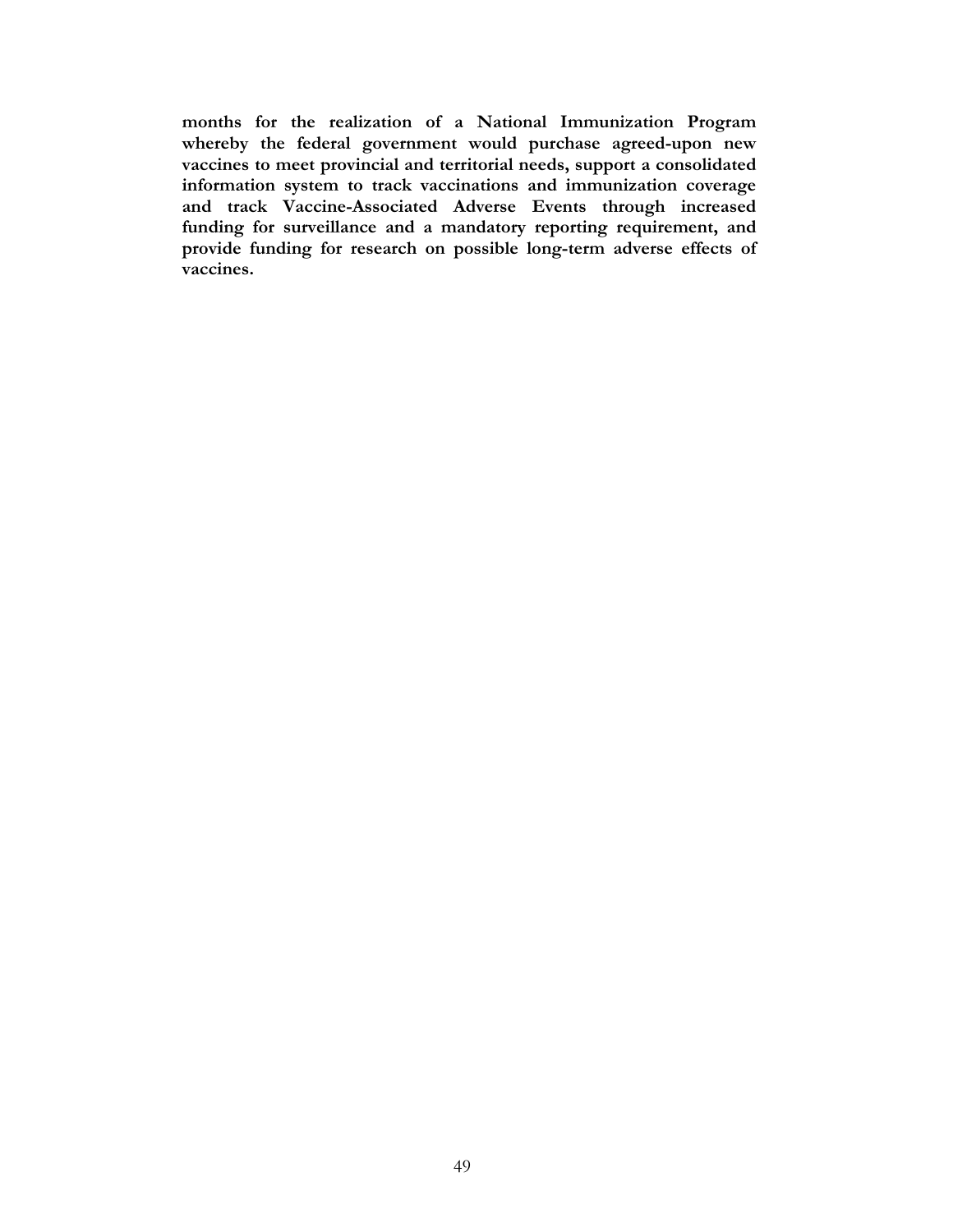**months for the realization of a National Immunization Program whereby the federal government would purchase agreed-upon new vaccines to meet provincial and territorial needs, support a consolidated information system to track vaccinations and immunization coverage and track Vaccine-Associated Adverse Events through increased funding for surveillance and a mandatory reporting requirement, and provide funding for research on possible long-term adverse effects of vaccines.**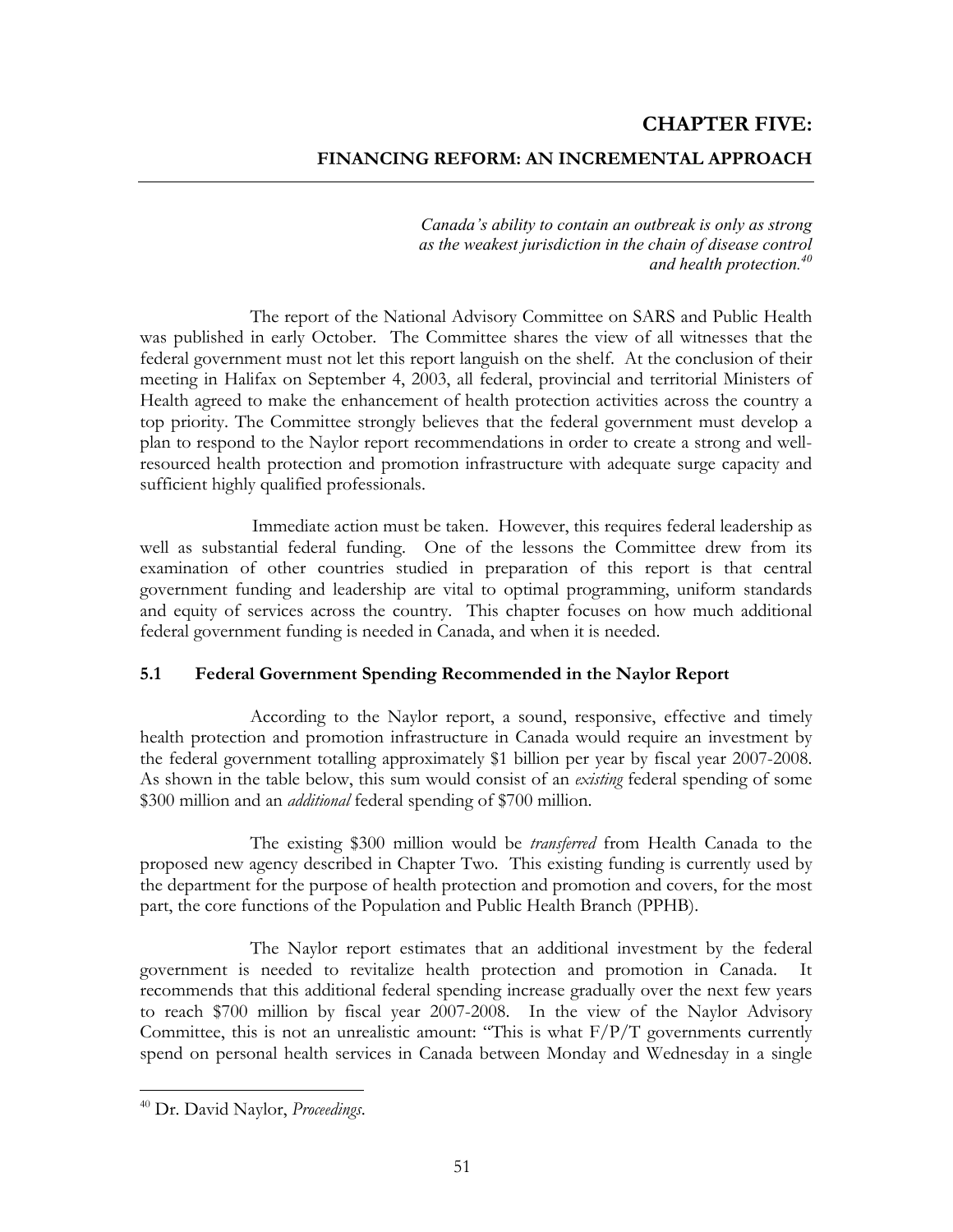# CHAPTER FIVE:

## FINANCING REFORM: AN INCREMENTAL APPROACH

> *Canada's ability to contain an outbreak is only as strong as the weakest jurisdiction in the chain of disease control and health protection.*[40]

The report of the National Advisory Committee on SARS and Public Health was published in early October. The Committee shares the view of all witnesses that the federal government must not let this report languish on the shelf. At the conclusion of their meeting in Halifax on September 4, 2003, all federal, provincial and territorial Ministers of Health agreed to make the enhancement of health protection activities across the country a top priority. The Committee strongly believes that the federal government must develop a plan to respond to the Naylor report recommendations in order to create a strong and well-resourced health protection and promotion infrastructure with adequate surge capacity and sufficient highly qualified professionals.

Immediate action must be taken. However, this requires federal leadership as well as substantial federal funding. One of the lessons the Committee drew from its examination of other countries studied in preparation of this report is that central government funding and leadership are vital to optimal programming, uniform standards and equity of services across the country. This chapter focuses on how much additional federal government funding is needed in Canada, and when it is needed.

### 5.1 Federal Government Spending Recommended in the Naylor Report

According to the Naylor report, a sound, responsive, effective and timely health protection and promotion infrastructure in Canada would require an investment by the federal government totalling approximately $1 billion per year by fiscal year 2007-2008. As shown in the table below, this sum would consist of an *existing* federal spending of some $300 million and an *additional* federal spending of $700 million.

The existing $300 million would be *transferred* from Health Canada to the proposed new agency described in Chapter Two. This existing funding is currently used by the department for the purpose of health protection and promotion and covers, for the most part, the core functions of the Population and Public Health Branch (PPHB).

The Naylor report estimates that an additional investment by the federal government is needed to revitalize health protection and promotion in Canada. It recommends that this additional federal spending increase gradually over the next few years to reach $700 million by fiscal year 2007-2008. In the view of the Naylor Advisory Committee, this is not an unrealistic amount: "This is what F/P/T governments currently spend on personal health services in Canada between Monday and Wednesday in a single

---

[40] Dr. David Naylor, *Proceedings*.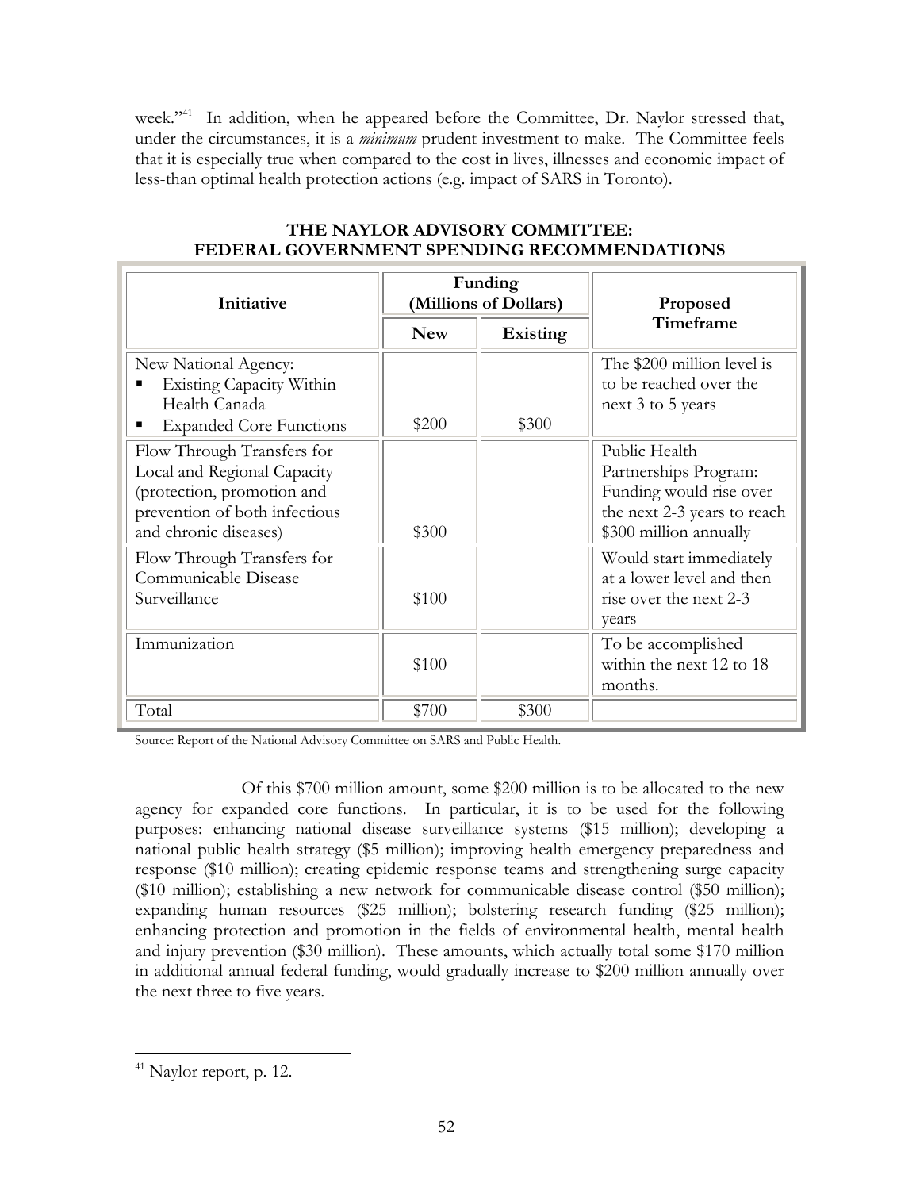week."[41] In addition, when he appeared before the Committee, Dr. Naylor stressed that, under the circumstances, it is a *minimum* prudent investment to make. The Committee feels that it is especially true when compared to the cost in lives, illnesses and economic impact of less-than optimal health protection actions (e.g. impact of SARS in Toronto).

**THE NAYLOR ADVISORY COMMITTEE: FEDERAL GOVERNMENT SPENDING RECOMMENDATIONS**

| Initiative | Funding (Millions of Dollars) | | Proposed Timeframe |
|---|---|---|---|
| | New | Existing | |
| New National Agency: ▪ Existing Capacity Within Health Canada ▪ Expanded Core Functions | \$200 | \$300 | The \$200 million level is to be reached over the next 3 to 5 years |
| Flow Through Transfers for Local and Regional Capacity (protection, promotion and prevention of both infectious and chronic diseases) | \$300 | | Public Health Partnerships Program: Funding would rise over the next 2-3 years to reach \$300 million annually |
| Flow Through Transfers for Communicable Disease Surveillance | \$100 | | Would start immediately at a lower level and then rise over the next 2-3 years |
| Immunization | \$100 | | To be accomplished within the next 12 to 18 months. |
| Total | \$700 | \$300 | |

Source: Report of the National Advisory Committee on SARS and Public Health.

Of this \$700 million amount, some \$200 million is to be allocated to the new agency for expanded core functions. In particular, it is to be used for the following purposes: enhancing national disease surveillance systems (\$15 million); developing a national public health strategy (\$5 million); improving health emergency preparedness and response (\$10 million); creating epidemic response teams and strengthening surge capacity (\$10 million); establishing a new network for communicable disease control (\$50 million); expanding human resources (\$25 million); bolstering research funding (\$25 million); enhancing protection and promotion in the fields of environmental health, mental health and injury prevention (\$30 million). These amounts, which actually total some \$170 million in additional annual federal funding, would gradually increase to \$200 million annually over the next three to five years.

---

[41] Naylor report, p. 12.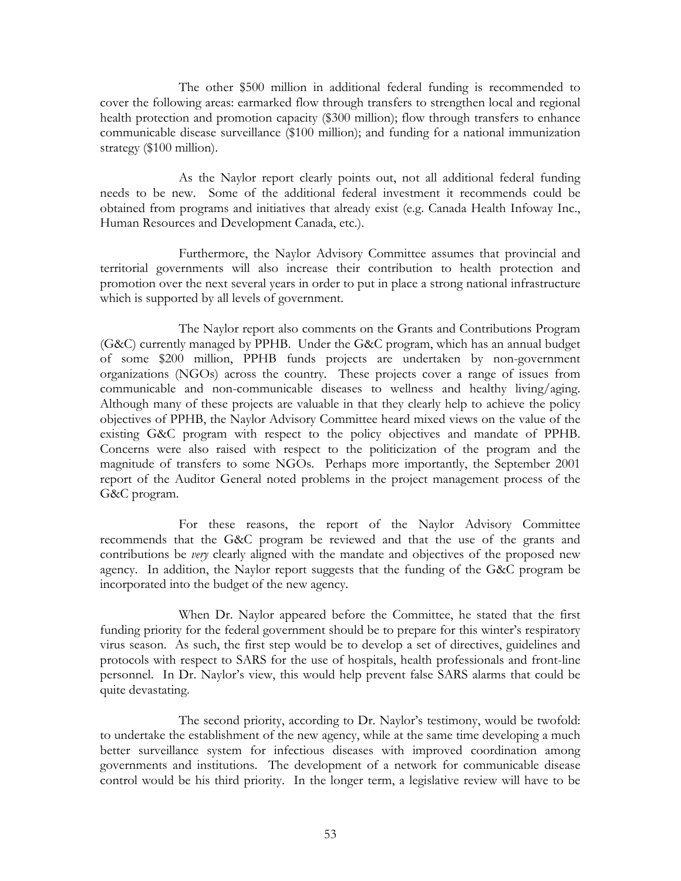The other $500 million in additional federal funding is recommended to cover the following areas: earmarked flow through transfers to strengthen local and regional health protection and promotion capacity ($300 million); flow through transfers to enhance communicable disease surveillance ($100 million); and funding for a national immunization strategy ($100 million).

As the Naylor report clearly points out, not all additional federal funding needs to be new. Some of the additional federal investment it recommends could be obtained from programs and initiatives that already exist (e.g. Canada Health Infoway Inc., Human Resources and Development Canada, etc.).

Furthermore, the Naylor Advisory Committee assumes that provincial and territorial governments will also increase their contribution to health protection and promotion over the next several years in order to put in place a strong national infrastructure which is supported by all levels of government.

The Naylor report also comments on the Grants and Contributions Program (G&C) currently managed by PPHB. Under the G&C program, which has an annual budget of some $200 million, PPHB funds projects are undertaken by non-government organizations (NGOs) across the country. These projects cover a range of issues from communicable and non-communicable diseases to wellness and healthy living/aging. Although many of these projects are valuable in that they clearly help to achieve the policy objectives of PPHB, the Naylor Advisory Committee heard mixed views on the value of the existing G&C program with respect to the policy objectives and mandate of PPHB. Concerns were also raised with respect to the politicization of the program and the magnitude of transfers to some NGOs. Perhaps more importantly, the September 2001 report of the Auditor General noted problems in the project management process of the G&C program.

For these reasons, the report of the Naylor Advisory Committee recommends that the G&C program be reviewed and that the use of the grants and contributions be *very* clearly aligned with the mandate and objectives of the proposed new agency. In addition, the Naylor report suggests that the funding of the G&C program be incorporated into the budget of the new agency.

When Dr. Naylor appeared before the Committee, he stated that the first funding priority for the federal government should be to prepare for this winter's respiratory virus season. As such, the first step would be to develop a set of directives, guidelines and protocols with respect to SARS for the use of hospitals, health professionals and front-line personnel. In Dr. Naylor's view, this would help prevent false SARS alarms that could be quite devastating.

The second priority, according to Dr. Naylor's testimony, would be twofold: to undertake the establishment of the new agency, while at the same time developing a much better surveillance system for infectious diseases with improved coordination among governments and institutions. The development of a network for communicable disease control would be his third priority. In the longer term, a legislative review will have to be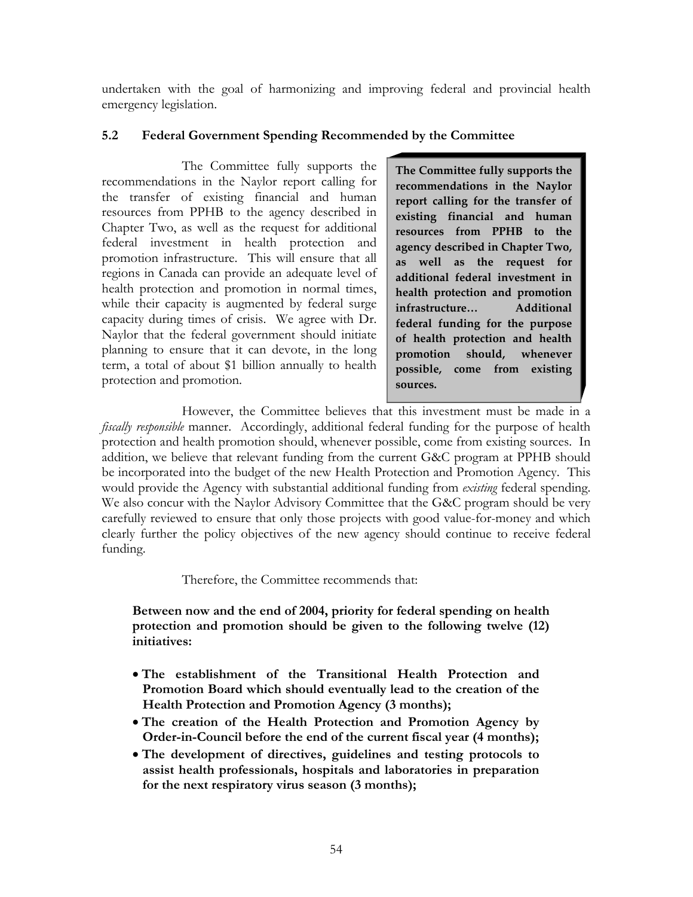undertaken with the goal of harmonizing and improving federal and provincial health emergency legislation.

### 5.2 Federal Government Spending Recommended by the Committee

The Committee fully supports the recommendations in the Naylor report calling for the transfer of existing financial and human resources from PPHB to the agency described in Chapter Two, as well as the request for additional federal investment in health protection and promotion infrastructure. This will ensure that all regions in Canada can provide an adequate level of health protection and promotion in normal times, while their capacity is augmented by federal surge capacity during times of crisis. We agree with Dr. Naylor that the federal government should initiate planning to ensure that it can devote, in the long term, a total of about $1 billion annually to health protection and promotion.

> **The Committee fully supports the recommendations in the Naylor report calling for the transfer of existing financial and human resources from PPHB to the agency described in Chapter Two, as well as the request for additional federal investment in health protection and promotion infrastructure… Additional federal funding for the purpose of health protection and health promotion should, whenever possible, come from existing sources.**

However, the Committee believes that this investment must be made in a *fiscally responsible* manner. Accordingly, additional federal funding for the purpose of health protection and health promotion should, whenever possible, come from existing sources. In addition, we believe that relevant funding from the current G&C program at PPHB should be incorporated into the budget of the new Health Protection and Promotion Agency. This would provide the Agency with substantial additional funding from *existing* federal spending. We also concur with the Naylor Advisory Committee that the G&C program should be very carefully reviewed to ensure that only those projects with good value-for-money and which clearly further the policy objectives of the new agency should continue to receive federal funding.

Therefore, the Committee recommends that:

**Between now and the end of 2004, priority for federal spending on health protection and promotion should be given to the following twelve (12) initiatives:**

- **The establishment of the Transitional Health Protection and Promotion Board which should eventually lead to the creation of the Health Protection and Promotion Agency (3 months);**
- **The creation of the Health Protection and Promotion Agency by Order-in-Council before the end of the current fiscal year (4 months);**
- **The development of directives, guidelines and testing protocols to assist health professionals, hospitals and laboratories in preparation for the next respiratory virus season (3 months);**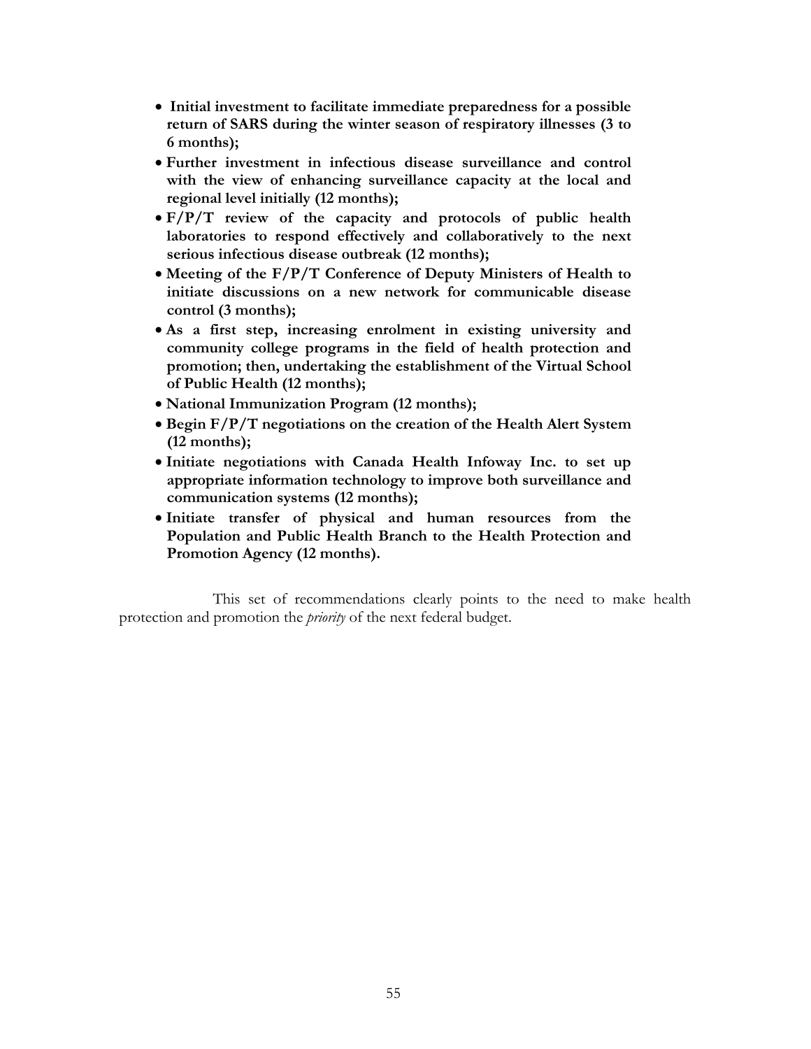- **Initial investment to facilitate immediate preparedness for a possible return of SARS during the winter season of respiratory illnesses (3 to 6 months);**
- **Further investment in infectious disease surveillance and control with the view of enhancing surveillance capacity at the local and regional level initially (12 months);**
- **F/P/T review of the capacity and protocols of public health laboratories to respond effectively and collaboratively to the next serious infectious disease outbreak (12 months);**
- **Meeting of the F/P/T Conference of Deputy Ministers of Health to initiate discussions on a new network for communicable disease control (3 months);**
- **As a first step, increasing enrolment in existing university and community college programs in the field of health protection and promotion; then, undertaking the establishment of the Virtual School of Public Health (12 months);**
- **National Immunization Program (12 months);**
- **Begin F/P/T negotiations on the creation of the Health Alert System (12 months);**
- **Initiate negotiations with Canada Health Infoway Inc. to set up appropriate information technology to improve both surveillance and communication systems (12 months);**
- **Initiate transfer of physical and human resources from the Population and Public Health Branch to the Health Protection and Promotion Agency (12 months).**

This set of recommendations clearly points to the need to make health protection and promotion the *priority* of the next federal budget.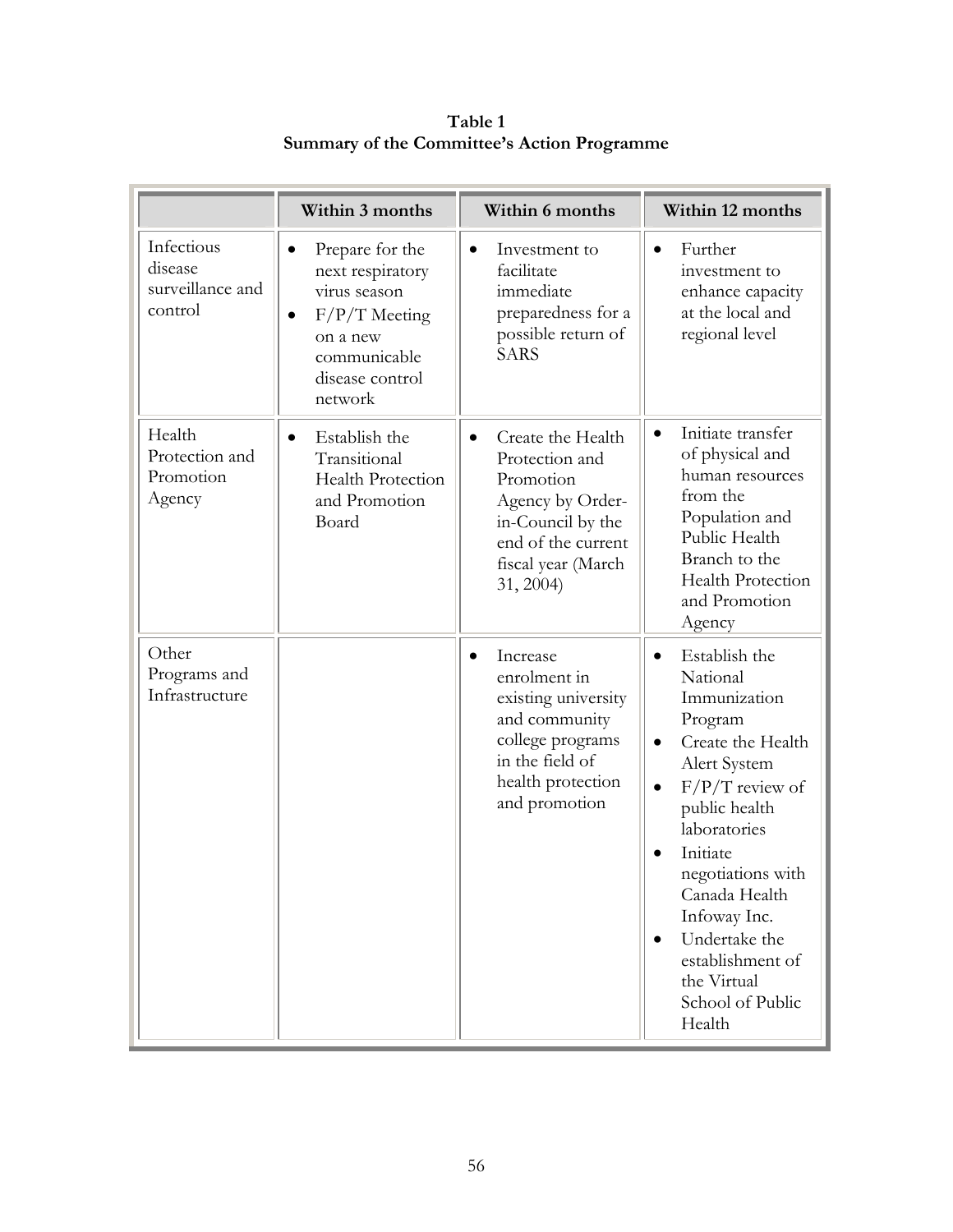**Table 1**
**Summary of the Committee's Action Programme**

| | Within 3 months | Within 6 months | Within 12 months |
|---|---|---|---|
| Infectious disease surveillance and control | • Prepare for the next respiratory virus season<br>• F/P/T Meeting on a new communicable disease control network | • Investment to facilitate immediate preparedness for a possible return of SARS | • Further investment to enhance capacity at the local and regional level |
| Health Protection and Promotion Agency | • Establish the Transitional Health Protection and Promotion Board | • Create the Health Protection and Promotion Agency by Order-in-Council by the end of the current fiscal year (March 31, 2004) | • Initiate transfer of physical and human resources from the Population and Public Health Branch to the Health Protection and Promotion Agency |
| Other Programs and Infrastructure | | • Increase enrolment in existing university and community college programs in the field of health protection and promotion | • Establish the National Immunization Program<br>• Create the Health Alert System<br>• F/P/T review of public health laboratories<br>• Initiate negotiations with Canada Health Infoway Inc.<br>• Undertake the establishment of the Virtual School of Public Health |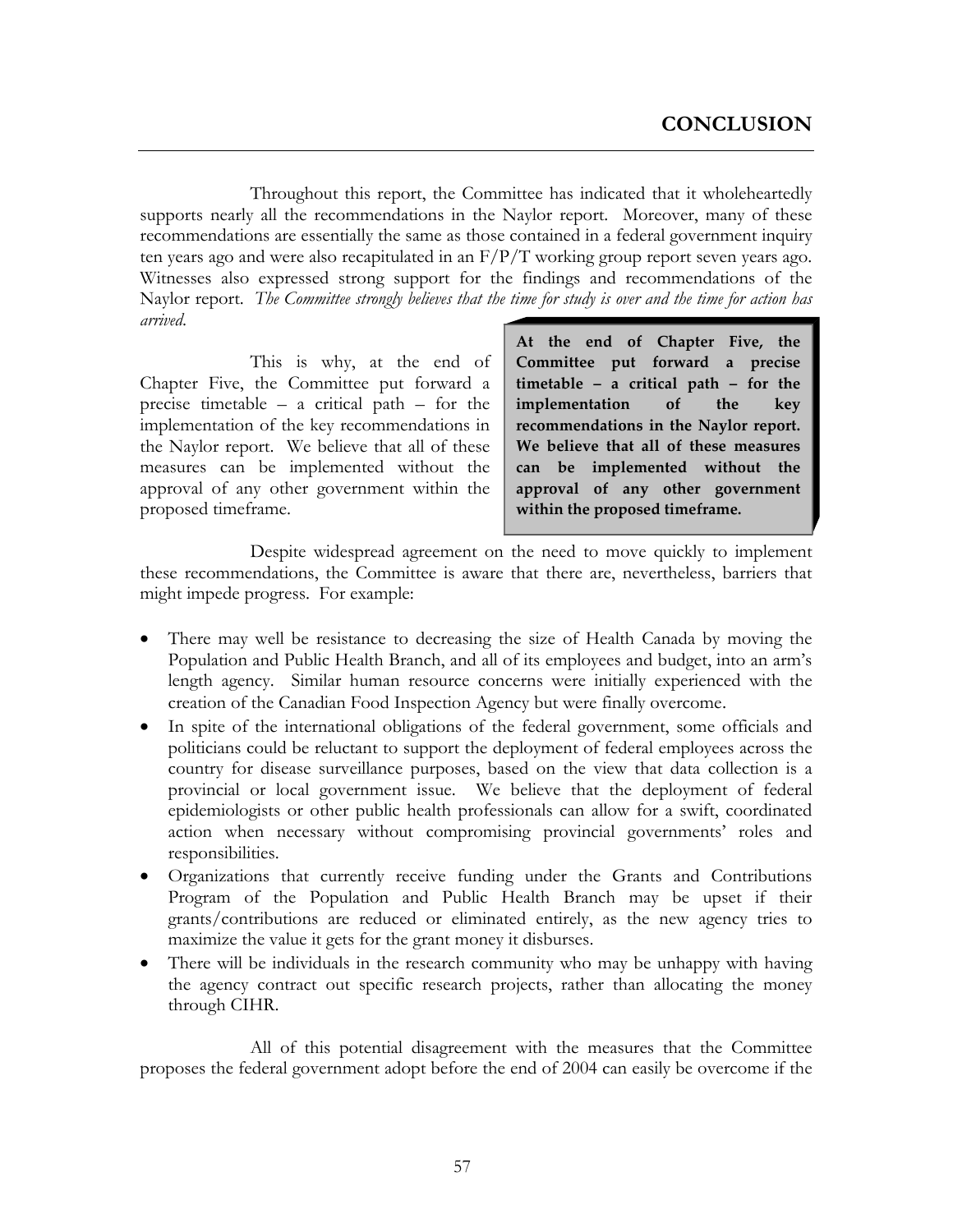# CONCLUSION

Throughout this report, the Committee has indicated that it wholeheartedly supports nearly all the recommendations in the Naylor report. Moreover, many of these recommendations are essentially the same as those contained in a federal government inquiry ten years ago and were also recapitulated in an F/P/T working group report seven years ago. Witnesses also expressed strong support for the findings and recommendations of the Naylor report. *The Committee strongly believes that the time for study is over and the time for action has arrived.*

This is why, at the end of Chapter Five, the Committee put forward a precise timetable – a critical path – for the implementation of the key recommendations in the Naylor report. We believe that all of these measures can be implemented without the approval of any other government within the proposed timeframe.

> **At the end of Chapter Five, the Committee put forward a precise timetable – a critical path – for the implementation of the key recommendations in the Naylor report. We believe that all of these measures can be implemented without the approval of any other government within the proposed timeframe.**

Despite widespread agreement on the need to move quickly to implement these recommendations, the Committee is aware that there are, nevertheless, barriers that might impede progress. For example:

- There may well be resistance to decreasing the size of Health Canada by moving the Population and Public Health Branch, and all of its employees and budget, into an arm's length agency. Similar human resource concerns were initially experienced with the creation of the Canadian Food Inspection Agency but were finally overcome.
- In spite of the international obligations of the federal government, some officials and politicians could be reluctant to support the deployment of federal employees across the country for disease surveillance purposes, based on the view that data collection is a provincial or local government issue. We believe that the deployment of federal epidemiologists or other public health professionals can allow for a swift, coordinated action when necessary without compromising provincial governments' roles and responsibilities.
- Organizations that currently receive funding under the Grants and Contributions Program of the Population and Public Health Branch may be upset if their grants/contributions are reduced or eliminated entirely, as the new agency tries to maximize the value it gets for the grant money it disburses.
- There will be individuals in the research community who may be unhappy with having the agency contract out specific research projects, rather than allocating the money through CIHR.

All of this potential disagreement with the measures that the Committee proposes the federal government adopt before the end of 2004 can easily be overcome if the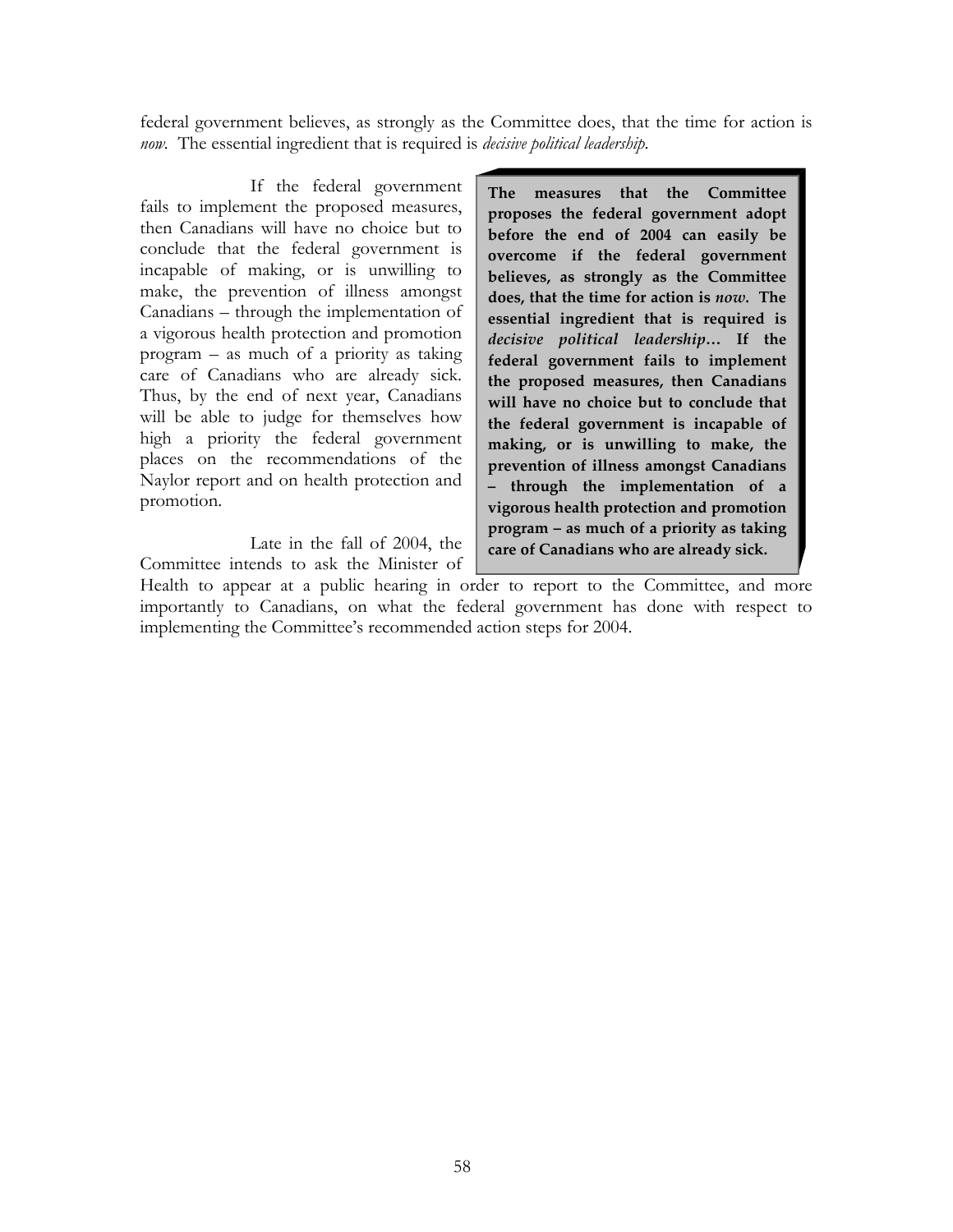federal government believes, as strongly as the Committee does, that the time for action is *now*. The essential ingredient that is required is *decisive political leadership*.

If the federal government fails to implement the proposed measures, then Canadians will have no choice but to conclude that the federal government is incapable of making, or is unwilling to make, the prevention of illness amongst Canadians – through the implementation of a vigorous health protection and promotion program – as much of a priority as taking care of Canadians who are already sick. Thus, by the end of next year, Canadians will be able to judge for themselves how high a priority the federal government places on the recommendations of the Naylor report and on health protection and promotion.

> **The measures that the Committee proposes the federal government adopt before the end of 2004 can easily be overcome if the federal government believes, as strongly as the Committee does, that the time for action is *now*. The essential ingredient that is required is *decisive political leadership*… If the federal government fails to implement the proposed measures, then Canadians will have no choice but to conclude that the federal government is incapable of making, or is unwilling to make, the prevention of illness amongst Canadians – through the implementation of a vigorous health protection and promotion program – as much of a priority as taking care of Canadians who are already sick.**

Late in the fall of 2004, the Committee intends to ask the Minister of Health to appear at a public hearing in order to report to the Committee, and more importantly to Canadians, on what the federal government has done with respect to implementing the Committee's recommended action steps for 2004.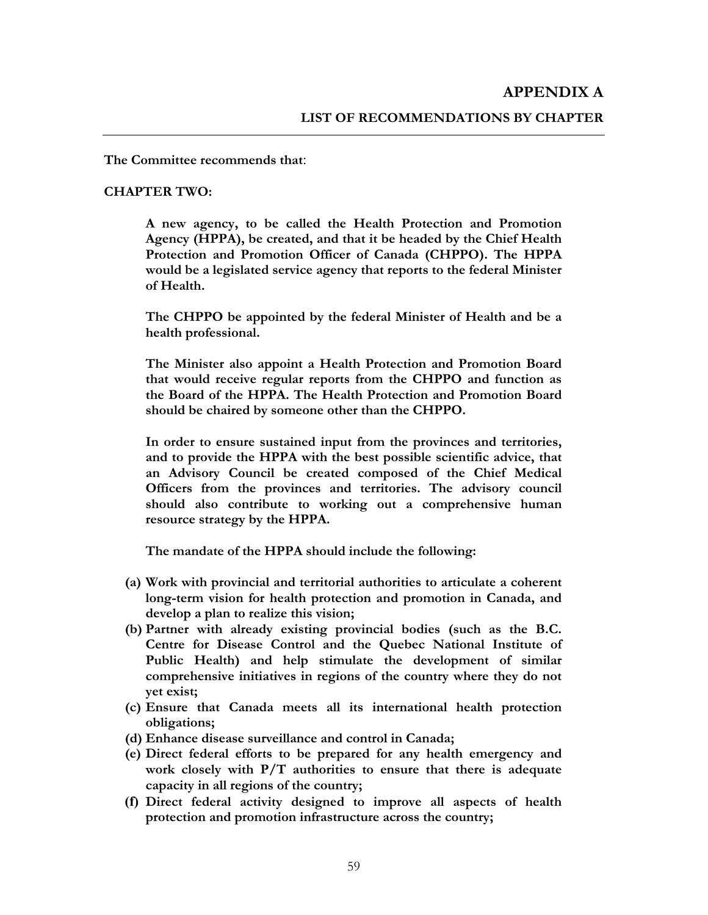# APPENDIX A

## LIST OF RECOMMENDATIONS BY CHAPTER

**The Committee recommends that**:

**CHAPTER TWO:**

**A new agency, to be called the Health Protection and Promotion Agency (HPPA), be created, and that it be headed by the Chief Health Protection and Promotion Officer of Canada (CHPPO). The HPPA would be a legislated service agency that reports to the federal Minister of Health.**

**The CHPPO be appointed by the federal Minister of Health and be a health professional.**

**The Minister also appoint a Health Protection and Promotion Board that would receive regular reports from the CHPPO and function as the Board of the HPPA. The Health Protection and Promotion Board should be chaired by someone other than the CHPPO.**

**In order to ensure sustained input from the provinces and territories, and to provide the HPPA with the best possible scientific advice, that an Advisory Council be created composed of the Chief Medical Officers from the provinces and territories. The advisory council should also contribute to working out a comprehensive human resource strategy by the HPPA.**

**The mandate of the HPPA should include the following:**

- **(a) Work with provincial and territorial authorities to articulate a coherent long-term vision for health protection and promotion in Canada, and develop a plan to realize this vision;**
- **(b) Partner with already existing provincial bodies (such as the B.C. Centre for Disease Control and the Quebec National Institute of Public Health) and help stimulate the development of similar comprehensive initiatives in regions of the country where they do not yet exist;**
- **(c) Ensure that Canada meets all its international health protection obligations;**
- **(d) Enhance disease surveillance and control in Canada;**
- **(e) Direct federal efforts to be prepared for any health emergency and work closely with P/T authorities to ensure that there is adequate capacity in all regions of the country;**
- **(f) Direct federal activity designed to improve all aspects of health protection and promotion infrastructure across the country;**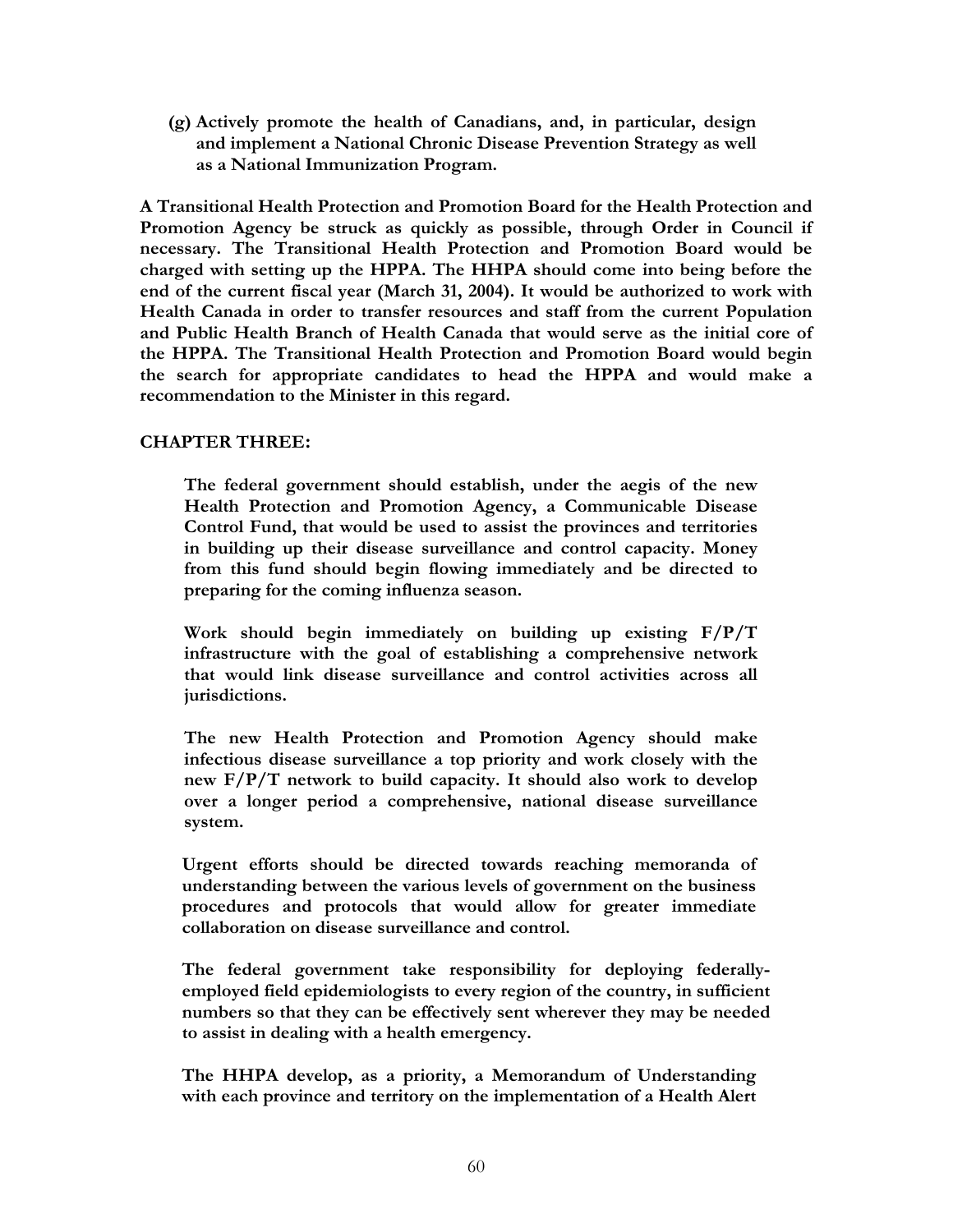**(g) Actively promote the health of Canadians, and, in particular, design and implement a National Chronic Disease Prevention Strategy as well as a National Immunization Program.**

**A Transitional Health Protection and Promotion Board for the Health Protection and Promotion Agency be struck as quickly as possible, through Order in Council if necessary. The Transitional Health Protection and Promotion Board would be charged with setting up the HPPA. The HHPA should come into being before the end of the current fiscal year (March 31, 2004). It would be authorized to work with Health Canada in order to transfer resources and staff from the current Population and Public Health Branch of Health Canada that would serve as the initial core of the HPPA. The Transitional Health Protection and Promotion Board would begin the search for appropriate candidates to head the HPPA and would make a recommendation to the Minister in this regard.**

**CHAPTER THREE:**

**The federal government should establish, under the aegis of the new Health Protection and Promotion Agency, a Communicable Disease Control Fund, that would be used to assist the provinces and territories in building up their disease surveillance and control capacity. Money from this fund should begin flowing immediately and be directed to preparing for the coming influenza season.**

**Work should begin immediately on building up existing F/P/T infrastructure with the goal of establishing a comprehensive network that would link disease surveillance and control activities across all jurisdictions.**

**The new Health Protection and Promotion Agency should make infectious disease surveillance a top priority and work closely with the new F/P/T network to build capacity. It should also work to develop over a longer period a comprehensive, national disease surveillance system.**

**Urgent efforts should be directed towards reaching memoranda of understanding between the various levels of government on the business procedures and protocols that would allow for greater immediate collaboration on disease surveillance and control.**

**The federal government take responsibility for deploying federally-employed field epidemiologists to every region of the country, in sufficient numbers so that they can be effectively sent wherever they may be needed to assist in dealing with a health emergency.**

**The HHPA develop, as a priority, a Memorandum of Understanding with each province and territory on the implementation of a Health Alert**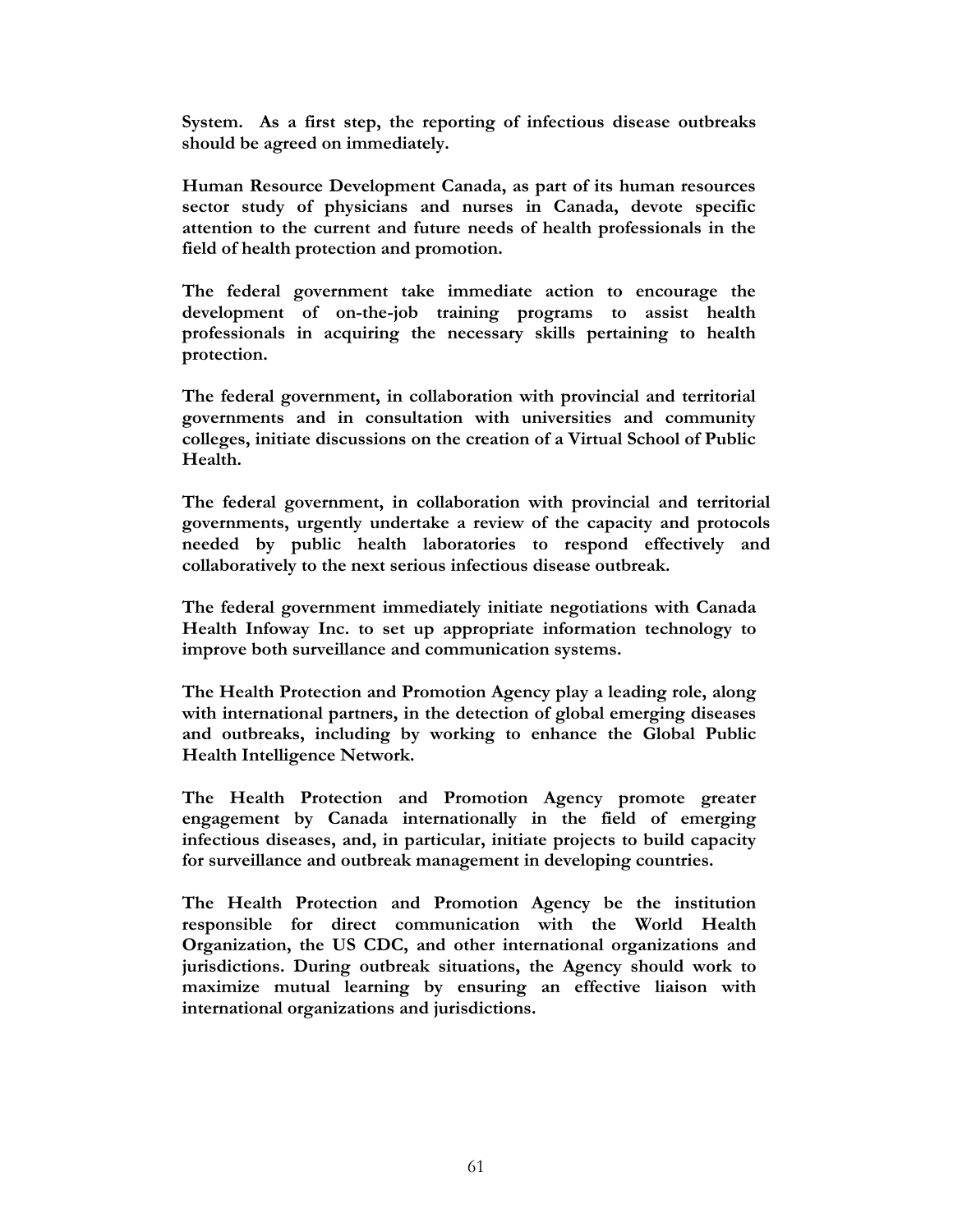**System. As a first step, the reporting of infectious disease outbreaks should be agreed on immediately.**

**Human Resource Development Canada, as part of its human resources sector study of physicians and nurses in Canada, devote specific attention to the current and future needs of health professionals in the field of health protection and promotion.**

**The federal government take immediate action to encourage the development of on-the-job training programs to assist health professionals in acquiring the necessary skills pertaining to health protection.**

**The federal government, in collaboration with provincial and territorial governments and in consultation with universities and community colleges, initiate discussions on the creation of a Virtual School of Public Health.**

**The federal government, in collaboration with provincial and territorial governments, urgently undertake a review of the capacity and protocols needed by public health laboratories to respond effectively and collaboratively to the next serious infectious disease outbreak.**

**The federal government immediately initiate negotiations with Canada Health Infoway Inc. to set up appropriate information technology to improve both surveillance and communication systems.**

**The Health Protection and Promotion Agency play a leading role, along with international partners, in the detection of global emerging diseases and outbreaks, including by working to enhance the Global Public Health Intelligence Network.**

**The Health Protection and Promotion Agency promote greater engagement by Canada internationally in the field of emerging infectious diseases, and, in particular, initiate projects to build capacity for surveillance and outbreak management in developing countries.**

**The Health Protection and Promotion Agency be the institution responsible for direct communication with the World Health Organization, the US CDC, and other international organizations and jurisdictions. During outbreak situations, the Agency should work to maximize mutual learning by ensuring an effective liaison with international organizations and jurisdictions.**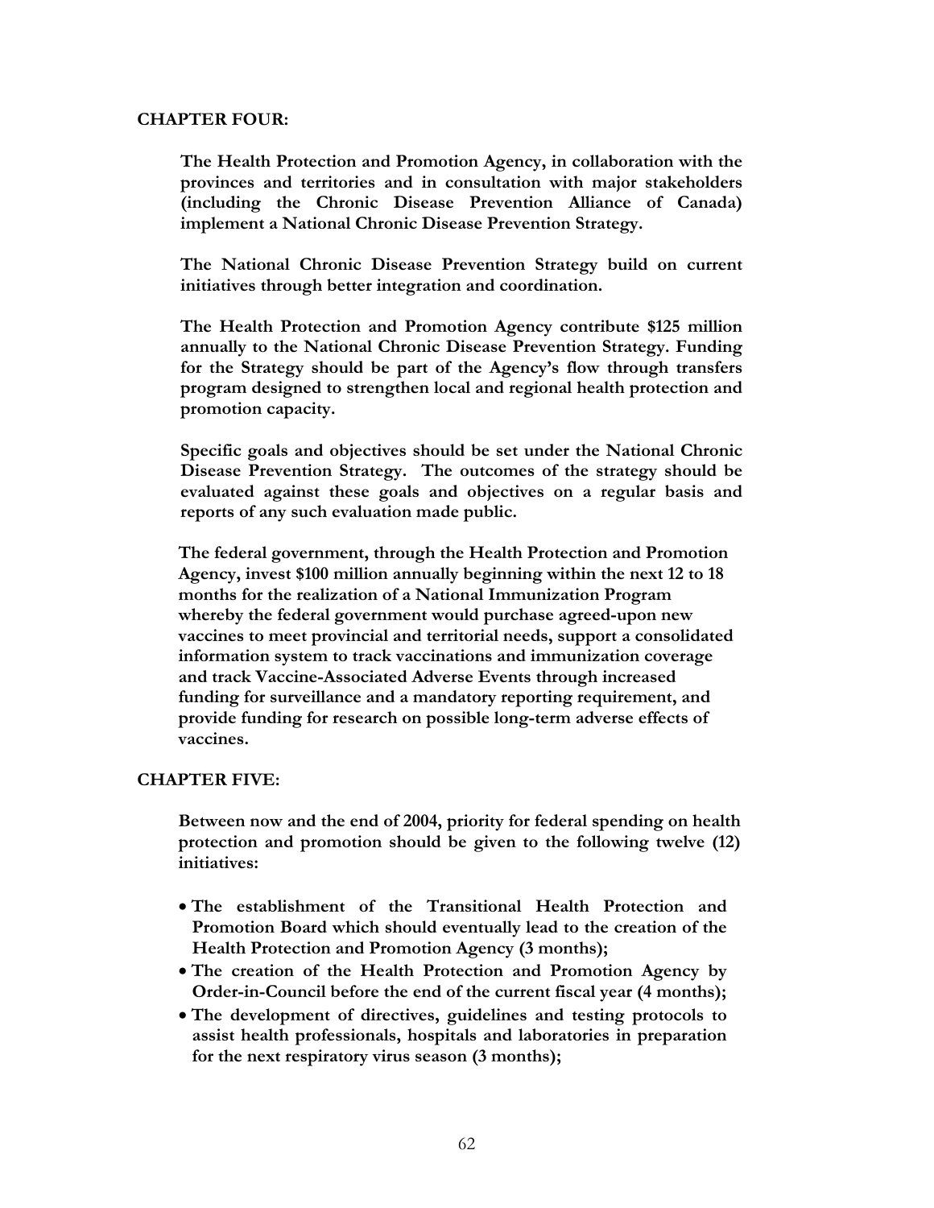**CHAPTER FOUR:**

**The Health Protection and Promotion Agency, in collaboration with the provinces and territories and in consultation with major stakeholders (including the Chronic Disease Prevention Alliance of Canada) implement a National Chronic Disease Prevention Strategy.**

**The National Chronic Disease Prevention Strategy build on current initiatives through better integration and coordination.**

**The Health Protection and Promotion Agency contribute $125 million annually to the National Chronic Disease Prevention Strategy. Funding for the Strategy should be part of the Agency's flow through transfers program designed to strengthen local and regional health protection and promotion capacity.**

**Specific goals and objectives should be set under the National Chronic Disease Prevention Strategy. The outcomes of the strategy should be evaluated against these goals and objectives on a regular basis and reports of any such evaluation made public.**

**The federal government, through the Health Protection and Promotion Agency, invest $100 million annually beginning within the next 12 to 18 months for the realization of a National Immunization Program whereby the federal government would purchase agreed-upon new vaccines to meet provincial and territorial needs, support a consolidated information system to track vaccinations and immunization coverage and track Vaccine-Associated Adverse Events through increased funding for surveillance and a mandatory reporting requirement, and provide funding for research on possible long-term adverse effects of vaccines.**

**CHAPTER FIVE:**

**Between now and the end of 2004, priority for federal spending on health protection and promotion should be given to the following twelve (12) initiatives:**

- **The establishment of the Transitional Health Protection and Promotion Board which should eventually lead to the creation of the Health Protection and Promotion Agency (3 months);**
- **The creation of the Health Protection and Promotion Agency by Order-in-Council before the end of the current fiscal year (4 months);**
- **The development of directives, guidelines and testing protocols to assist health professionals, hospitals and laboratories in preparation for the next respiratory virus season (3 months);**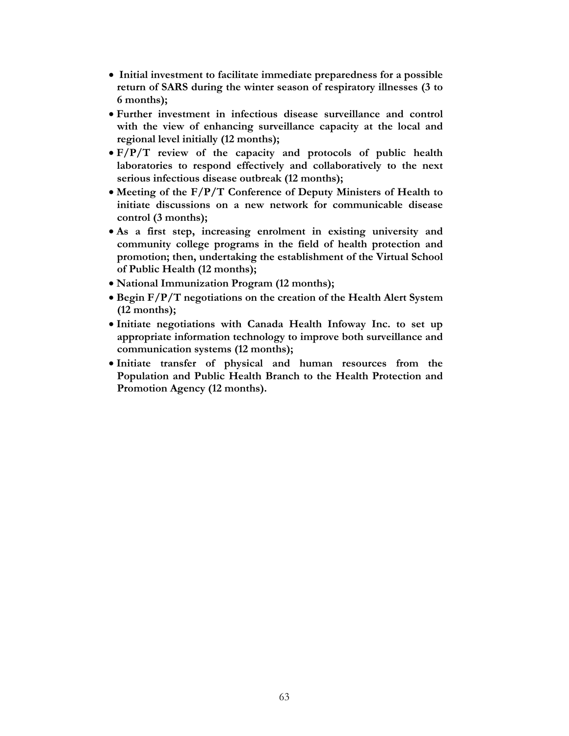- **Initial investment to facilitate immediate preparedness for a possible return of SARS during the winter season of respiratory illnesses (3 to 6 months);**
- **Further investment in infectious disease surveillance and control with the view of enhancing surveillance capacity at the local and regional level initially (12 months);**
- **F/P/T review of the capacity and protocols of public health laboratories to respond effectively and collaboratively to the next serious infectious disease outbreak (12 months);**
- **Meeting of the F/P/T Conference of Deputy Ministers of Health to initiate discussions on a new network for communicable disease control (3 months);**
- **As a first step, increasing enrolment in existing university and community college programs in the field of health protection and promotion; then, undertaking the establishment of the Virtual School of Public Health (12 months);**
- **National Immunization Program (12 months);**
- **Begin F/P/T negotiations on the creation of the Health Alert System (12 months);**
- **Initiate negotiations with Canada Health Infoway Inc. to set up appropriate information technology to improve both surveillance and communication systems (12 months);**
- **Initiate transfer of physical and human resources from the Population and Public Health Branch to the Health Protection and Promotion Agency (12 months).**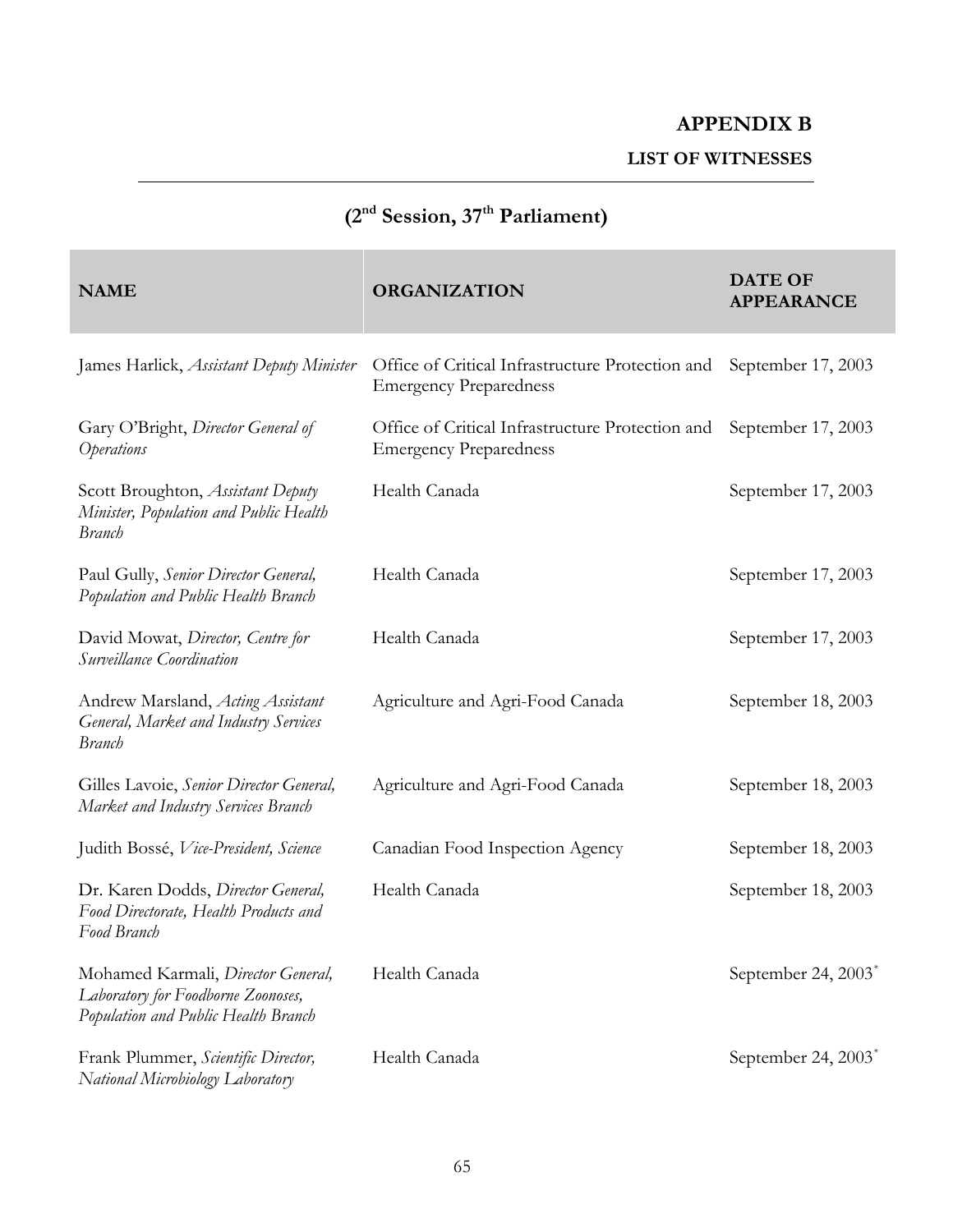# APPENDIX B

## LIST OF WITNESSES

### (2nd Session, 37th Parliament)

| NAME | ORGANIZATION | DATE OF APPEARANCE |
|---|---|---|
| James Harlick, *Assistant Deputy Minister* | Office of Critical Infrastructure Protection and Emergency Preparedness | September 17, 2003 |
| Gary O'Bright, *Director General of Operations* | Office of Critical Infrastructure Protection and Emergency Preparedness | September 17, 2003 |
| Scott Broughton, *Assistant Deputy Minister, Population and Public Health Branch* | Health Canada | September 17, 2003 |
| Paul Gully, *Senior Director General, Population and Public Health Branch* | Health Canada | September 17, 2003 |
| David Mowat, *Director, Centre for Surveillance Coordination* | Health Canada | September 17, 2003 |
| Andrew Marsland, *Acting Assistant General, Market and Industry Services Branch* | Agriculture and Agri-Food Canada | September 18, 2003 |
| Gilles Lavoie, *Senior Director General, Market and Industry Services Branch* | Agriculture and Agri-Food Canada | September 18, 2003 |
| Judith Bossé, *Vice-President, Science* | Canadian Food Inspection Agency | September 18, 2003 |
| Dr. Karen Dodds, *Director General, Food Directorate, Health Products and Food Branch* | Health Canada | September 18, 2003 |
| Mohamed Karmali, *Director General, Laboratory for Foodborne Zoonoses, Population and Public Health Branch* | Health Canada | September 24, 2003* |
| Frank Plummer, *Scientific Director, National Microbiology Laboratory* | Health Canada | September 24, 2003* |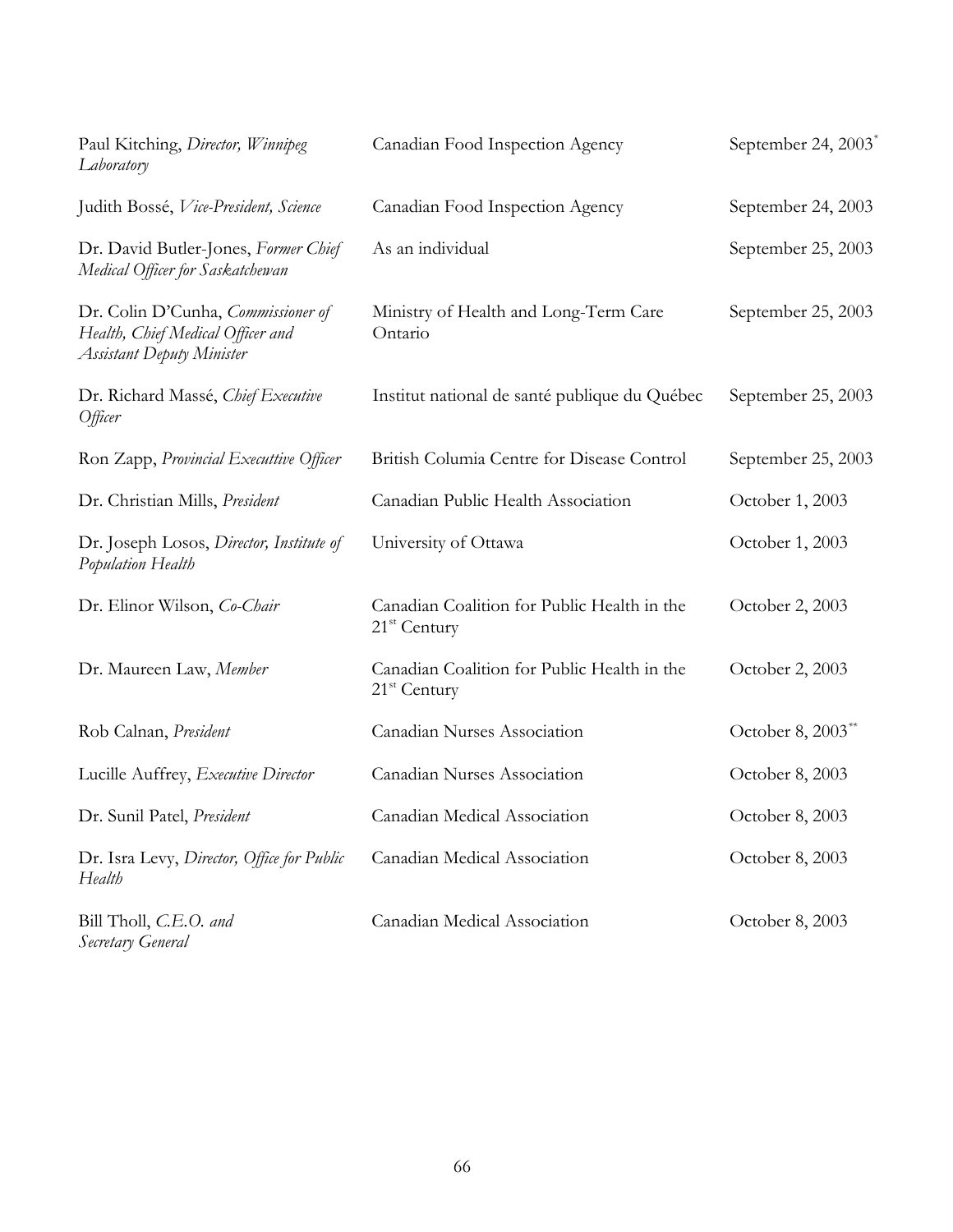| | | |
|---|---|---|
| Paul Kitching, *Director, Winnipeg Laboratory* | Canadian Food Inspection Agency | September 24, 2003* |
| Judith Bossé, *Vice-President, Science* | Canadian Food Inspection Agency | September 24, 2003 |
| Dr. David Butler-Jones, *Former Chief Medical Officer for Saskatchewan* | As an individual | September 25, 2003 |
| Dr. Colin D'Cunha, *Commissioner of Health, Chief Medical Officer and Assistant Deputy Minister* | Ministry of Health and Long-Term Care Ontario | September 25, 2003 |
| Dr. Richard Massé, *Chief Executive Officer* | Institut national de santé publique du Québec | September 25, 2003 |
| Ron Zapp, *Provincial Executtive Officer* | British Columia Centre for Disease Control | September 25, 2003 |
| Dr. Christian Mills, *President* | Canadian Public Health Association | October 1, 2003 |
| Dr. Joseph Losos, *Director, Institute of Population Health* | University of Ottawa | October 1, 2003 |
| Dr. Elinor Wilson, *Co-Chair* | Canadian Coalition for Public Health in the 21st Century | October 2, 2003 |
| Dr. Maureen Law, *Member* | Canadian Coalition for Public Health in the 21st Century | October 2, 2003 |
| Rob Calnan, *President* | Canadian Nurses Association | October 8, 2003** |
| Lucille Auffrey, *Executive Director* | Canadian Nurses Association | October 8, 2003 |
| Dr. Sunil Patel, *President* | Canadian Medical Association | October 8, 2003 |
| Dr. Isra Levy, *Director, Office for Public Health* | Canadian Medical Association | October 8, 2003 |
| Bill Tholl, *C.E.O. and Secretary General* | Canadian Medical Association | October 8, 2003 |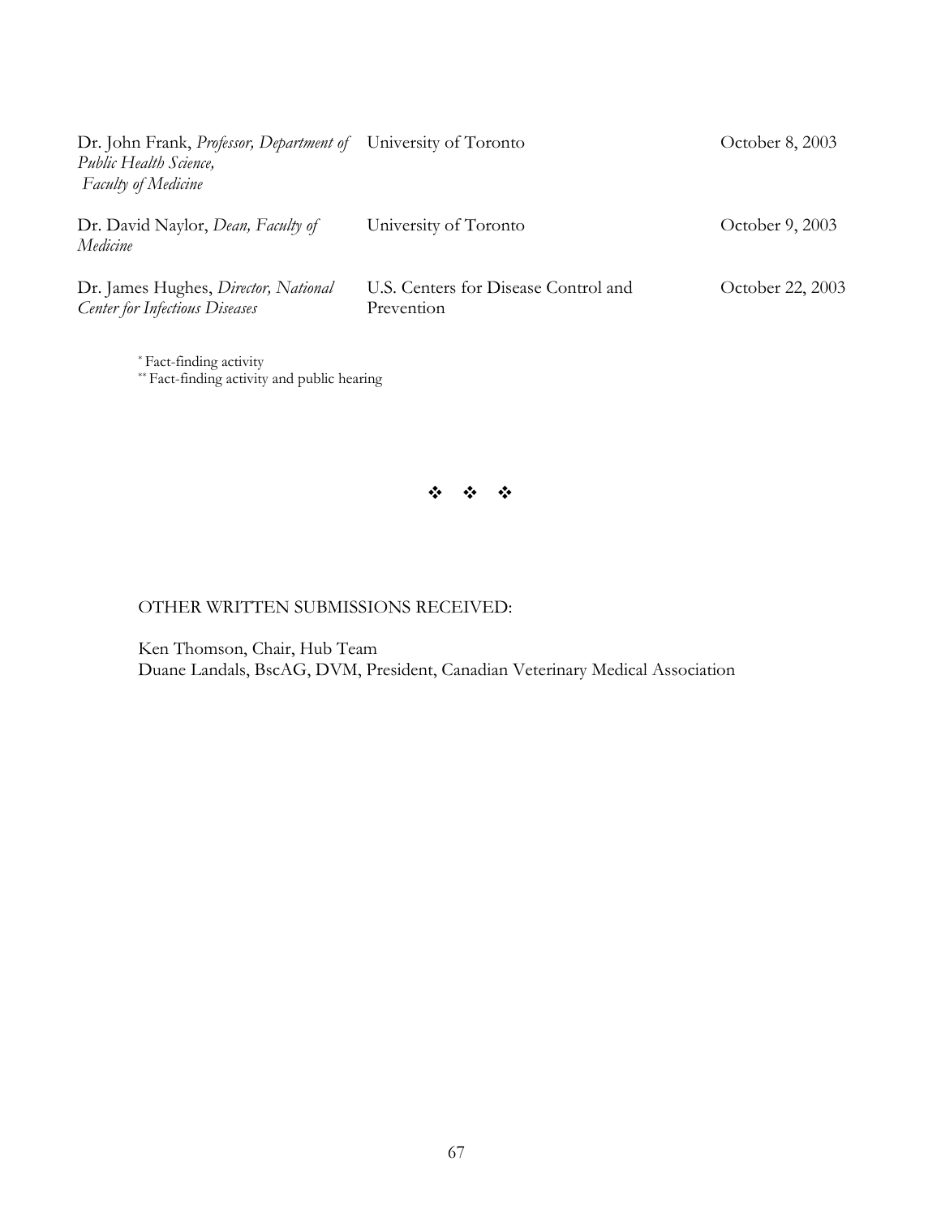| | | |
|---|---|---|
| Dr. John Frank, *Professor, Department of Public Health Science, Faculty of Medicine* | University of Toronto | October 8, 2003 |
| Dr. David Naylor, *Dean, Faculty of Medicine* | University of Toronto | October 9, 2003 |
| Dr. James Hughes, *Director, National Center for Infectious Diseases* | U.S. Centers for Disease Control and Prevention | October 22, 2003 |

* Fact-finding activity
** Fact-finding activity and public hearing

❖ ❖ ❖

OTHER WRITTEN SUBMISSIONS RECEIVED:

Ken Thomson, Chair, Hub Team
Duane Landals, BscAG, DVM, President, Canadian Veterinary Medical Association